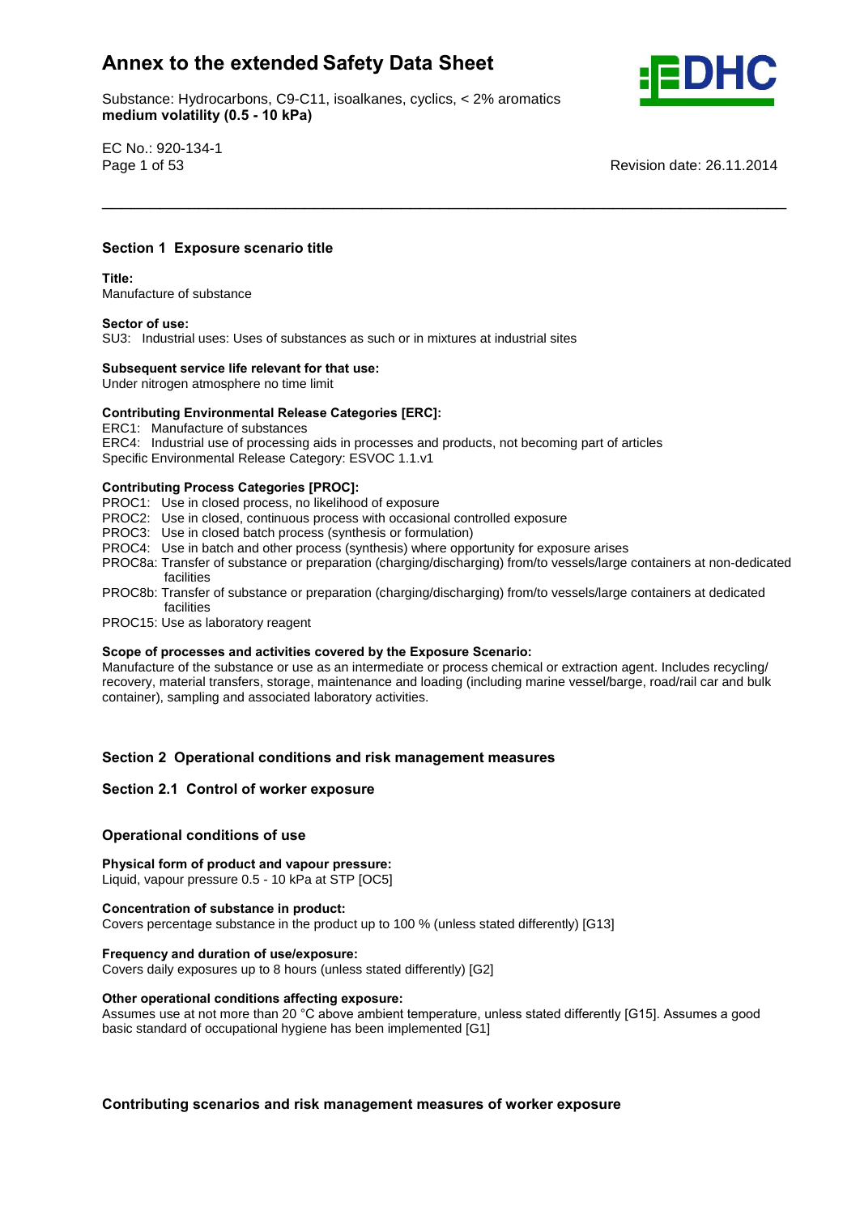# Annex to the extended Safety Data Sheet

Substance: Hydrocarbons, C9-C11, isoalkanes, cyclics, < 2% aromatics
**medium volatility (0.5 - 10 kPa)**

EC No.: 920-134-1

Revision date: 26.11.2014

## Section 1 Exposure scenario title

**Title:**
Manufacture of substance

**Sector of use:**
SU3: Industrial uses: Uses of substances as such or in mixtures at industrial sites

**Subsequent service life relevant for that use:**
Under nitrogen atmosphere no time limit

**Contributing Environmental Release Categories [ERC]:**
ERC1: Manufacture of substances
ERC4: Industrial use of processing aids in processes and products, not becoming part of articles
Specific Environmental Release Category: ESVOC 1.1.v1

**Contributing Process Categories [PROC]:**
PROC1: Use in closed process, no likelihood of exposure
PROC2: Use in closed, continuous process with occasional controlled exposure
PROC3: Use in closed batch process (synthesis or formulation)
PROC4: Use in batch and other process (synthesis) where opportunity for exposure arises
PROC8a: Transfer of substance or preparation (charging/discharging) from/to vessels/large containers at non-dedicated facilities
PROC8b: Transfer of substance or preparation (charging/discharging) from/to vessels/large containers at dedicated facilities
PROC15: Use as laboratory reagent

**Scope of processes and activities covered by the Exposure Scenario:**
Manufacture of the substance or use as an intermediate or process chemical or extraction agent. Includes recycling/ recovery, material transfers, storage, maintenance and loading (including marine vessel/barge, road/rail car and bulk container), sampling and associated laboratory activities.

## Section 2 Operational conditions and risk management measures

### Section 2.1 Control of worker exposure

### Operational conditions of use

**Physical form of product and vapour pressure:**
Liquid, vapour pressure 0.5 - 10 kPa at STP [OC5]

**Concentration of substance in product:**
Covers percentage substance in the product up to 100 % (unless stated differently) [G13]

**Frequency and duration of use/exposure:**
Covers daily exposures up to 8 hours (unless stated differently) [G2]

**Other operational conditions affecting exposure:**
Assumes use at not more than 20 °C above ambient temperature, unless stated differently [G15]. Assumes a good basic standard of occupational hygiene has been implemented [G1]

### Contributing scenarios and risk management measures of worker exposure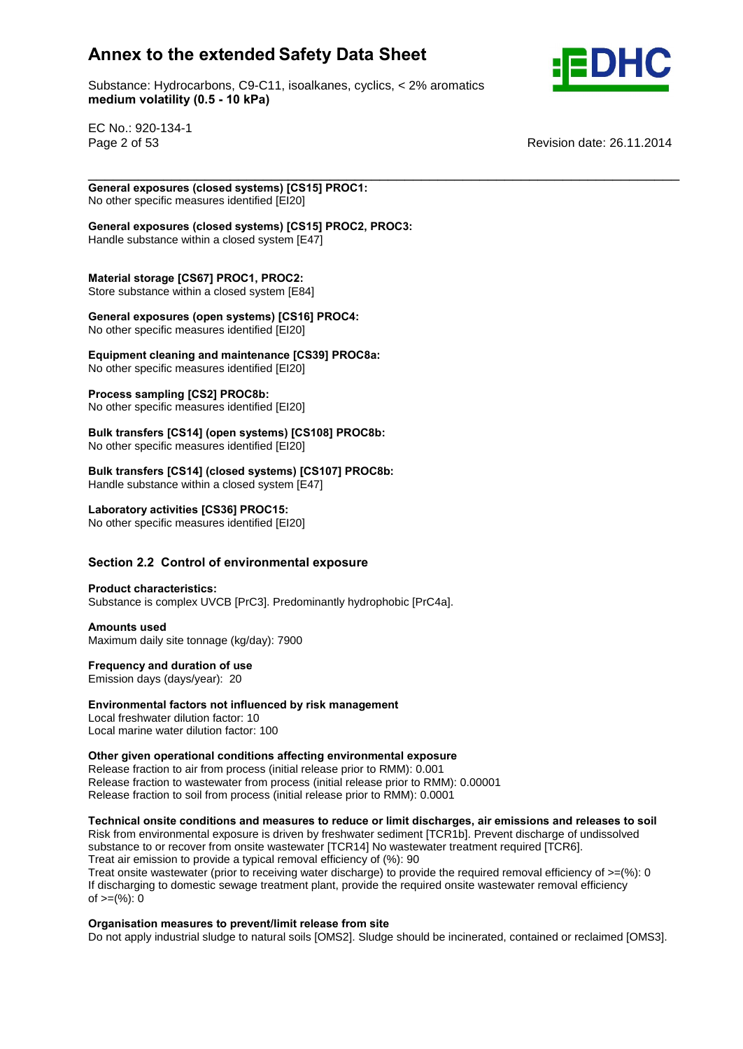**General exposures (closed systems) [CS15] PROC1:**
No other specific measures identified [EI20]

**General exposures (closed systems) [CS15] PROC2, PROC3:**
Handle substance within a closed system [E47]

**Material storage [CS67] PROC1, PROC2:**
Store substance within a closed system [E84]

**General exposures (open systems) [CS16] PROC4:**
No other specific measures identified [EI20]

**Equipment cleaning and maintenance [CS39] PROC8a:**
No other specific measures identified [EI20]

**Process sampling [CS2] PROC8b:**
No other specific measures identified [EI20]

**Bulk transfers [CS14] (open systems) [CS108] PROC8b:**
No other specific measures identified [EI20]

**Bulk transfers [CS14] (closed systems) [CS107] PROC8b:**
Handle substance within a closed system [E47]

**Laboratory activities [CS36] PROC15:**
No other specific measures identified [EI20]

## Section 2.2 Control of environmental exposure

**Product characteristics:**
Substance is complex UVCB [PrC3]. Predominantly hydrophobic [PrC4a].

**Amounts used**
Maximum daily site tonnage (kg/day): 7900

**Frequency and duration of use**
Emission days (days/year): 20

**Environmental factors not influenced by risk management**
Local freshwater dilution factor: 10
Local marine water dilution factor: 100

**Other given operational conditions affecting environmental exposure**
Release fraction to air from process (initial release prior to RMM): 0.001
Release fraction to wastewater from process (initial release prior to RMM): 0.00001
Release fraction to soil from process (initial release prior to RMM): 0.0001

**Technical onsite conditions and measures to reduce or limit discharges, air emissions and releases to soil**
Risk from environmental exposure is driven by freshwater sediment [TCR1b]. Prevent discharge of undissolved substance to or recover from onsite wastewater [TCR14] No wastewater treatment required [TCR6].
Treat air emission to provide a typical removal efficiency of (%): 90
Treat onsite wastewater (prior to receiving water discharge) to provide the required removal efficiency of >=(%): 0
If discharging to domestic sewage treatment plant, provide the required onsite wastewater removal efficiency of >=(%): 0

**Organisation measures to prevent/limit release from site**
Do not apply industrial sludge to natural soils [OMS2]. Sludge should be incinerated, contained or reclaimed [OMS3].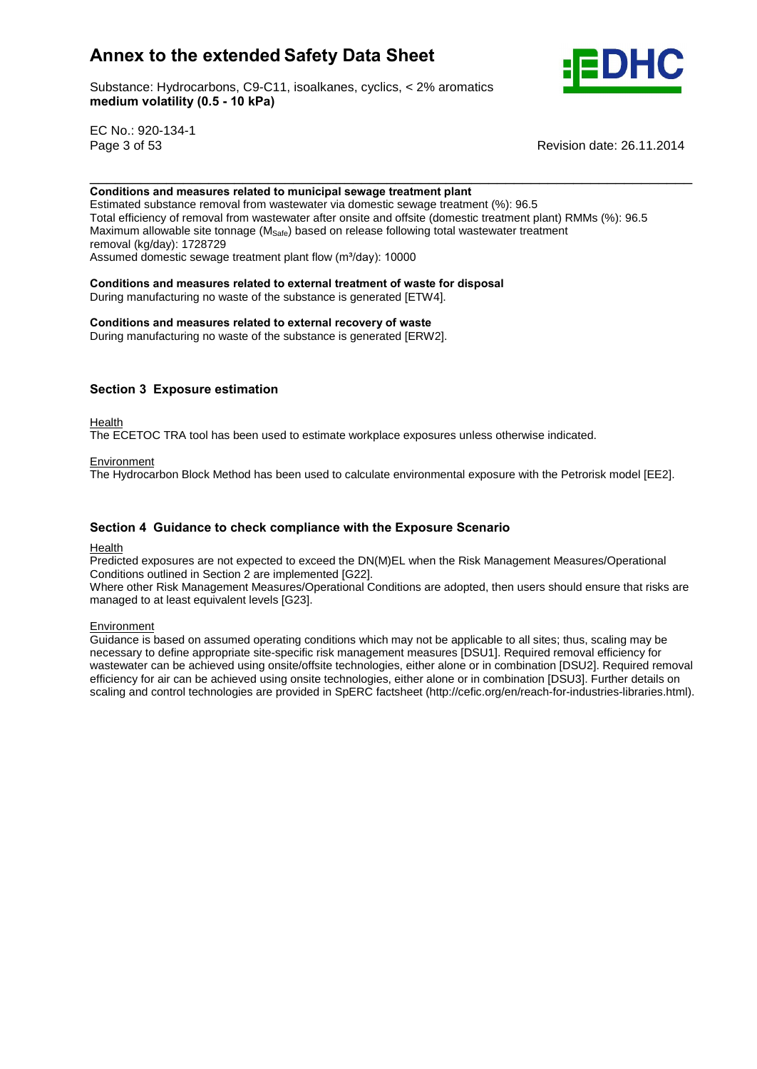**Conditions and measures related to municipal sewage treatment plant**

Estimated substance removal from wastewater via domestic sewage treatment (%): 96.5
Total efficiency of removal from wastewater after onsite and offsite (domestic treatment plant) RMMs (%): 96.5
Maximum allowable site tonnage ($M_{Safe}$) based on release following total wastewater treatment removal (kg/day): 1728729
Assumed domestic sewage treatment plant flow (m³/day): 10000

**Conditions and measures related to external treatment of waste for disposal**

During manufacturing no waste of the substance is generated [ETW4].

**Conditions and measures related to external recovery of waste**

During manufacturing no waste of the substance is generated [ERW2].

## Section 3 Exposure estimation

Health

The ECETOC TRA tool has been used to estimate workplace exposures unless otherwise indicated.

Environment

The Hydrocarbon Block Method has been used to calculate environmental exposure with the Petrorisk model [EE2].

## Section 4 Guidance to check compliance with the Exposure Scenario

Health

Predicted exposures are not expected to exceed the DN(M)EL when the Risk Management Measures/Operational Conditions outlined in Section 2 are implemented [G22].
Where other Risk Management Measures/Operational Conditions are adopted, then users should ensure that risks are managed to at least equivalent levels [G23].

Environment

Guidance is based on assumed operating conditions which may not be applicable to all sites; thus, scaling may be necessary to define appropriate site-specific risk management measures [DSU1]. Required removal efficiency for wastewater can be achieved using onsite/offsite technologies, either alone or in combination [DSU2]. Required removal efficiency for air can be achieved using onsite technologies, either alone or in combination [DSU3]. Further details on scaling and control technologies are provided in SpERC factsheet (http://cefic.org/en/reach-for-industries-libraries.html).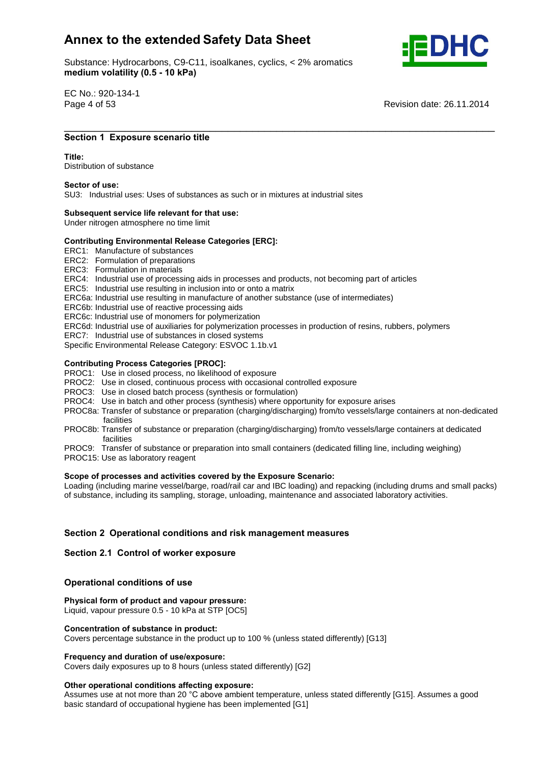## Section 1 Exposure scenario title

**Title:**
Distribution of substance

**Sector of use:**
SU3: Industrial uses: Uses of substances as such or in mixtures at industrial sites

**Subsequent service life relevant for that use:**
Under nitrogen atmosphere no time limit

**Contributing Environmental Release Categories [ERC]:**
- ERC1: Manufacture of substances
- ERC2: Formulation of preparations
- ERC3: Formulation in materials
- ERC4: Industrial use of processing aids in processes and products, not becoming part of articles
- ERC5: Industrial use resulting in inclusion into or onto a matrix
- ERC6a: Industrial use resulting in manufacture of another substance (use of intermediates)
- ERC6b: Industrial use of reactive processing aids
- ERC6c: Industrial use of monomers for polymerization
- ERC6d: Industrial use of auxiliaries for polymerization processes in production of resins, rubbers, polymers
- ERC7: Industrial use of substances in closed systems

Specific Environmental Release Category: ESVOC 1.1b.v1

**Contributing Process Categories [PROC]:**
- PROC1: Use in closed process, no likelihood of exposure
- PROC2: Use in closed, continuous process with occasional controlled exposure
- PROC3: Use in closed batch process (synthesis or formulation)
- PROC4: Use in batch and other process (synthesis) where opportunity for exposure arises
- PROC8a: Transfer of substance or preparation (charging/discharging) from/to vessels/large containers at non-dedicated facilities
- PROC8b: Transfer of substance or preparation (charging/discharging) from/to vessels/large containers at dedicated facilities
- PROC9: Transfer of substance or preparation into small containers (dedicated filling line, including weighing)
- PROC15: Use as laboratory reagent

**Scope of processes and activities covered by the Exposure Scenario:**
Loading (including marine vessel/barge, road/rail car and IBC loading) and repacking (including drums and small packs) of substance, including its sampling, storage, unloading, maintenance and associated laboratory activities.

## Section 2 Operational conditions and risk management measures

### Section 2.1 Control of worker exposure

#### Operational conditions of use

**Physical form of product and vapour pressure:**
Liquid, vapour pressure 0.5 - 10 kPa at STP [OC5]

**Concentration of substance in product:**
Covers percentage substance in the product up to 100 % (unless stated differently) [G13]

**Frequency and duration of use/exposure:**
Covers daily exposures up to 8 hours (unless stated differently) [G2]

**Other operational conditions affecting exposure:**
Assumes use at not more than 20 °C above ambient temperature, unless stated differently [G15]. Assumes a good basic standard of occupational hygiene has been implemented [G1]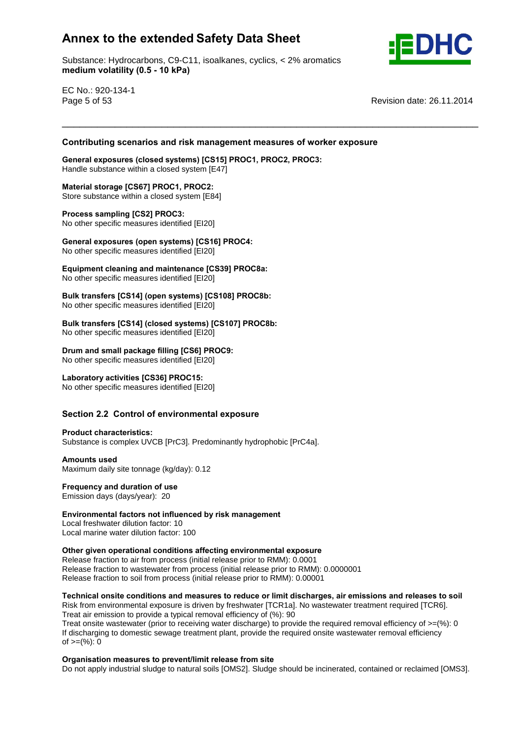### Contributing scenarios and risk management measures of worker exposure

**General exposures (closed systems) [CS15] PROC1, PROC2, PROC3:**
Handle substance within a closed system [E47]

**Material storage [CS67] PROC1, PROC2:**
Store substance within a closed system [E84]

**Process sampling [CS2] PROC3:**
No other specific measures identified [EI20]

**General exposures (open systems) [CS16] PROC4:**
No other specific measures identified [EI20]

**Equipment cleaning and maintenance [CS39] PROC8a:**
No other specific measures identified [EI20]

**Bulk transfers [CS14] (open systems) [CS108] PROC8b:**
No other specific measures identified [EI20]

**Bulk transfers [CS14] (closed systems) [CS107] PROC8b:**
No other specific measures identified [EI20]

**Drum and small package filling [CS6] PROC9:**
No other specific measures identified [EI20]

**Laboratory activities [CS36] PROC15:**
No other specific measures identified [EI20]

### Section 2.2 Control of environmental exposure

**Product characteristics:**
Substance is complex UVCB [PrC3]. Predominantly hydrophobic [PrC4a].

**Amounts used**
Maximum daily site tonnage (kg/day): 0.12

**Frequency and duration of use**
Emission days (days/year): 20

**Environmental factors not influenced by risk management**
Local freshwater dilution factor: 10
Local marine water dilution factor: 100

**Other given operational conditions affecting environmental exposure**
Release fraction to air from process (initial release prior to RMM): 0.0001
Release fraction to wastewater from process (initial release prior to RMM): 0.0000001
Release fraction to soil from process (initial release prior to RMM): 0.00001

**Technical onsite conditions and measures to reduce or limit discharges, air emissions and releases to soil**
Risk from environmental exposure is driven by freshwater [TCR1a]. No wastewater treatment required [TCR6].
Treat air emission to provide a typical removal efficiency of (%): 90
Treat onsite wastewater (prior to receiving water discharge) to provide the required removal efficiency of >=(%): 0
If discharging to domestic sewage treatment plant, provide the required onsite wastewater removal efficiency of >=(%): 0

**Organisation measures to prevent/limit release from site**
Do not apply industrial sludge to natural soils [OMS2]. Sludge should be incinerated, contained or reclaimed [OMS3].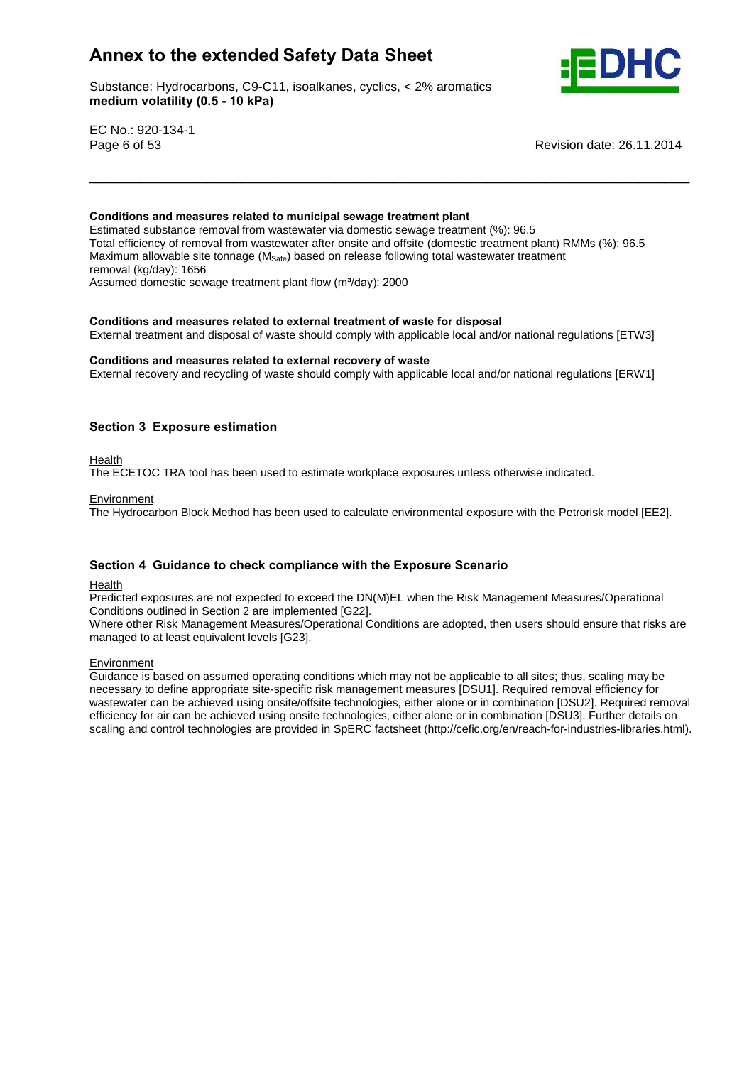**Conditions and measures related to municipal sewage treatment plant**

Estimated substance removal from wastewater via domestic sewage treatment (%): 96.5
Total efficiency of removal from wastewater after onsite and offsite (domestic treatment plant) RMMs (%): 96.5
Maximum allowable site tonnage ($M_{Safe}$) based on release following total wastewater treatment removal (kg/day): 1656
Assumed domestic sewage treatment plant flow ($m^3$/day): 2000

**Conditions and measures related to external treatment of waste for disposal**

External treatment and disposal of waste should comply with applicable local and/or national regulations [ETW3]

**Conditions and measures related to external recovery of waste**

External recovery and recycling of waste should comply with applicable local and/or national regulations [ERW1]

## Section 3 Exposure estimation

Health

The ECETOC TRA tool has been used to estimate workplace exposures unless otherwise indicated.

Environment

The Hydrocarbon Block Method has been used to calculate environmental exposure with the Petrorisk model [EE2].

## Section 4 Guidance to check compliance with the Exposure Scenario

Health

Predicted exposures are not expected to exceed the DN(M)EL when the Risk Management Measures/Operational Conditions outlined in Section 2 are implemented [G22].
Where other Risk Management Measures/Operational Conditions are adopted, then users should ensure that risks are managed to at least equivalent levels [G23].

Environment

Guidance is based on assumed operating conditions which may not be applicable to all sites; thus, scaling may be necessary to define appropriate site-specific risk management measures [DSU1]. Required removal efficiency for wastewater can be achieved using onsite/offsite technologies, either alone or in combination [DSU2]. Required removal efficiency for air can be achieved using onsite technologies, either alone or in combination [DSU3]. Further details on scaling and control technologies are provided in SpERC factsheet (http://cefic.org/en/reach-for-industries-libraries.html).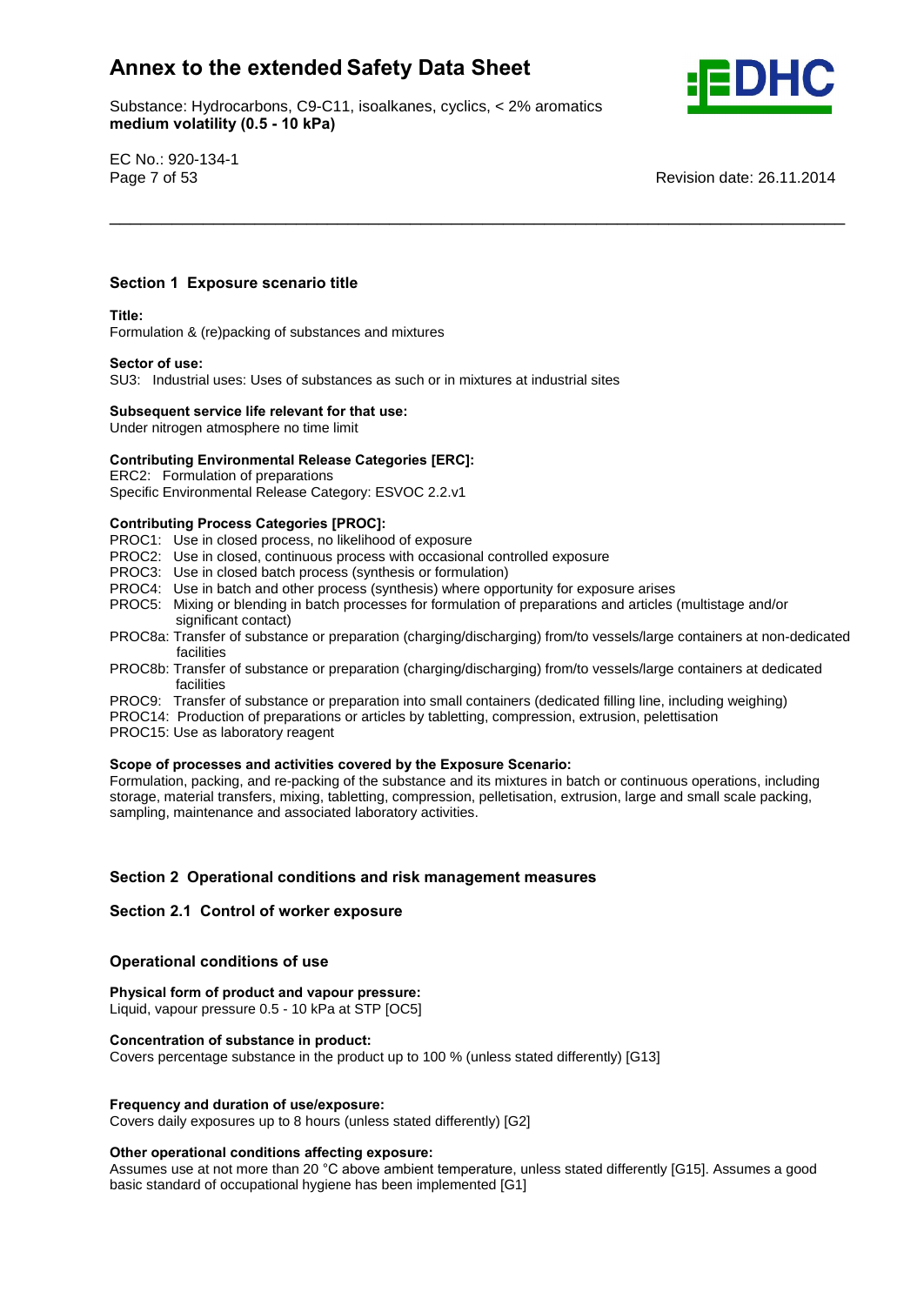## Section 1 Exposure scenario title

**Title:**
Formulation & (re)packing of substances and mixtures

**Sector of use:**
SU3: Industrial uses: Uses of substances as such or in mixtures at industrial sites

**Subsequent service life relevant for that use:**
Under nitrogen atmosphere no time limit

**Contributing Environmental Release Categories [ERC]:**
ERC2: Formulation of preparations
Specific Environmental Release Category: ESVOC 2.2.v1

**Contributing Process Categories [PROC]:**
PROC1: Use in closed process, no likelihood of exposure
PROC2: Use in closed, continuous process with occasional controlled exposure
PROC3: Use in closed batch process (synthesis or formulation)
PROC4: Use in batch and other process (synthesis) where opportunity for exposure arises
PROC5: Mixing or blending in batch processes for formulation of preparations and articles (multistage and/or significant contact)
PROC8a: Transfer of substance or preparation (charging/discharging) from/to vessels/large containers at non-dedicated facilities
PROC8b: Transfer of substance or preparation (charging/discharging) from/to vessels/large containers at dedicated facilities
PROC9: Transfer of substance or preparation into small containers (dedicated filling line, including weighing)
PROC14: Production of preparations or articles by tabletting, compression, extrusion, pelettisation
PROC15: Use as laboratory reagent

**Scope of processes and activities covered by the Exposure Scenario:**
Formulation, packing, and re-packing of the substance and its mixtures in batch or continuous operations, including storage, material transfers, mixing, tabletting, compression, pelletisation, extrusion, large and small scale packing, sampling, maintenance and associated laboratory activities.

## Section 2 Operational conditions and risk management measures

### Section 2.1 Control of worker exposure

### Operational conditions of use

**Physical form of product and vapour pressure:**
Liquid, vapour pressure 0.5 - 10 kPa at STP [OC5]

**Concentration of substance in product:**
Covers percentage substance in the product up to 100 % (unless stated differently) [G13]

**Frequency and duration of use/exposure:**
Covers daily exposures up to 8 hours (unless stated differently) [G2]

**Other operational conditions affecting exposure:**
Assumes use at not more than 20 °C above ambient temperature, unless stated differently [G15]. Assumes a good basic standard of occupational hygiene has been implemented [G1]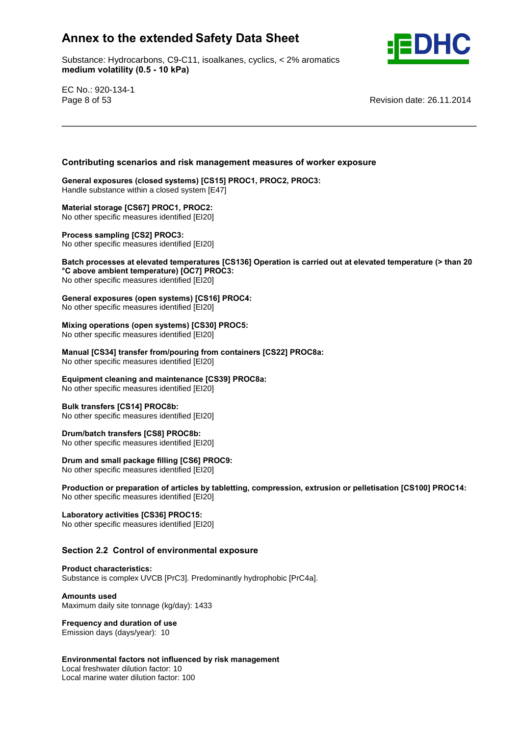### Contributing scenarios and risk management measures of worker exposure

**General exposures (closed systems) [CS15] PROC1, PROC2, PROC3:**
Handle substance within a closed system [E47]

**Material storage [CS67] PROC1, PROC2:**
No other specific measures identified [EI20]

**Process sampling [CS2] PROC3:**
No other specific measures identified [EI20]

**Batch processes at elevated temperatures [CS136] Operation is carried out at elevated temperature (> than 20 °C above ambient temperature) [OC7] PROC3:**
No other specific measures identified [EI20]

**General exposures (open systems) [CS16] PROC4:**
No other specific measures identified [EI20]

**Mixing operations (open systems) [CS30] PROC5:**
No other specific measures identified [EI20]

**Manual [CS34] transfer from/pouring from containers [CS22] PROC8a:**
No other specific measures identified [EI20]

**Equipment cleaning and maintenance [CS39] PROC8a:**
No other specific measures identified [EI20]

**Bulk transfers [CS14] PROC8b:**
No other specific measures identified [EI20]

**Drum/batch transfers [CS8] PROC8b:**
No other specific measures identified [EI20]

**Drum and small package filling [CS6] PROC9:**
No other specific measures identified [EI20]

**Production or preparation of articles by tabletting, compression, extrusion or pelletisation [CS100] PROC14:**
No other specific measures identified [EI20]

**Laboratory activities [CS36] PROC15:**
No other specific measures identified [EI20]

### Section 2.2 Control of environmental exposure

**Product characteristics:**
Substance is complex UVCB [PrC3]. Predominantly hydrophobic [PrC4a].

**Amounts used**
Maximum daily site tonnage (kg/day): 1433

**Frequency and duration of use**
Emission days (days/year): 10

**Environmental factors not influenced by risk management**
Local freshwater dilution factor: 10
Local marine water dilution factor: 100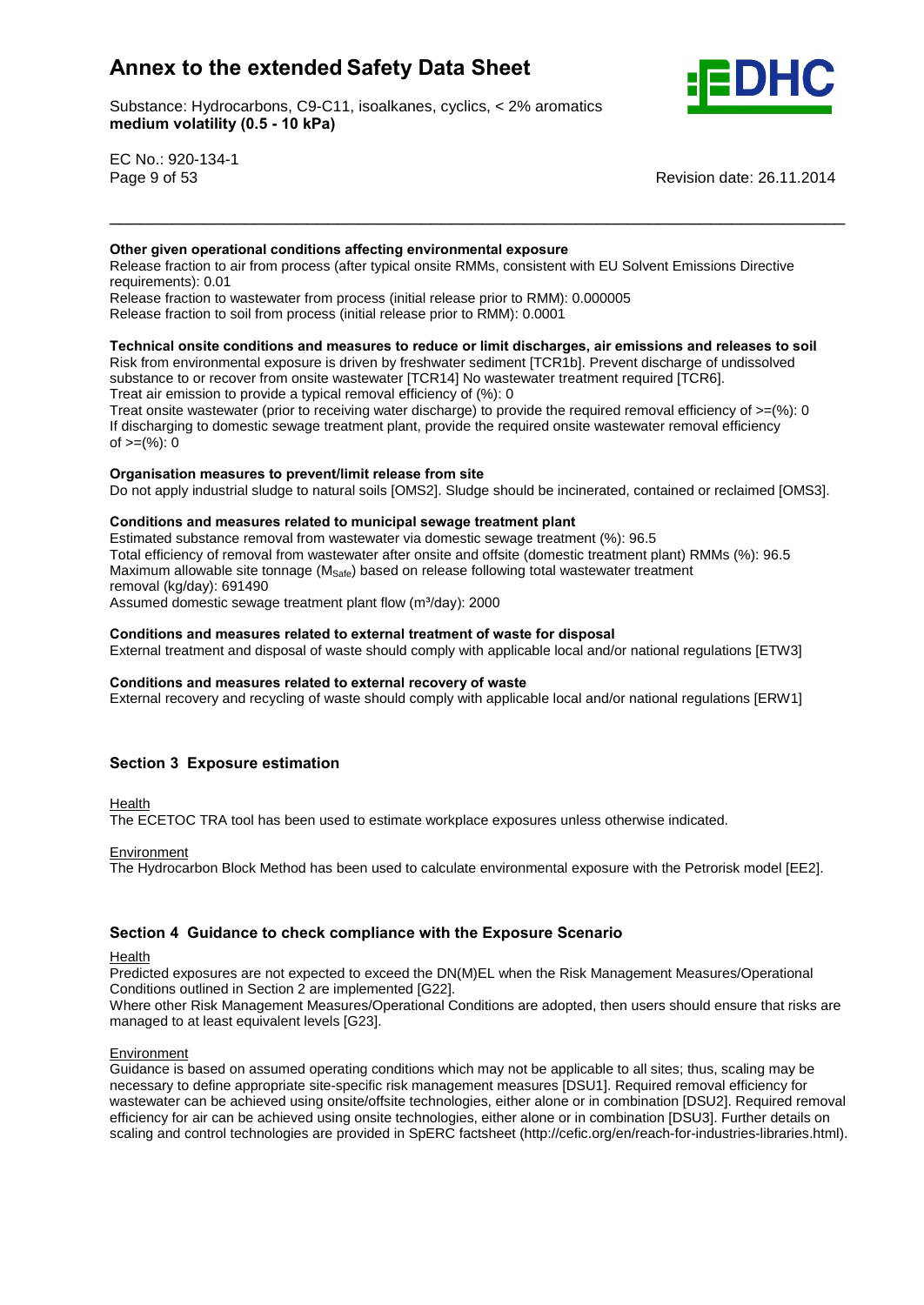**Other given operational conditions affecting environmental exposure**

Release fraction to air from process (after typical onsite RMMs, consistent with EU Solvent Emissions Directive requirements): 0.01

Release fraction to wastewater from process (initial release prior to RMM): 0.000005

Release fraction to soil from process (initial release prior to RMM): 0.0001

**Technical onsite conditions and measures to reduce or limit discharges, air emissions and releases to soil**

Risk from environmental exposure is driven by freshwater sediment [TCR1b]. Prevent discharge of undissolved substance to or recover from onsite wastewater [TCR14] No wastewater treatment required [TCR6].

Treat air emission to provide a typical removal efficiency of (%): 0

Treat onsite wastewater (prior to receiving water discharge) to provide the required removal efficiency of >=(%): 0

If discharging to domestic sewage treatment plant, provide the required onsite wastewater removal efficiency of >=(%): 0

**Organisation measures to prevent/limit release from site**

Do not apply industrial sludge to natural soils [OMS2]. Sludge should be incinerated, contained or reclaimed [OMS3].

**Conditions and measures related to municipal sewage treatment plant**

Estimated substance removal from wastewater via domestic sewage treatment (%): 96.5

Total efficiency of removal from wastewater after onsite and offsite (domestic treatment plant) RMMs (%): 96.5

Maximum allowable site tonnage ($M_{Safe}$) based on release following total wastewater treatment removal (kg/day): 691490

Assumed domestic sewage treatment plant flow ($m^3$/day): 2000

**Conditions and measures related to external treatment of waste for disposal**

External treatment and disposal of waste should comply with applicable local and/or national regulations [ETW3]

**Conditions and measures related to external recovery of waste**

External recovery and recycling of waste should comply with applicable local and/or national regulations [ERW1]

## Section 3 Exposure estimation

Health

The ECETOC TRA tool has been used to estimate workplace exposures unless otherwise indicated.

Environment

The Hydrocarbon Block Method has been used to calculate environmental exposure with the Petrorisk model [EE2].

## Section 4 Guidance to check compliance with the Exposure Scenario

Health

Predicted exposures are not expected to exceed the DN(M)EL when the Risk Management Measures/Operational Conditions outlined in Section 2 are implemented [G22].

Where other Risk Management Measures/Operational Conditions are adopted, then users should ensure that risks are managed to at least equivalent levels [G23].

Environment

Guidance is based on assumed operating conditions which may not be applicable to all sites; thus, scaling may be necessary to define appropriate site-specific risk management measures [DSU1]. Required removal efficiency for wastewater can be achieved using onsite/offsite technologies, either alone or in combination [DSU2]. Required removal efficiency for air can be achieved using onsite technologies, either alone or in combination [DSU3]. Further details on scaling and control technologies are provided in SpERC factsheet (http://cefic.org/en/reach-for-industries-libraries.html).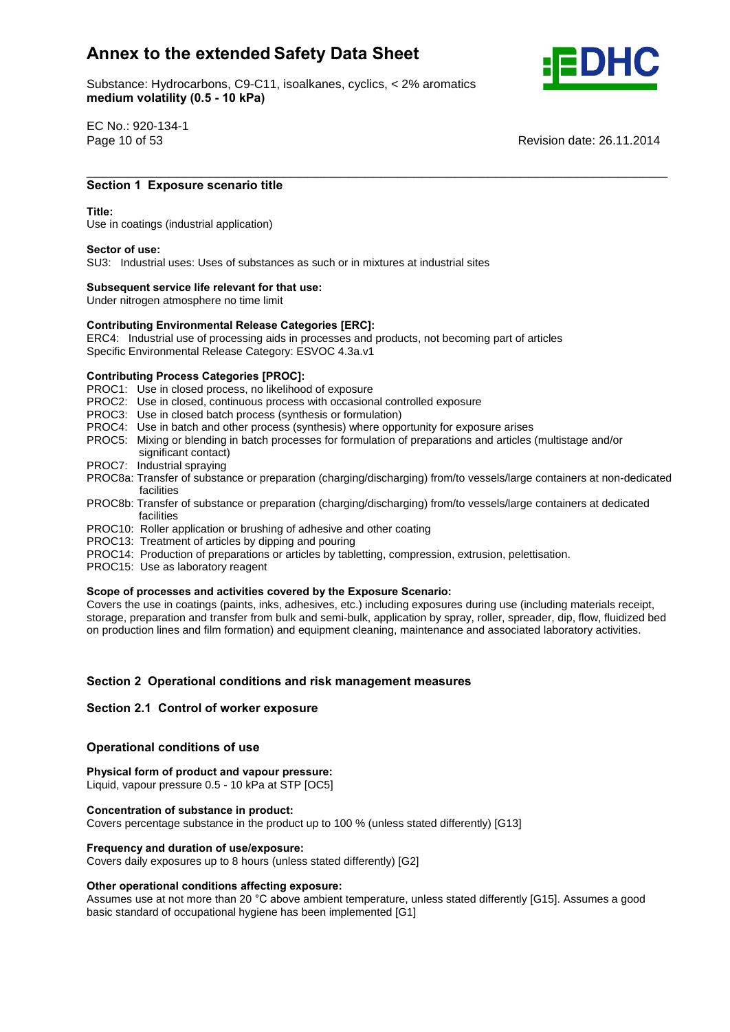## Section 1 Exposure scenario title

**Title:**
Use in coatings (industrial application)

**Sector of use:**
SU3: Industrial uses: Uses of substances as such or in mixtures at industrial sites

**Subsequent service life relevant for that use:**
Under nitrogen atmosphere no time limit

**Contributing Environmental Release Categories [ERC]:**
ERC4: Industrial use of processing aids in processes and products, not becoming part of articles
Specific Environmental Release Category: ESVOC 4.3a.v1

**Contributing Process Categories [PROC]:**
PROC1: Use in closed process, no likelihood of exposure
PROC2: Use in closed, continuous process with occasional controlled exposure
PROC3: Use in closed batch process (synthesis or formulation)
PROC4: Use in batch and other process (synthesis) where opportunity for exposure arises
PROC5: Mixing or blending in batch processes for formulation of preparations and articles (multistage and/or significant contact)
PROC7: Industrial spraying
PROC8a: Transfer of substance or preparation (charging/discharging) from/to vessels/large containers at non-dedicated facilities
PROC8b: Transfer of substance or preparation (charging/discharging) from/to vessels/large containers at dedicated facilities
PROC10: Roller application or brushing of adhesive and other coating
PROC13: Treatment of articles by dipping and pouring
PROC14: Production of preparations or articles by tabletting, compression, extrusion, pelettisation.
PROC15: Use as laboratory reagent

**Scope of processes and activities covered by the Exposure Scenario:**
Covers the use in coatings (paints, inks, adhesives, etc.) including exposures during use (including materials receipt, storage, preparation and transfer from bulk and semi-bulk, application by spray, roller, spreader, dip, flow, fluidized bed on production lines and film formation) and equipment cleaning, maintenance and associated laboratory activities.

## Section 2 Operational conditions and risk management measures

### Section 2.1 Control of worker exposure

### Operational conditions of use

**Physical form of product and vapour pressure:**
Liquid, vapour pressure 0.5 - 10 kPa at STP [OC5]

**Concentration of substance in product:**
Covers percentage substance in the product up to 100 % (unless stated differently) [G13]

**Frequency and duration of use/exposure:**
Covers daily exposures up to 8 hours (unless stated differently) [G2]

**Other operational conditions affecting exposure:**
Assumes use at not more than 20 °C above ambient temperature, unless stated differently [G15]. Assumes a good basic standard of occupational hygiene has been implemented [G1]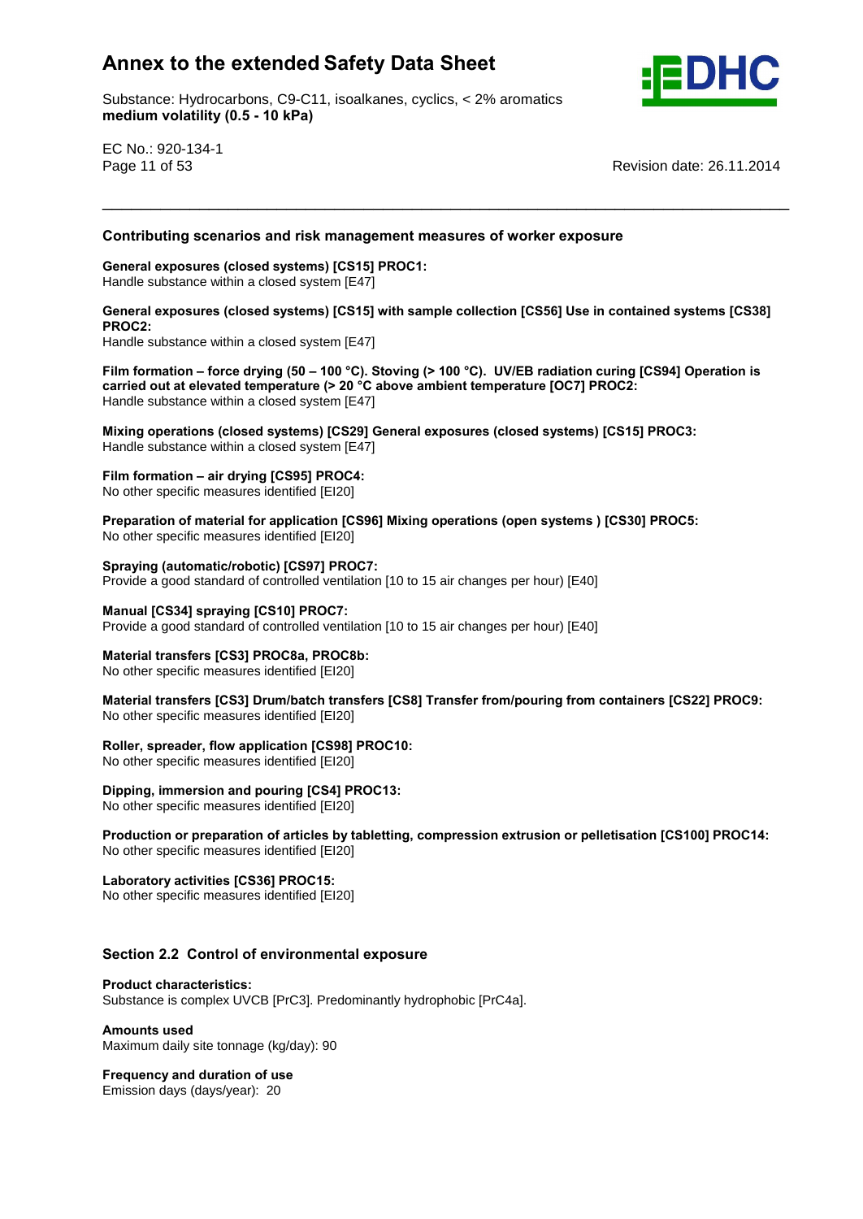### Contributing scenarios and risk management measures of worker exposure

**General exposures (closed systems) [CS15] PROC1:**
Handle substance within a closed system [E47]

**General exposures (closed systems) [CS15] with sample collection [CS56] Use in contained systems [CS38] PROC2:**
Handle substance within a closed system [E47]

**Film formation – force drying (50 – 100 °C). Stoving (> 100 °C). UV/EB radiation curing [CS94] Operation is carried out at elevated temperature (> 20 °C above ambient temperature [OC7] PROC2:**
Handle substance within a closed system [E47]

**Mixing operations (closed systems) [CS29] General exposures (closed systems) [CS15] PROC3:**
Handle substance within a closed system [E47]

**Film formation – air drying [CS95] PROC4:**
No other specific measures identified [EI20]

**Preparation of material for application [CS96] Mixing operations (open systems ) [CS30] PROC5:**
No other specific measures identified [EI20]

**Spraying (automatic/robotic) [CS97] PROC7:**
Provide a good standard of controlled ventilation [10 to 15 air changes per hour) [E40]

**Manual [CS34] spraying [CS10] PROC7:**
Provide a good standard of controlled ventilation [10 to 15 air changes per hour) [E40]

**Material transfers [CS3] PROC8a, PROC8b:**
No other specific measures identified [EI20]

**Material transfers [CS3] Drum/batch transfers [CS8] Transfer from/pouring from containers [CS22] PROC9:**
No other specific measures identified [EI20]

**Roller, spreader, flow application [CS98] PROC10:**
No other specific measures identified [EI20]

**Dipping, immersion and pouring [CS4] PROC13:**
No other specific measures identified [EI20]

**Production or preparation of articles by tabletting, compression extrusion or pelletisation [CS100] PROC14:**
No other specific measures identified [EI20]

**Laboratory activities [CS36] PROC15:**
No other specific measures identified [EI20]

### Section 2.2 Control of environmental exposure

**Product characteristics:**
Substance is complex UVCB [PrC3]. Predominantly hydrophobic [PrC4a].

**Amounts used**
Maximum daily site tonnage (kg/day): 90

**Frequency and duration of use**
Emission days (days/year): 20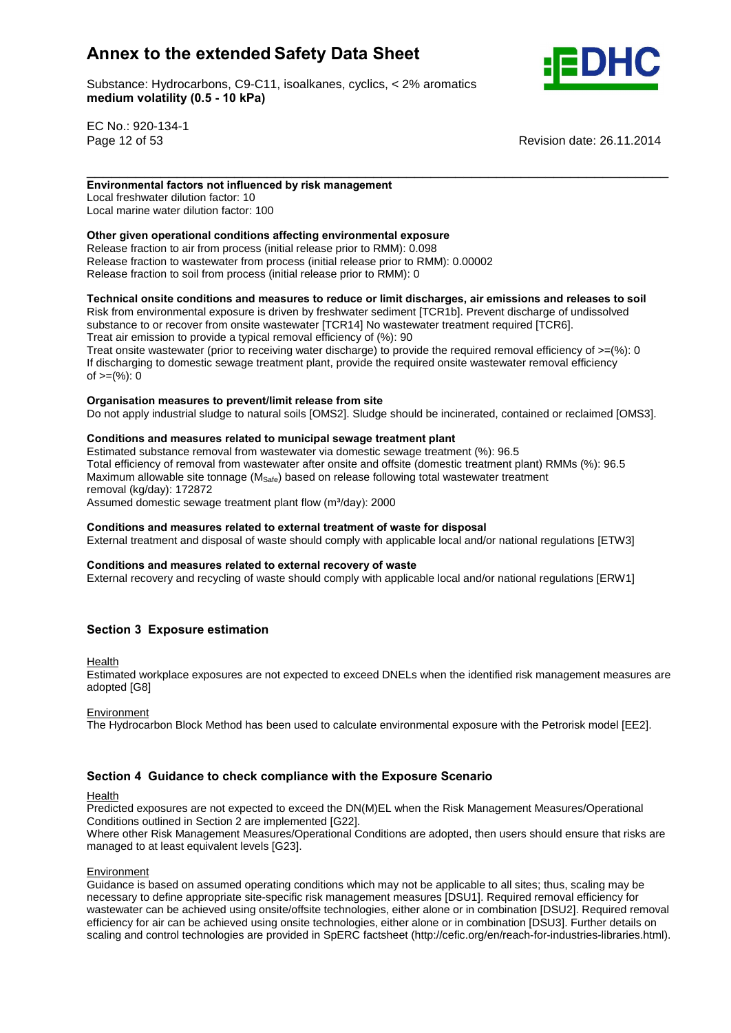**Environmental factors not influenced by risk management**

Local freshwater dilution factor: 10
Local marine water dilution factor: 100

**Other given operational conditions affecting environmental exposure**

Release fraction to air from process (initial release prior to RMM): 0.098
Release fraction to wastewater from process (initial release prior to RMM): 0.00002
Release fraction to soil from process (initial release prior to RMM): 0

**Technical onsite conditions and measures to reduce or limit discharges, air emissions and releases to soil**

Risk from environmental exposure is driven by freshwater sediment [TCR1b]. Prevent discharge of undissolved substance to or recover from onsite wastewater [TCR14] No wastewater treatment required [TCR6].
Treat air emission to provide a typical removal efficiency of (%): 90
Treat onsite wastewater (prior to receiving water discharge) to provide the required removal efficiency of >=(%): 0
If discharging to domestic sewage treatment plant, provide the required onsite wastewater removal efficiency of >=(%): 0

**Organisation measures to prevent/limit release from site**

Do not apply industrial sludge to natural soils [OMS2]. Sludge should be incinerated, contained or reclaimed [OMS3].

**Conditions and measures related to municipal sewage treatment plant**

Estimated substance removal from wastewater via domestic sewage treatment (%): 96.5
Total efficiency of removal from wastewater after onsite and offsite (domestic treatment plant) RMMs (%): 96.5
Maximum allowable site tonnage ($M_{Safe}$) based on release following total wastewater treatment removal (kg/day): 172872
Assumed domestic sewage treatment plant flow ($m^3$/day): 2000

**Conditions and measures related to external treatment of waste for disposal**

External treatment and disposal of waste should comply with applicable local and/or national regulations [ETW3]

**Conditions and measures related to external recovery of waste**

External recovery and recycling of waste should comply with applicable local and/or national regulations [ERW1]

## Section 3 Exposure estimation

Health

Estimated workplace exposures are not expected to exceed DNELs when the identified risk management measures are adopted [G8]

Environment

The Hydrocarbon Block Method has been used to calculate environmental exposure with the Petrorisk model [EE2].

## Section 4 Guidance to check compliance with the Exposure Scenario

Health

Predicted exposures are not expected to exceed the DN(M)EL when the Risk Management Measures/Operational Conditions outlined in Section 2 are implemented [G22].
Where other Risk Management Measures/Operational Conditions are adopted, then users should ensure that risks are managed to at least equivalent levels [G23].

Environment

Guidance is based on assumed operating conditions which may not be applicable to all sites; thus, scaling may be necessary to define appropriate site-specific risk management measures [DSU1]. Required removal efficiency for wastewater can be achieved using onsite/offsite technologies, either alone or in combination [DSU2]. Required removal efficiency for air can be achieved using onsite technologies, either alone or in combination [DSU3]. Further details on scaling and control technologies are provided in SpERC factsheet (http://cefic.org/en/reach-for-industries-libraries.html).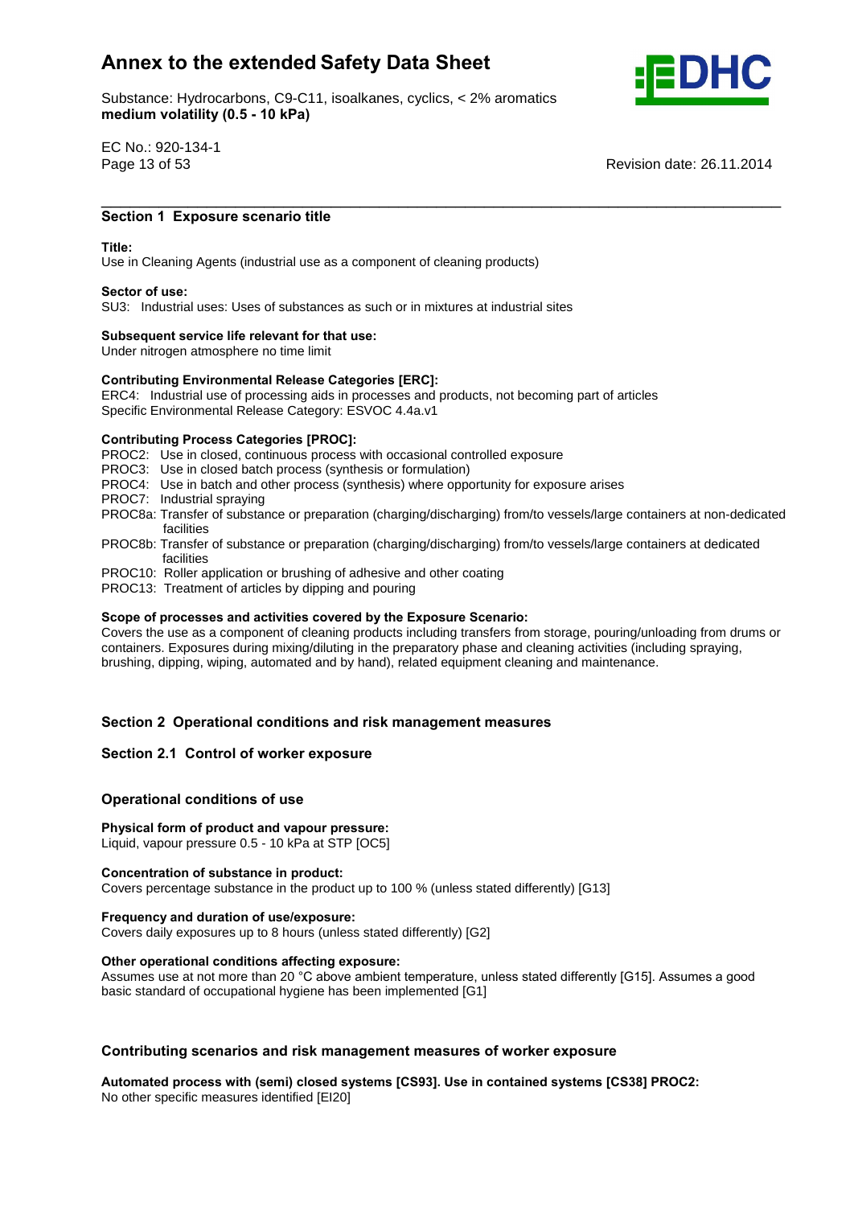## Section 1 Exposure scenario title

**Title:**
Use in Cleaning Agents (industrial use as a component of cleaning products)

**Sector of use:**
SU3: Industrial uses: Uses of substances as such or in mixtures at industrial sites

**Subsequent service life relevant for that use:**
Under nitrogen atmosphere no time limit

**Contributing Environmental Release Categories [ERC]:**
ERC4: Industrial use of processing aids in processes and products, not becoming part of articles
Specific Environmental Release Category: ESVOC 4.4a.v1

**Contributing Process Categories [PROC]:**
PROC2: Use in closed, continuous process with occasional controlled exposure
PROC3: Use in closed batch process (synthesis or formulation)
PROC4: Use in batch and other process (synthesis) where opportunity for exposure arises
PROC7: Industrial spraying
PROC8a: Transfer of substance or preparation (charging/discharging) from/to vessels/large containers at non-dedicated facilities
PROC8b: Transfer of substance or preparation (charging/discharging) from/to vessels/large containers at dedicated facilities
PROC10: Roller application or brushing of adhesive and other coating
PROC13: Treatment of articles by dipping and pouring

**Scope of processes and activities covered by the Exposure Scenario:**
Covers the use as a component of cleaning products including transfers from storage, pouring/unloading from drums or containers. Exposures during mixing/diluting in the preparatory phase and cleaning activities (including spraying, brushing, dipping, wiping, automated and by hand), related equipment cleaning and maintenance.

## Section 2 Operational conditions and risk management measures

### Section 2.1 Control of worker exposure

### Operational conditions of use

**Physical form of product and vapour pressure:**
Liquid, vapour pressure 0.5 - 10 kPa at STP [OC5]

**Concentration of substance in product:**
Covers percentage substance in the product up to 100 % (unless stated differently) [G13]

**Frequency and duration of use/exposure:**
Covers daily exposures up to 8 hours (unless stated differently) [G2]

**Other operational conditions affecting exposure:**
Assumes use at not more than 20 °C above ambient temperature, unless stated differently [G15]. Assumes a good basic standard of occupational hygiene has been implemented [G1]

### Contributing scenarios and risk management measures of worker exposure

**Automated process with (semi) closed systems [CS93]. Use in contained systems [CS38] PROC2:**
No other specific measures identified [EI20]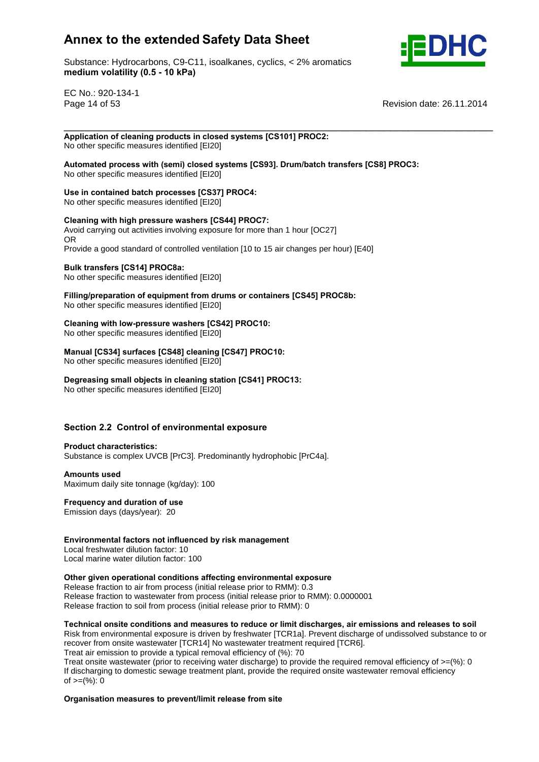**Application of cleaning products in closed systems [CS101] PROC2:**
No other specific measures identified [EI20]

**Automated process with (semi) closed systems [CS93]. Drum/batch transfers [CS8] PROC3:**
No other specific measures identified [EI20]

**Use in contained batch processes [CS37] PROC4:**
No other specific measures identified [EI20]

**Cleaning with high pressure washers [CS44] PROC7:**
Avoid carrying out activities involving exposure for more than 1 hour [OC27]
OR
Provide a good standard of controlled ventilation [10 to 15 air changes per hour] [E40]

**Bulk transfers [CS14] PROC8a:**
No other specific measures identified [EI20]

**Filling/preparation of equipment from drums or containers [CS45] PROC8b:**
No other specific measures identified [EI20]

**Cleaning with low-pressure washers [CS42] PROC10:**
No other specific measures identified [EI20]

**Manual [CS34] surfaces [CS48] cleaning [CS47] PROC10:**
No other specific measures identified [EI20]

**Degreasing small objects in cleaning station [CS41] PROC13:**
No other specific measures identified [EI20]

## Section 2.2 Control of environmental exposure

**Product characteristics:**
Substance is complex UVCB [PrC3]. Predominantly hydrophobic [PrC4a].

**Amounts used**
Maximum daily site tonnage (kg/day): 100

**Frequency and duration of use**
Emission days (days/year): 20

**Environmental factors not influenced by risk management**
Local freshwater dilution factor: 10
Local marine water dilution factor: 100

**Other given operational conditions affecting environmental exposure**
Release fraction to air from process (initial release prior to RMM): 0.3
Release fraction to wastewater from process (initial release prior to RMM): 0.0000001
Release fraction to soil from process (initial release prior to RMM): 0

**Technical onsite conditions and measures to reduce or limit discharges, air emissions and releases to soil**
Risk from environmental exposure is driven by freshwater [TCR1a]. Prevent discharge of undissolved substance to or recover from onsite wastewater [TCR14] No wastewater treatment required [TCR6].
Treat air emission to provide a typical removal efficiency of (%): 70
Treat onsite wastewater (prior to receiving water discharge) to provide the required removal efficiency of >=(%): 0
If discharging to domestic sewage treatment plant, provide the required onsite wastewater removal efficiency of >=(%): 0

**Organisation measures to prevent/limit release from site**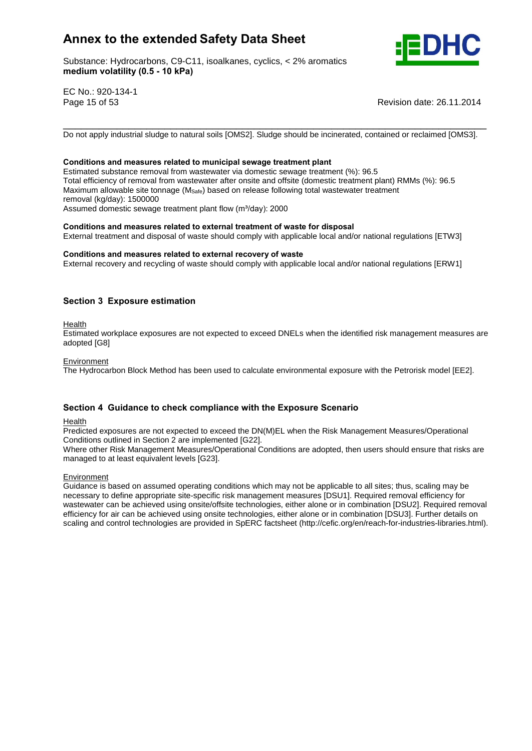Do not apply industrial sludge to natural soils [OMS2]. Sludge should be incinerated, contained or reclaimed [OMS3].

**Conditions and measures related to municipal sewage treatment plant**

Estimated substance removal from wastewater via domestic sewage treatment (%): 96.5
Total efficiency of removal from wastewater after onsite and offsite (domestic treatment plant) RMMs (%): 96.5
Maximum allowable site tonnage ($M_{Safe}$) based on release following total wastewater treatment removal (kg/day): 1500000
Assumed domestic sewage treatment plant flow ($m^3$/day): 2000

**Conditions and measures related to external treatment of waste for disposal**

External treatment and disposal of waste should comply with applicable local and/or national regulations [ETW3]

**Conditions and measures related to external recovery of waste**

External recovery and recycling of waste should comply with applicable local and/or national regulations [ERW1]

## Section 3 Exposure estimation

Health

Estimated workplace exposures are not expected to exceed DNELs when the identified risk management measures are adopted [G8]

Environment

The Hydrocarbon Block Method has been used to calculate environmental exposure with the Petrorisk model [EE2].

## Section 4 Guidance to check compliance with the Exposure Scenario

Health

Predicted exposures are not expected to exceed the DN(M)EL when the Risk Management Measures/Operational Conditions outlined in Section 2 are implemented [G22].
Where other Risk Management Measures/Operational Conditions are adopted, then users should ensure that risks are managed to at least equivalent levels [G23].

Environment

Guidance is based on assumed operating conditions which may not be applicable to all sites; thus, scaling may be necessary to define appropriate site-specific risk management measures [DSU1]. Required removal efficiency for wastewater can be achieved using onsite/offsite technologies, either alone or in combination [DSU2]. Required removal efficiency for air can be achieved using onsite technologies, either alone or in combination [DSU3]. Further details on scaling and control technologies are provided in SpERC factsheet (http://cefic.org/en/reach-for-industries-libraries.html).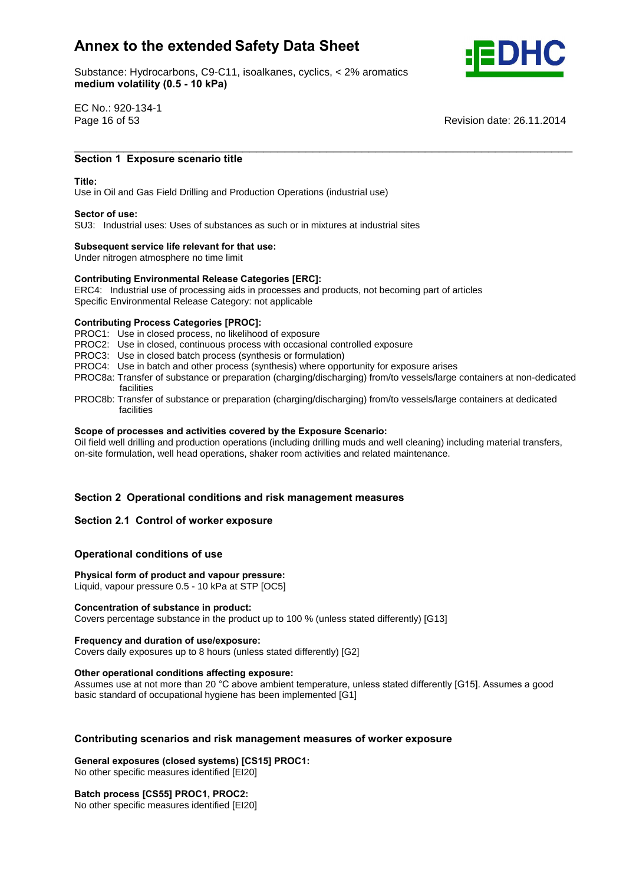## Section 1 Exposure scenario title

**Title:**
Use in Oil and Gas Field Drilling and Production Operations (industrial use)

**Sector of use:**
SU3: Industrial uses: Uses of substances as such or in mixtures at industrial sites

**Subsequent service life relevant for that use:**
Under nitrogen atmosphere no time limit

**Contributing Environmental Release Categories [ERC]:**
ERC4: Industrial use of processing aids in processes and products, not becoming part of articles
Specific Environmental Release Category: not applicable

**Contributing Process Categories [PROC]:**
PROC1: Use in closed process, no likelihood of exposure
PROC2: Use in closed, continuous process with occasional controlled exposure
PROC3: Use in closed batch process (synthesis or formulation)
PROC4: Use in batch and other process (synthesis) where opportunity for exposure arises
PROC8a: Transfer of substance or preparation (charging/discharging) from/to vessels/large containers at non-dedicated facilities
PROC8b: Transfer of substance or preparation (charging/discharging) from/to vessels/large containers at dedicated facilities

**Scope of processes and activities covered by the Exposure Scenario:**
Oil field well drilling and production operations (including drilling muds and well cleaning) including material transfers, on-site formulation, well head operations, shaker room activities and related maintenance.

## Section 2 Operational conditions and risk management measures

### Section 2.1 Control of worker exposure

#### Operational conditions of use

**Physical form of product and vapour pressure:**
Liquid, vapour pressure 0.5 - 10 kPa at STP [OC5]

**Concentration of substance in product:**
Covers percentage substance in the product up to 100 % (unless stated differently) [G13]

**Frequency and duration of use/exposure:**
Covers daily exposures up to 8 hours (unless stated differently) [G2]

**Other operational conditions affecting exposure:**
Assumes use at not more than 20 °C above ambient temperature, unless stated differently [G15]. Assumes a good basic standard of occupational hygiene has been implemented [G1]

#### Contributing scenarios and risk management measures of worker exposure

**General exposures (closed systems) [CS15] PROC1:**
No other specific measures identified [EI20]

**Batch process [CS55] PROC1, PROC2:**
No other specific measures identified [EI20]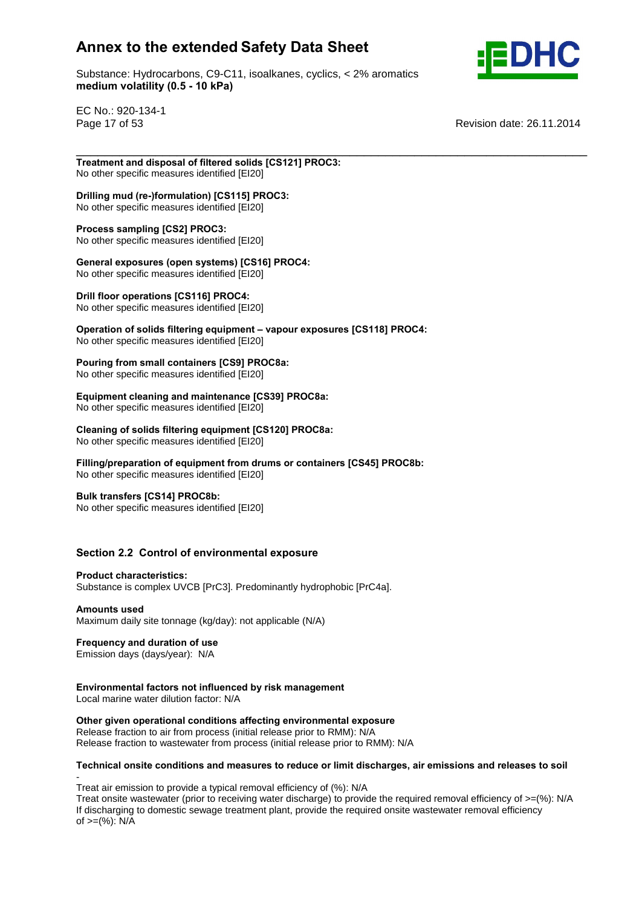**Treatment and disposal of filtered solids [CS121] PROC3:**
No other specific measures identified [EI20]

**Drilling mud (re-)formulation) [CS115] PROC3:**
No other specific measures identified [EI20]

**Process sampling [CS2] PROC3:**
No other specific measures identified [EI20]

**General exposures (open systems) [CS16] PROC4:**
No other specific measures identified [EI20]

**Drill floor operations [CS116] PROC4:**
No other specific measures identified [EI20]

**Operation of solids filtering equipment – vapour exposures [CS118] PROC4:**
No other specific measures identified [EI20]

**Pouring from small containers [CS9] PROC8a:**
No other specific measures identified [EI20]

**Equipment cleaning and maintenance [CS39] PROC8a:**
No other specific measures identified [EI20]

**Cleaning of solids filtering equipment [CS120] PROC8a:**
No other specific measures identified [EI20]

**Filling/preparation of equipment from drums or containers [CS45] PROC8b:**
No other specific measures identified [EI20]

**Bulk transfers [CS14] PROC8b:**
No other specific measures identified [EI20]

## Section 2.2 Control of environmental exposure

**Product characteristics:**
Substance is complex UVCB [PrC3]. Predominantly hydrophobic [PrC4a].

**Amounts used**
Maximum daily site tonnage (kg/day): not applicable (N/A)

**Frequency and duration of use**
Emission days (days/year): N/A

**Environmental factors not influenced by risk management**
Local marine water dilution factor: N/A

**Other given operational conditions affecting environmental exposure**
Release fraction to air from process (initial release prior to RMM): N/A
Release fraction to wastewater from process (initial release prior to RMM): N/A

**Technical onsite conditions and measures to reduce or limit discharges, air emissions and releases to soil**

-
Treat air emission to provide a typical removal efficiency of (%): N/A
Treat onsite wastewater (prior to receiving water discharge) to provide the required removal efficiency of >=(%): N/A
If discharging to domestic sewage treatment plant, provide the required onsite wastewater removal efficiency of >=(%): N/A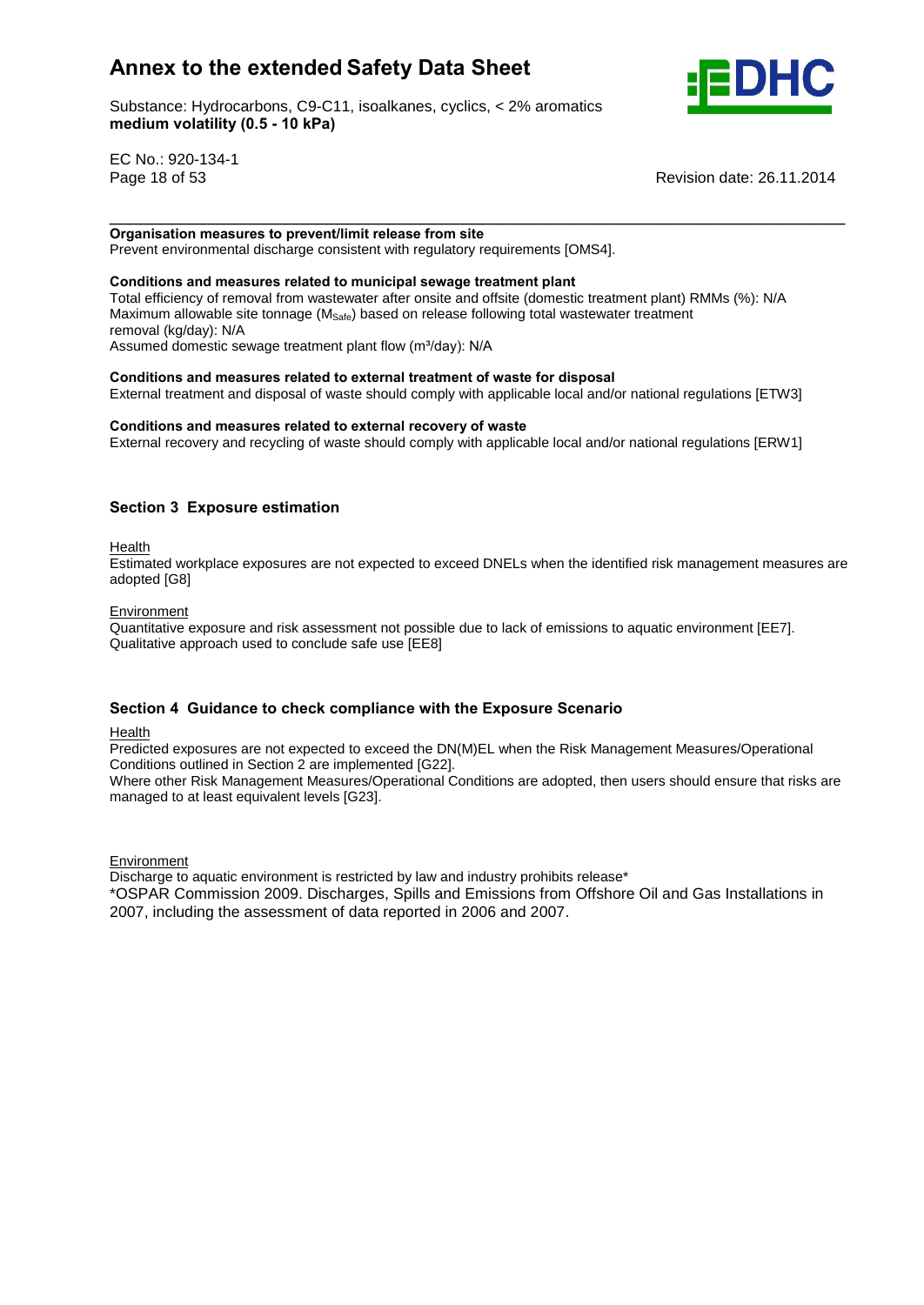**Organisation measures to prevent/limit release from site**
Prevent environmental discharge consistent with regulatory requirements [OMS4].

**Conditions and measures related to municipal sewage treatment plant**
Total efficiency of removal from wastewater after onsite and offsite (domestic treatment plant) RMMs (%): N/A
Maximum allowable site tonnage ($M_{Safe}$) based on release following total wastewater treatment removal (kg/day): N/A
Assumed domestic sewage treatment plant flow ($m^3$/day): N/A

**Conditions and measures related to external treatment of waste for disposal**
External treatment and disposal of waste should comply with applicable local and/or national regulations [ETW3]

**Conditions and measures related to external recovery of waste**
External recovery and recycling of waste should comply with applicable local and/or national regulations [ERW1]

## Section 3 Exposure estimation

Health
Estimated workplace exposures are not expected to exceed DNELs when the identified risk management measures are adopted [G8]

Environment
Quantitative exposure and risk assessment not possible due to lack of emissions to aquatic environment [EE7]. Qualitative approach used to conclude safe use [EE8]

## Section 4 Guidance to check compliance with the Exposure Scenario

Health
Predicted exposures are not expected to exceed the DN(M)EL when the Risk Management Measures/Operational Conditions outlined in Section 2 are implemented [G22].
Where other Risk Management Measures/Operational Conditions are adopted, then users should ensure that risks are managed to at least equivalent levels [G23].

Environment
Discharge to aquatic environment is restricted by law and industry prohibits release*
*OSPAR Commission 2009. Discharges, Spills and Emissions from Offshore Oil and Gas Installations in 2007, including the assessment of data reported in 2006 and 2007.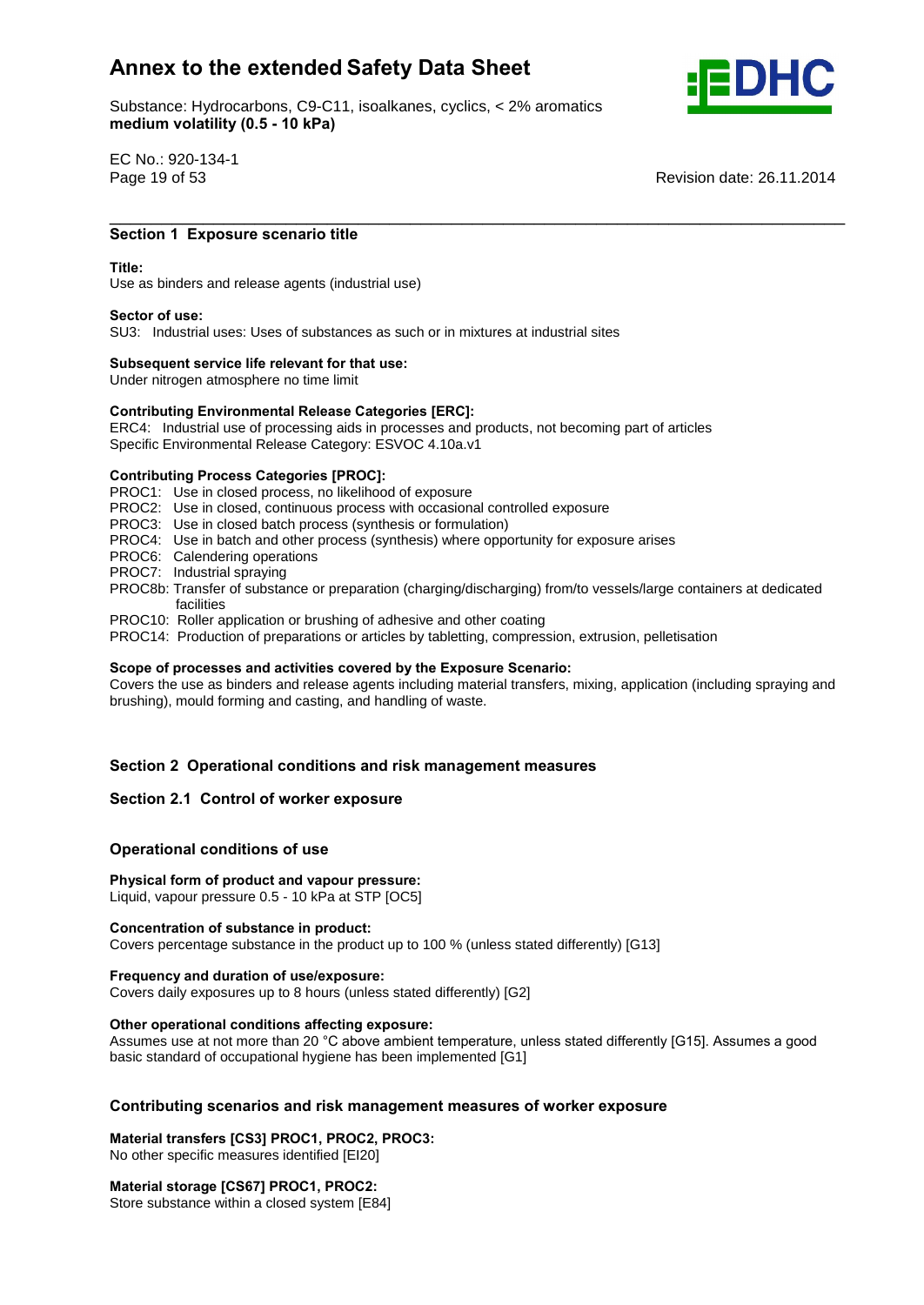## Section 1 Exposure scenario title

**Title:**
Use as binders and release agents (industrial use)

**Sector of use:**
SU3: Industrial uses: Uses of substances as such or in mixtures at industrial sites

**Subsequent service life relevant for that use:**
Under nitrogen atmosphere no time limit

**Contributing Environmental Release Categories [ERC]:**
ERC4: Industrial use of processing aids in processes and products, not becoming part of articles
Specific Environmental Release Category: ESVOC 4.10a.v1

**Contributing Process Categories [PROC]:**
PROC1: Use in closed process, no likelihood of exposure
PROC2: Use in closed, continuous process with occasional controlled exposure
PROC3: Use in closed batch process (synthesis or formulation)
PROC4: Use in batch and other process (synthesis) where opportunity for exposure arises
PROC6: Calendering operations
PROC7: Industrial spraying
PROC8b: Transfer of substance or preparation (charging/discharging) from/to vessels/large containers at dedicated facilities
PROC10: Roller application or brushing of adhesive and other coating
PROC14: Production of preparations or articles by tabletting, compression, extrusion, pelletisation

**Scope of processes and activities covered by the Exposure Scenario:**
Covers the use as binders and release agents including material transfers, mixing, application (including spraying and brushing), mould forming and casting, and handling of waste.

## Section 2 Operational conditions and risk management measures

### Section 2.1 Control of worker exposure

#### Operational conditions of use

**Physical form of product and vapour pressure:**
Liquid, vapour pressure 0.5 - 10 kPa at STP [OC5]

**Concentration of substance in product:**
Covers percentage substance in the product up to 100 % (unless stated differently) [G13]

**Frequency and duration of use/exposure:**
Covers daily exposures up to 8 hours (unless stated differently) [G2]

**Other operational conditions affecting exposure:**
Assumes use at not more than 20 °C above ambient temperature, unless stated differently [G15]. Assumes a good basic standard of occupational hygiene has been implemented [G1]

#### Contributing scenarios and risk management measures of worker exposure

**Material transfers [CS3] PROC1, PROC2, PROC3:**
No other specific measures identified [EI20]

**Material storage [CS67] PROC1, PROC2:**
Store substance within a closed system [E84]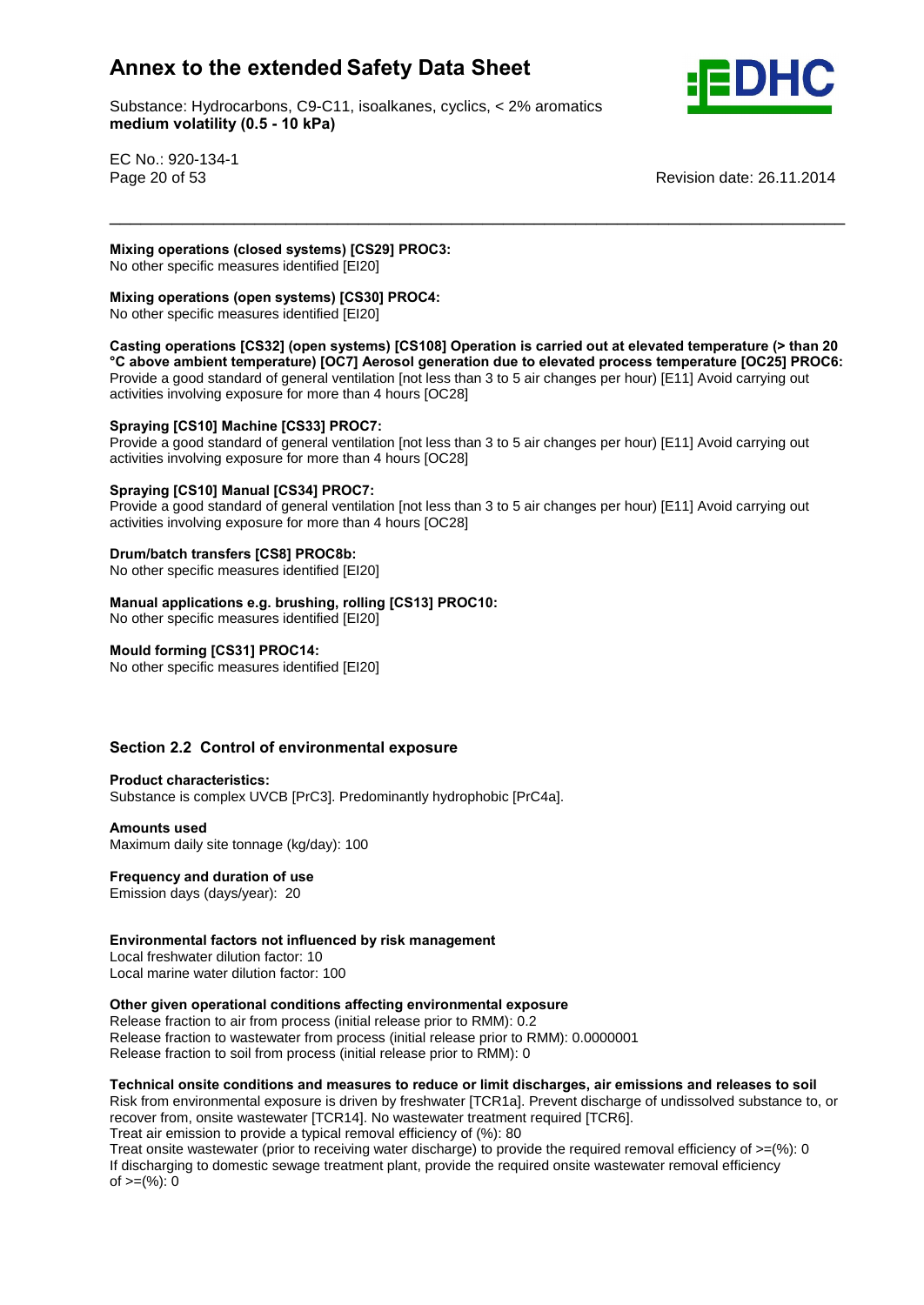**Mixing operations (closed systems) [CS29] PROC3:**
No other specific measures identified [EI20]

**Mixing operations (open systems) [CS30] PROC4:**
No other specific measures identified [EI20]

**Casting operations [CS32] (open systems) [CS108] Operation is carried out at elevated temperature (> than 20 °C above ambient temperature) [OC7] Aerosol generation due to elevated process temperature [OC25] PROC6:**
Provide a good standard of general ventilation [not less than 3 to 5 air changes per hour) [E11] Avoid carrying out activities involving exposure for more than 4 hours [OC28]

**Spraying [CS10] Machine [CS33] PROC7:**
Provide a good standard of general ventilation [not less than 3 to 5 air changes per hour) [E11] Avoid carrying out activities involving exposure for more than 4 hours [OC28]

**Spraying [CS10] Manual [CS34] PROC7:**
Provide a good standard of general ventilation [not less than 3 to 5 air changes per hour) [E11] Avoid carrying out activities involving exposure for more than 4 hours [OC28]

**Drum/batch transfers [CS8] PROC8b:**
No other specific measures identified [EI20]

**Manual applications e.g. brushing, rolling [CS13] PROC10:**
No other specific measures identified [EI20]

**Mould forming [CS31] PROC14:**
No other specific measures identified [EI20]

## Section 2.2 Control of environmental exposure

**Product characteristics:**
Substance is complex UVCB [PrC3]. Predominantly hydrophobic [PrC4a].

**Amounts used**
Maximum daily site tonnage (kg/day): 100

**Frequency and duration of use**
Emission days (days/year): 20

**Environmental factors not influenced by risk management**
Local freshwater dilution factor: 10
Local marine water dilution factor: 100

**Other given operational conditions affecting environmental exposure**
Release fraction to air from process (initial release prior to RMM): 0.2
Release fraction to wastewater from process (initial release prior to RMM): 0.0000001
Release fraction to soil from process (initial release prior to RMM): 0

**Technical onsite conditions and measures to reduce or limit discharges, air emissions and releases to soil**
Risk from environmental exposure is driven by freshwater [TCR1a]. Prevent discharge of undissolved substance to, or recover from, onsite wastewater [TCR14]. No wastewater treatment required [TCR6].
Treat air emission to provide a typical removal efficiency of (%): 80
Treat onsite wastewater (prior to receiving water discharge) to provide the required removal efficiency of >=(%): 0
If discharging to domestic sewage treatment plant, provide the required onsite wastewater removal efficiency of >=(%): 0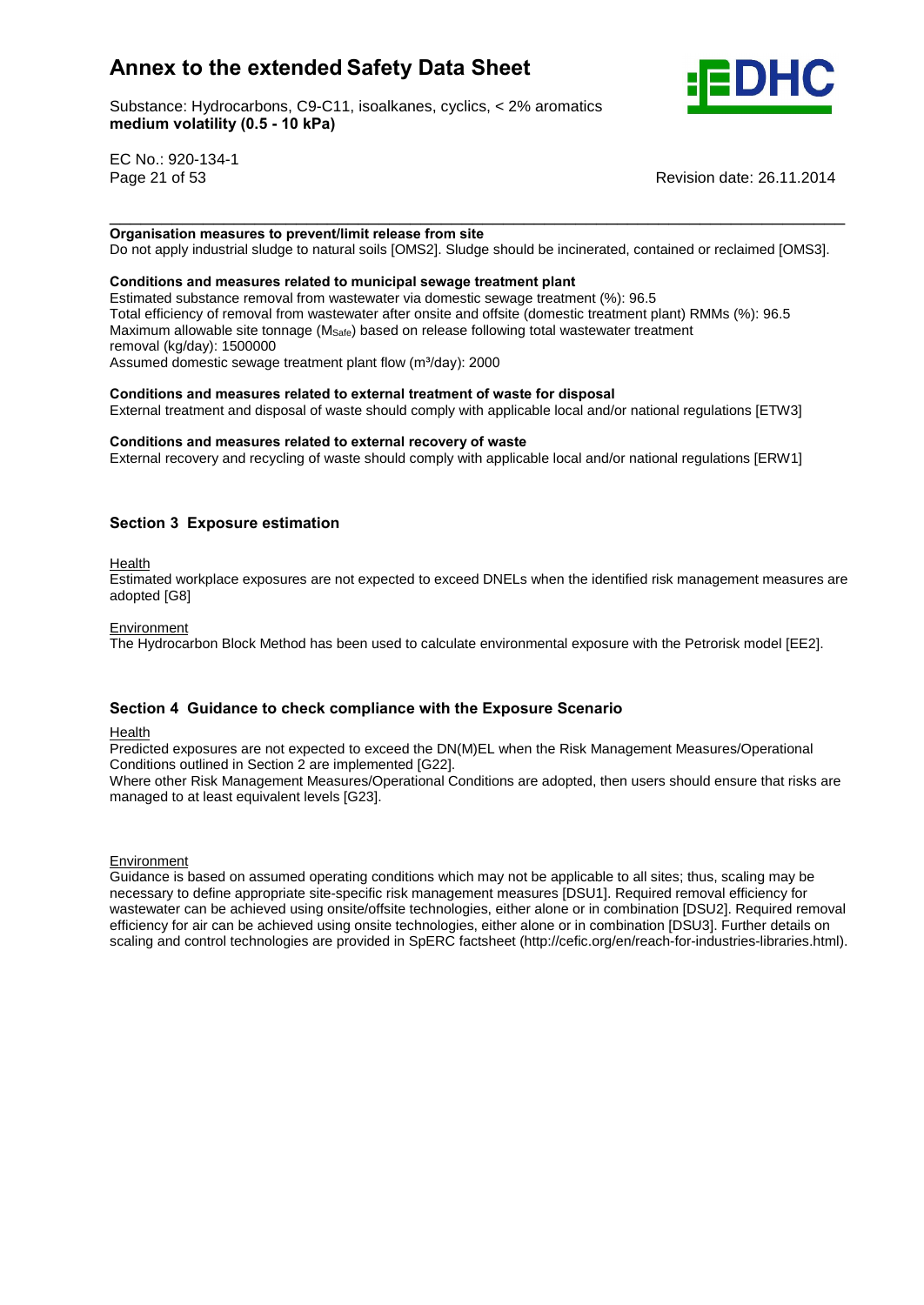**Organisation measures to prevent/limit release from site**

Do not apply industrial sludge to natural soils [OMS2]. Sludge should be incinerated, contained or reclaimed [OMS3].

**Conditions and measures related to municipal sewage treatment plant**

Estimated substance removal from wastewater via domestic sewage treatment (%): 96.5
Total efficiency of removal from wastewater after onsite and offsite (domestic treatment plant) RMMs (%): 96.5
Maximum allowable site tonnage ($M_{Safe}$) based on release following total wastewater treatment removal (kg/day): 1500000
Assumed domestic sewage treatment plant flow ($m^3$/day): 2000

**Conditions and measures related to external treatment of waste for disposal**

External treatment and disposal of waste should comply with applicable local and/or national regulations [ETW3]

**Conditions and measures related to external recovery of waste**

External recovery and recycling of waste should comply with applicable local and/or national regulations [ERW1]

## Section 3 Exposure estimation

Health

Estimated workplace exposures are not expected to exceed DNELs when the identified risk management measures are adopted [G8]

Environment

The Hydrocarbon Block Method has been used to calculate environmental exposure with the Petrorisk model [EE2].

## Section 4 Guidance to check compliance with the Exposure Scenario

Health

Predicted exposures are not expected to exceed the DN(M)EL when the Risk Management Measures/Operational Conditions outlined in Section 2 are implemented [G22].
Where other Risk Management Measures/Operational Conditions are adopted, then users should ensure that risks are managed to at least equivalent levels [G23].

Environment

Guidance is based on assumed operating conditions which may not be applicable to all sites; thus, scaling may be necessary to define appropriate site-specific risk management measures [DSU1]. Required removal efficiency for wastewater can be achieved using onsite/offsite technologies, either alone or in combination [DSU2]. Required removal efficiency for air can be achieved using onsite technologies, either alone or in combination [DSU3]. Further details on scaling and control technologies are provided in SpERC factsheet (http://cefic.org/en/reach-for-industries-libraries.html).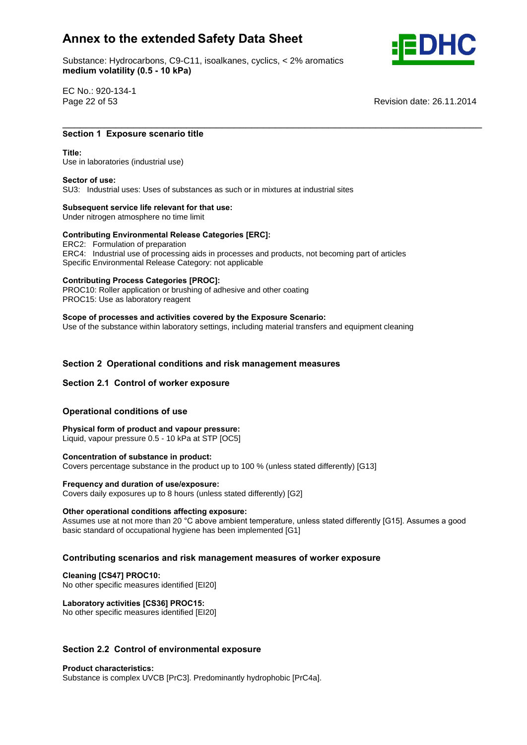## Section 1 Exposure scenario title

**Title:**
Use in laboratories (industrial use)

**Sector of use:**
SU3: Industrial uses: Uses of substances as such or in mixtures at industrial sites

**Subsequent service life relevant for that use:**
Under nitrogen atmosphere no time limit

**Contributing Environmental Release Categories [ERC]:**
ERC2: Formulation of preparation
ERC4: Industrial use of processing aids in processes and products, not becoming part of articles
Specific Environmental Release Category: not applicable

**Contributing Process Categories [PROC]:**
PROC10: Roller application or brushing of adhesive and other coating
PROC15: Use as laboratory reagent

**Scope of processes and activities covered by the Exposure Scenario:**
Use of the substance within laboratory settings, including material transfers and equipment cleaning

## Section 2 Operational conditions and risk management measures

### Section 2.1 Control of worker exposure

#### Operational conditions of use

**Physical form of product and vapour pressure:**
Liquid, vapour pressure 0.5 - 10 kPa at STP [OC5]

**Concentration of substance in product:**
Covers percentage substance in the product up to 100 % (unless stated differently) [G13]

**Frequency and duration of use/exposure:**
Covers daily exposures up to 8 hours (unless stated differently) [G2]

**Other operational conditions affecting exposure:**
Assumes use at not more than 20 °C above ambient temperature, unless stated differently [G15]. Assumes a good basic standard of occupational hygiene has been implemented [G1]

#### Contributing scenarios and risk management measures of worker exposure

**Cleaning [CS47] PROC10:**
No other specific measures identified [EI20]

**Laboratory activities [CS36] PROC15:**
No other specific measures identified [EI20]

### Section 2.2 Control of environmental exposure

**Product characteristics:**
Substance is complex UVCB [PrC3]. Predominantly hydrophobic [PrC4a].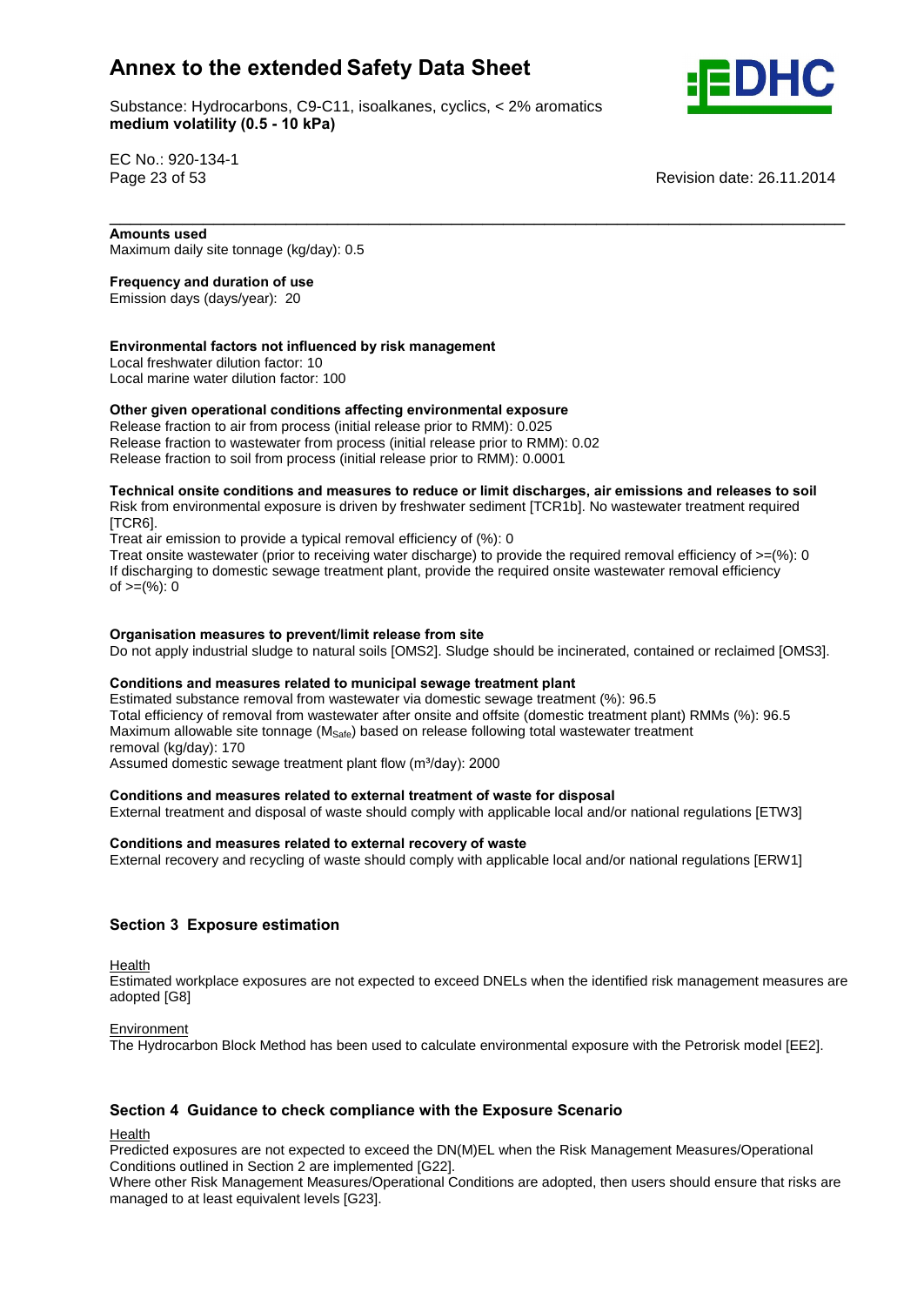**Amounts used**
Maximum daily site tonnage (kg/day): 0.5

**Frequency and duration of use**
Emission days (days/year): 20

**Environmental factors not influenced by risk management**
Local freshwater dilution factor: 10
Local marine water dilution factor: 100

**Other given operational conditions affecting environmental exposure**
Release fraction to air from process (initial release prior to RMM): 0.025
Release fraction to wastewater from process (initial release prior to RMM): 0.02
Release fraction to soil from process (initial release prior to RMM): 0.0001

**Technical onsite conditions and measures to reduce or limit discharges, air emissions and releases to soil**
Risk from environmental exposure is driven by freshwater sediment [TCR1b]. No wastewater treatment required [TCR6].
Treat air emission to provide a typical removal efficiency of (%): 0
Treat onsite wastewater (prior to receiving water discharge) to provide the required removal efficiency of >=(%): 0
If discharging to domestic sewage treatment plant, provide the required onsite wastewater removal efficiency of >=(%): 0

**Organisation measures to prevent/limit release from site**
Do not apply industrial sludge to natural soils [OMS2]. Sludge should be incinerated, contained or reclaimed [OMS3].

**Conditions and measures related to municipal sewage treatment plant**
Estimated substance removal from wastewater via domestic sewage treatment (%): 96.5
Total efficiency of removal from wastewater after onsite and offsite (domestic treatment plant) RMMs (%): 96.5
Maximum allowable site tonnage ($M_{Safe}$) based on release following total wastewater treatment removal (kg/day): 170
Assumed domestic sewage treatment plant flow ($m^3$/day): 2000

**Conditions and measures related to external treatment of waste for disposal**
External treatment and disposal of waste should comply with applicable local and/or national regulations [ETW3]

**Conditions and measures related to external recovery of waste**
External recovery and recycling of waste should comply with applicable local and/or national regulations [ERW1]

## Section 3 Exposure estimation

Health
Estimated workplace exposures are not expected to exceed DNELs when the identified risk management measures are adopted [G8]

Environment
The Hydrocarbon Block Method has been used to calculate environmental exposure with the Petrorisk model [EE2].

## Section 4 Guidance to check compliance with the Exposure Scenario

Health
Predicted exposures are not expected to exceed the DN(M)EL when the Risk Management Measures/Operational Conditions outlined in Section 2 are implemented [G22].
Where other Risk Management Measures/Operational Conditions are adopted, then users should ensure that risks are managed to at least equivalent levels [G23].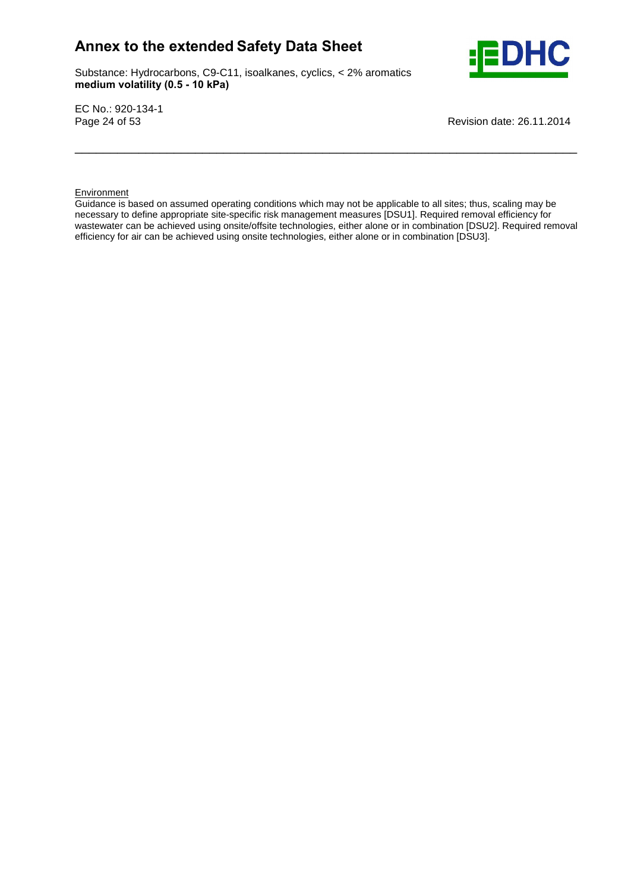Environment

Guidance is based on assumed operating conditions which may not be applicable to all sites; thus, scaling may be necessary to define appropriate site-specific risk management measures [DSU1]. Required removal efficiency for wastewater can be achieved using onsite/offsite technologies, either alone or in combination [DSU2]. Required removal efficiency for air can be achieved using onsite technologies, either alone or in combination [DSU3].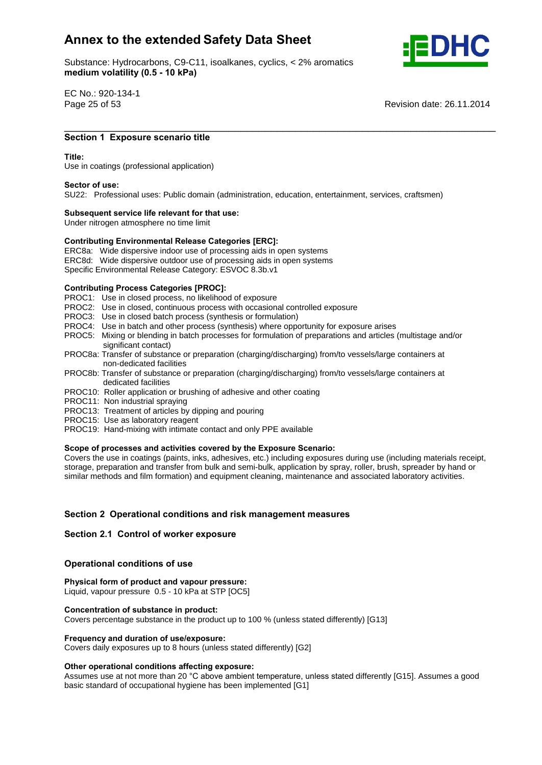# Annex to the extended Safety Data Sheet

Substance: Hydrocarbons, C9-C11, isoalkanes, cyclics, < 2% aromatics
**medium volatility (0.5 - 10 kPa)**

EC No.: 920-134-1

Revision date: 26.11.2014

## Section 1 Exposure scenario title

**Title:**
Use in coatings (professional application)

**Sector of use:**
SU22: Professional uses: Public domain (administration, education, entertainment, services, craftsmen)

**Subsequent service life relevant for that use:**
Under nitrogen atmosphere no time limit

**Contributing Environmental Release Categories [ERC]:**
ERC8a: Wide dispersive indoor use of processing aids in open systems
ERC8d: Wide dispersive outdoor use of processing aids in open systems
Specific Environmental Release Category: ESVOC 8.3b.v1

**Contributing Process Categories [PROC]:**
PROC1: Use in closed process, no likelihood of exposure
PROC2: Use in closed, continuous process with occasional controlled exposure
PROC3: Use in closed batch process (synthesis or formulation)
PROC4: Use in batch and other process (synthesis) where opportunity for exposure arises
PROC5: Mixing or blending in batch processes for formulation of preparations and articles (multistage and/or significant contact)
PROC8a: Transfer of substance or preparation (charging/discharging) from/to vessels/large containers at non-dedicated facilities
PROC8b: Transfer of substance or preparation (charging/discharging) from/to vessels/large containers at dedicated facilities
PROC10: Roller application or brushing of adhesive and other coating
PROC11: Non industrial spraying
PROC13: Treatment of articles by dipping and pouring
PROC15: Use as laboratory reagent
PROC19: Hand-mixing with intimate contact and only PPE available

**Scope of processes and activities covered by the Exposure Scenario:**
Covers the use in coatings (paints, inks, adhesives, etc.) including exposures during use (including materials receipt, storage, preparation and transfer from bulk and semi-bulk, application by spray, roller, brush, spreader by hand or similar methods and film formation) and equipment cleaning, maintenance and associated laboratory activities.

## Section 2 Operational conditions and risk management measures

### Section 2.1 Control of worker exposure

### Operational conditions of use

**Physical form of product and vapour pressure:**
Liquid, vapour pressure 0.5 - 10 kPa at STP [OC5]

**Concentration of substance in product:**
Covers percentage substance in the product up to 100 % (unless stated differently) [G13]

**Frequency and duration of use/exposure:**
Covers daily exposures up to 8 hours (unless stated differently) [G2]

**Other operational conditions affecting exposure:**
Assumes use at not more than 20 °C above ambient temperature, unless stated differently [G15]. Assumes a good basic standard of occupational hygiene has been implemented [G1]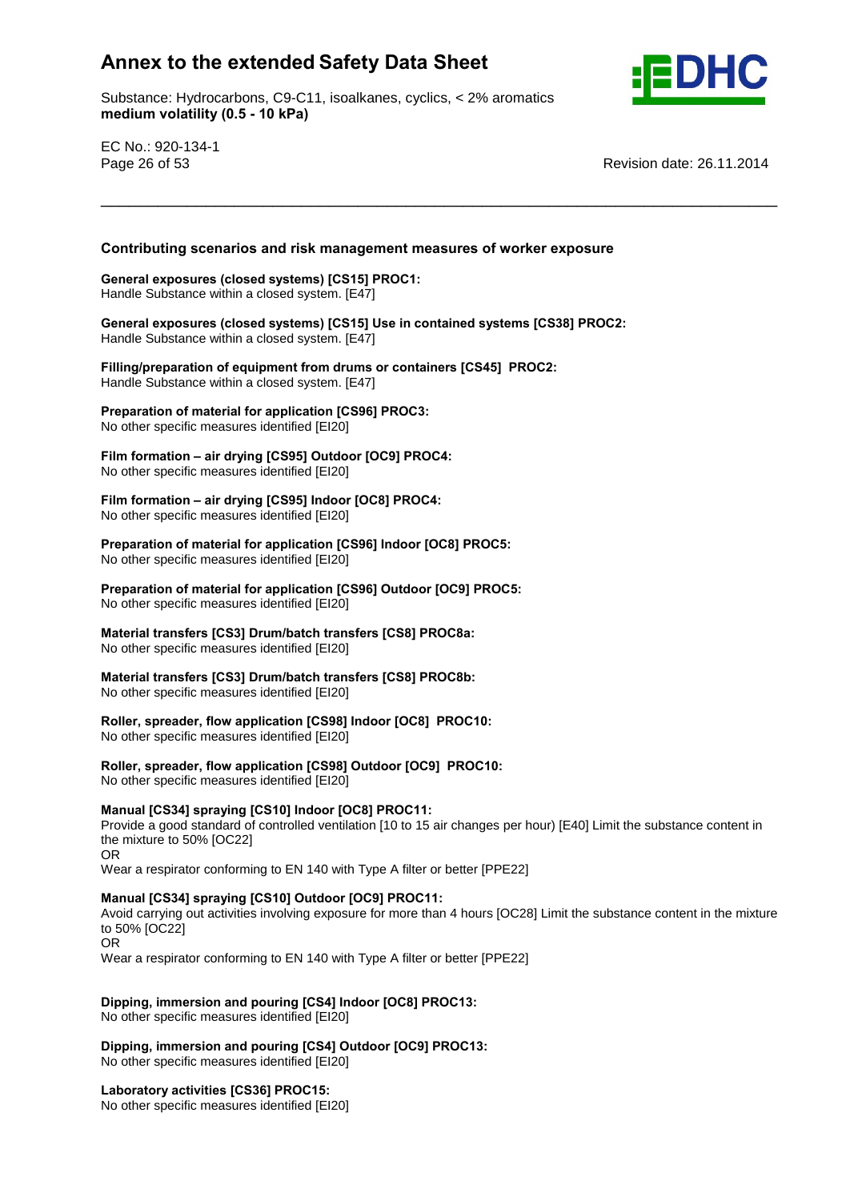## Contributing scenarios and risk management measures of worker exposure

**General exposures (closed systems) [CS15] PROC1:**
Handle Substance within a closed system. [E47]

**General exposures (closed systems) [CS15] Use in contained systems [CS38] PROC2:**
Handle Substance within a closed system. [E47]

**Filling/preparation of equipment from drums or containers [CS45] PROC2:**
Handle Substance within a closed system. [E47]

**Preparation of material for application [CS96] PROC3:**
No other specific measures identified [EI20]

**Film formation – air drying [CS95] Outdoor [OC9] PROC4:**
No other specific measures identified [EI20]

**Film formation – air drying [CS95] Indoor [OC8] PROC4:**
No other specific measures identified [EI20]

**Preparation of material for application [CS96] Indoor [OC8] PROC5:**
No other specific measures identified [EI20]

**Preparation of material for application [CS96] Outdoor [OC9] PROC5:**
No other specific measures identified [EI20]

**Material transfers [CS3] Drum/batch transfers [CS8] PROC8a:**
No other specific measures identified [EI20]

**Material transfers [CS3] Drum/batch transfers [CS8] PROC8b:**
No other specific measures identified [EI20]

**Roller, spreader, flow application [CS98] Indoor [OC8] PROC10:**
No other specific measures identified [EI20]

**Roller, spreader, flow application [CS98] Outdoor [OC9] PROC10:**
No other specific measures identified [EI20]

**Manual [CS34] spraying [CS10] Indoor [OC8] PROC11:**
Provide a good standard of controlled ventilation [10 to 15 air changes per hour) [E40] Limit the substance content in the mixture to 50% [OC22]
OR
Wear a respirator conforming to EN 140 with Type A filter or better [PPE22]

**Manual [CS34] spraying [CS10] Outdoor [OC9] PROC11:**
Avoid carrying out activities involving exposure for more than 4 hours [OC28] Limit the substance content in the mixture to 50% [OC22]
OR
Wear a respirator conforming to EN 140 with Type A filter or better [PPE22]

**Dipping, immersion and pouring [CS4] Indoor [OC8] PROC13:**
No other specific measures identified [EI20]

**Dipping, immersion and pouring [CS4] Outdoor [OC9] PROC13:**
No other specific measures identified [EI20]

**Laboratory activities [CS36] PROC15:**
No other specific measures identified [EI20]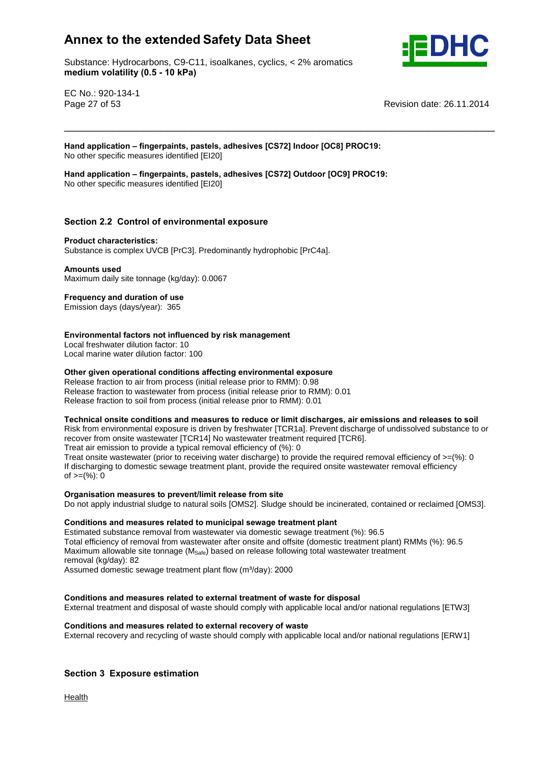**Hand application – fingerpaints, pastels, adhesives [CS72] Indoor [OC8] PROC19:**
No other specific measures identified [EI20]

**Hand application – fingerpaints, pastels, adhesives [CS72] Outdoor [OC9] PROC19:**
No other specific measures identified [EI20]

## Section 2.2 Control of environmental exposure

**Product characteristics:**
Substance is complex UVCB [PrC3]. Predominantly hydrophobic [PrC4a].

**Amounts used**
Maximum daily site tonnage (kg/day): 0.0067

**Frequency and duration of use**
Emission days (days/year): 365

**Environmental factors not influenced by risk management**
Local freshwater dilution factor: 10
Local marine water dilution factor: 100

**Other given operational conditions affecting environmental exposure**
Release fraction to air from process (initial release prior to RMM): 0.98
Release fraction to wastewater from process (initial release prior to RMM): 0.01
Release fraction to soil from process (initial release prior to RMM): 0.01

**Technical onsite conditions and measures to reduce or limit discharges, air emissions and releases to soil**
Risk from environmental exposure is driven by freshwater [TCR1a]. Prevent discharge of undissolved substance to or recover from onsite wastewater [TCR14] No wastewater treatment required [TCR6].
Treat air emission to provide a typical removal efficiency of (%): 0
Treat onsite wastewater (prior to receiving water discharge) to provide the required removal efficiency of >=(%): 0
If discharging to domestic sewage treatment plant, provide the required onsite wastewater removal efficiency of >=(%): 0

**Organisation measures to prevent/limit release from site**
Do not apply industrial sludge to natural soils [OMS2]. Sludge should be incinerated, contained or reclaimed [OMS3].

**Conditions and measures related to municipal sewage treatment plant**
Estimated substance removal from wastewater via domestic sewage treatment (%): 96.5
Total efficiency of removal from wastewater after onsite and offsite (domestic treatment plant) RMMs (%): 96.5
Maximum allowable site tonnage ($M_{Safe}$) based on release following total wastewater treatment removal (kg/day): 82
Assumed domestic sewage treatment plant flow (m³/day): 2000

**Conditions and measures related to external treatment of waste for disposal**
External treatment and disposal of waste should comply with applicable local and/or national regulations [ETW3]

**Conditions and measures related to external recovery of waste**
External recovery and recycling of waste should comply with applicable local and/or national regulations [ERW1]

## Section 3 Exposure estimation

Health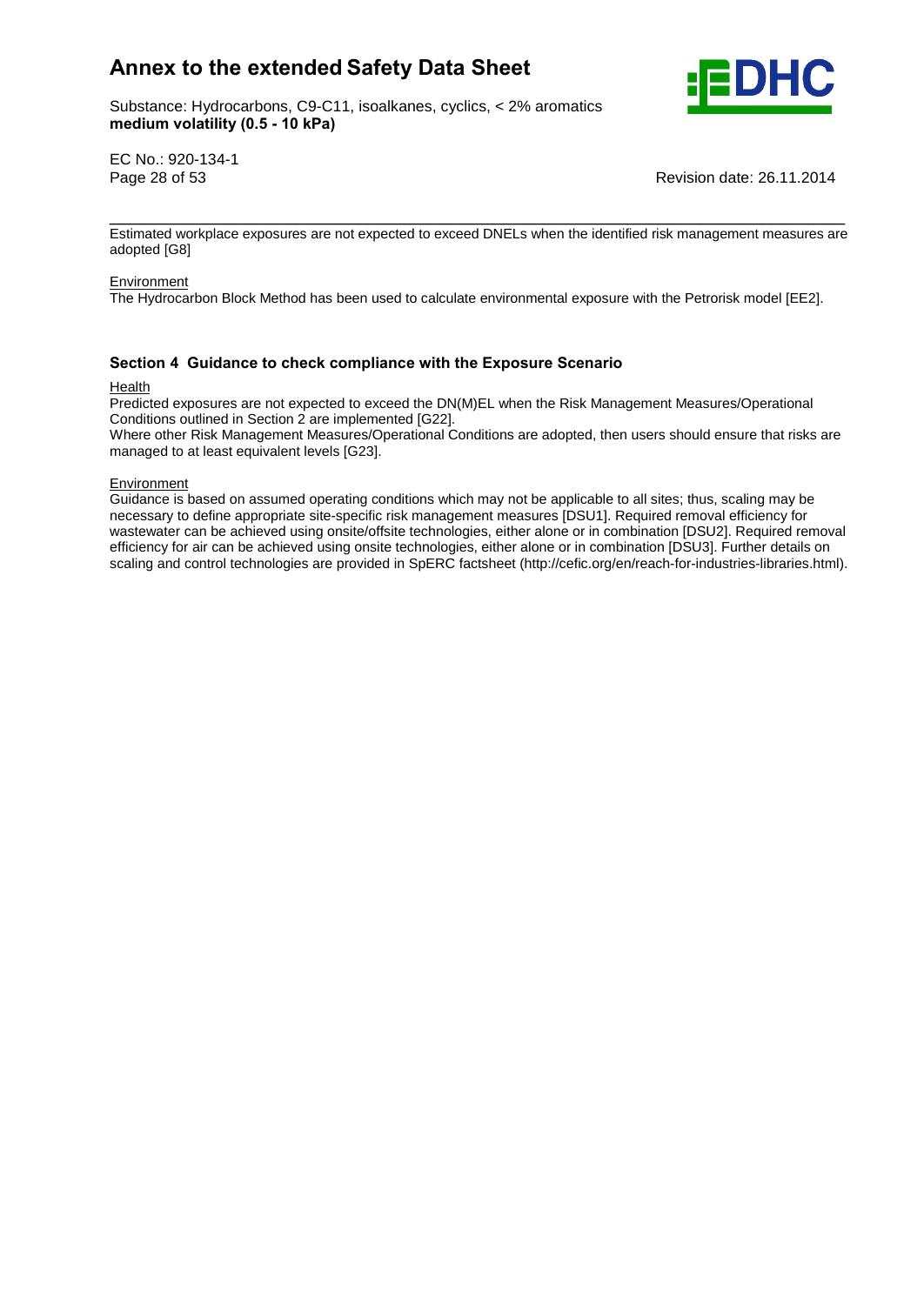Estimated workplace exposures are not expected to exceed DNELs when the identified risk management measures are adopted [G8]

Environment

The Hydrocarbon Block Method has been used to calculate environmental exposure with the Petrorisk model [EE2].

## Section 4 Guidance to check compliance with the Exposure Scenario

Health

Predicted exposures are not expected to exceed the DN(M)EL when the Risk Management Measures/Operational Conditions outlined in Section 2 are implemented [G22].

Where other Risk Management Measures/Operational Conditions are adopted, then users should ensure that risks are managed to at least equivalent levels [G23].

Environment

Guidance is based on assumed operating conditions which may not be applicable to all sites; thus, scaling may be necessary to define appropriate site-specific risk management measures [DSU1]. Required removal efficiency for wastewater can be achieved using onsite/offsite technologies, either alone or in combination [DSU2]. Required removal efficiency for air can be achieved using onsite technologies, either alone or in combination [DSU3]. Further details on scaling and control technologies are provided in SpERC factsheet (http://cefic.org/en/reach-for-industries-libraries.html).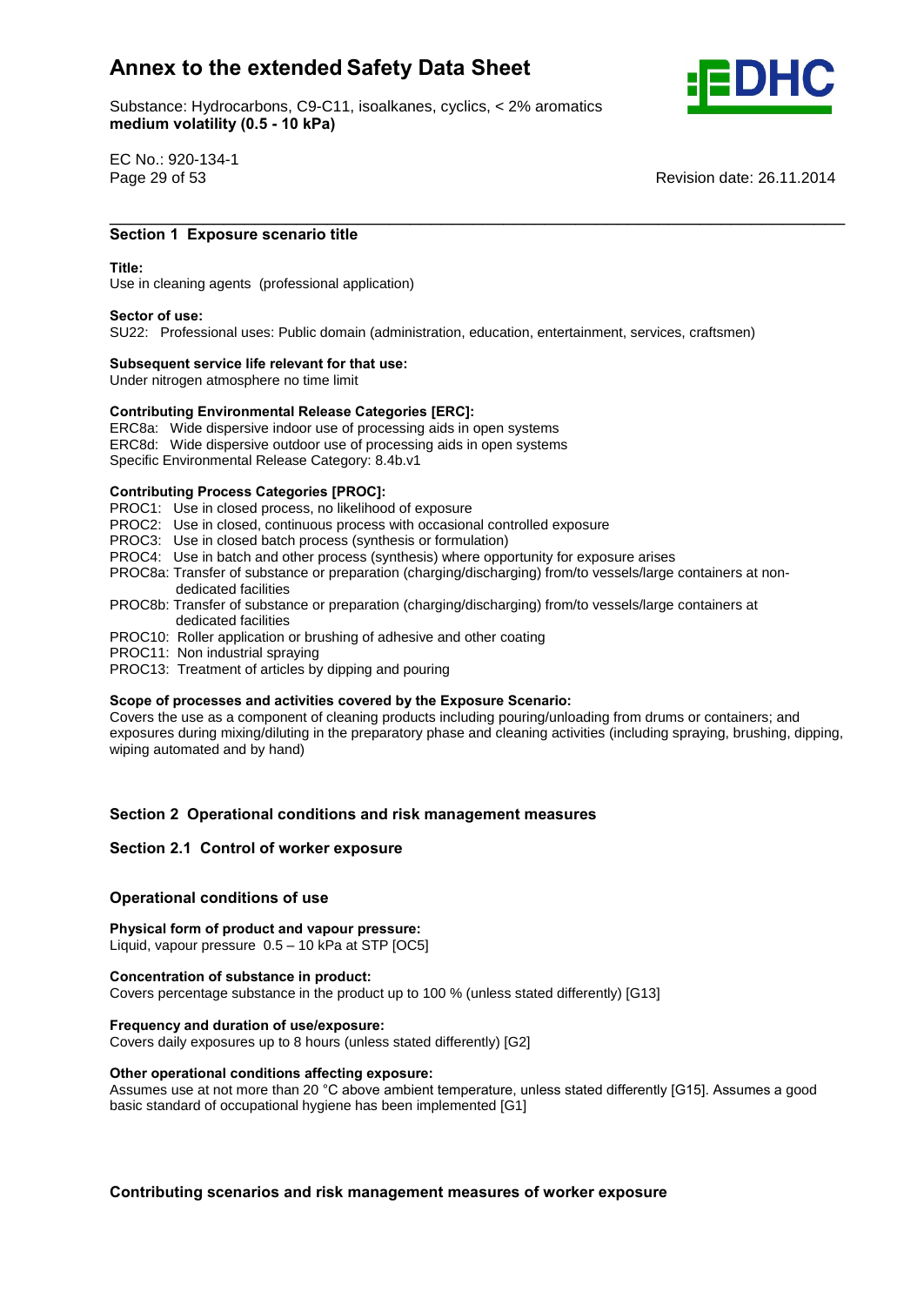## Section 1 Exposure scenario title

**Title:**
Use in cleaning agents (professional application)

**Sector of use:**
SU22: Professional uses: Public domain (administration, education, entertainment, services, craftsmen)

**Subsequent service life relevant for that use:**
Under nitrogen atmosphere no time limit

**Contributing Environmental Release Categories [ERC]:**
ERC8a: Wide dispersive indoor use of processing aids in open systems
ERC8d: Wide dispersive outdoor use of processing aids in open systems
Specific Environmental Release Category: 8.4b.v1

**Contributing Process Categories [PROC]:**
PROC1: Use in closed process, no likelihood of exposure
PROC2: Use in closed, continuous process with occasional controlled exposure
PROC3: Use in closed batch process (synthesis or formulation)
PROC4: Use in batch and other process (synthesis) where opportunity for exposure arises
PROC8a: Transfer of substance or preparation (charging/discharging) from/to vessels/large containers at non-dedicated facilities
PROC8b: Transfer of substance or preparation (charging/discharging) from/to vessels/large containers at dedicated facilities
PROC10: Roller application or brushing of adhesive and other coating
PROC11: Non industrial spraying
PROC13: Treatment of articles by dipping and pouring

**Scope of processes and activities covered by the Exposure Scenario:**
Covers the use as a component of cleaning products including pouring/unloading from drums or containers; and exposures during mixing/diluting in the preparatory phase and cleaning activities (including spraying, brushing, dipping, wiping automated and by hand)

## Section 2 Operational conditions and risk management measures

### Section 2.1 Control of worker exposure

#### Operational conditions of use

**Physical form of product and vapour pressure:**
Liquid, vapour pressure 0.5 – 10 kPa at STP [OC5]

**Concentration of substance in product:**
Covers percentage substance in the product up to 100 % (unless stated differently) [G13]

**Frequency and duration of use/exposure:**
Covers daily exposures up to 8 hours (unless stated differently) [G2]

**Other operational conditions affecting exposure:**
Assumes use at not more than 20 °C above ambient temperature, unless stated differently [G15]. Assumes a good basic standard of occupational hygiene has been implemented [G1]

#### Contributing scenarios and risk management measures of worker exposure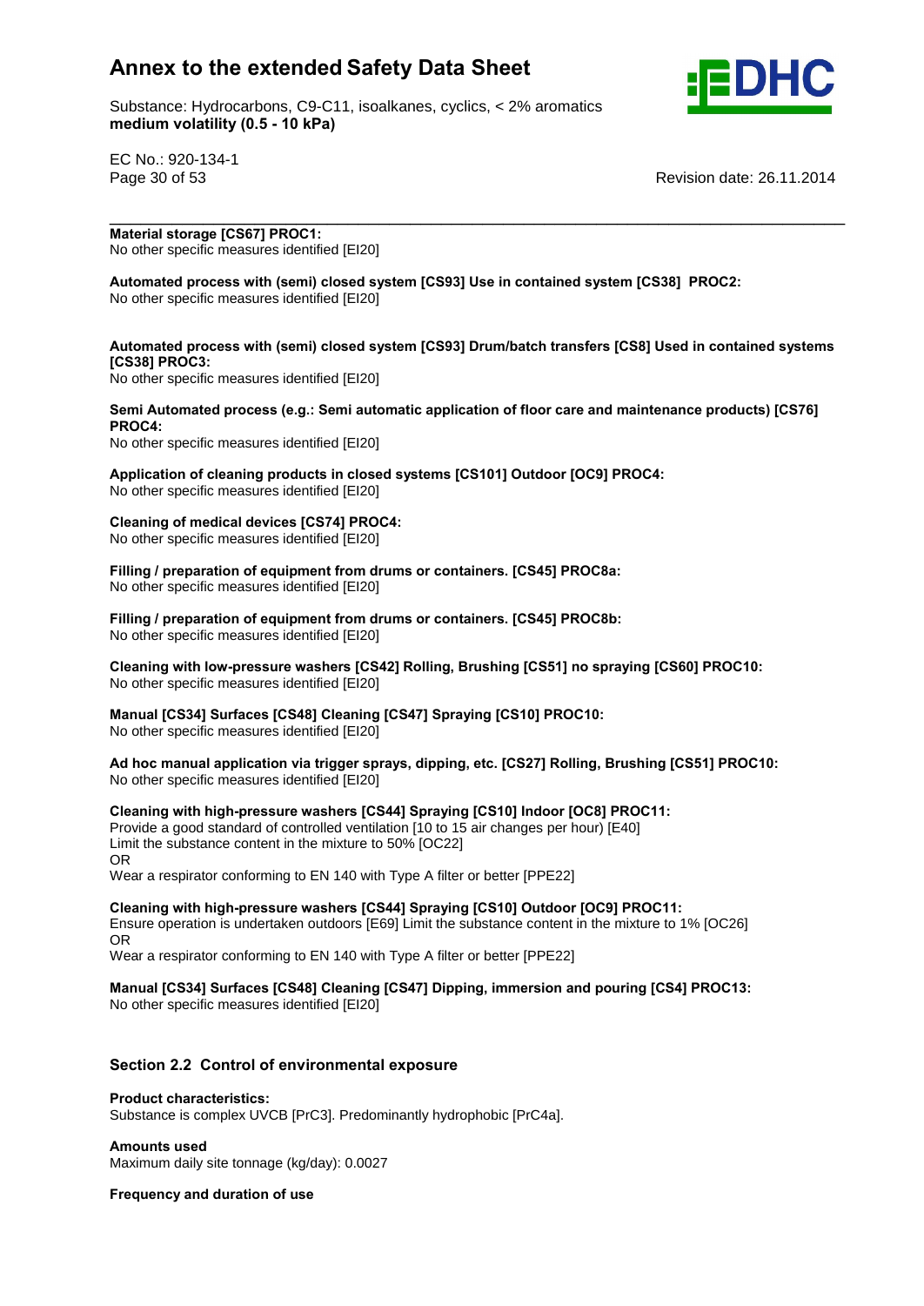**Material storage [CS67] PROC1:**
No other specific measures identified [EI20]

**Automated process with (semi) closed system [CS93] Use in contained system [CS38] PROC2:**
No other specific measures identified [EI20]

**Automated process with (semi) closed system [CS93] Drum/batch transfers [CS8] Used in contained systems [CS38] PROC3:**
No other specific measures identified [EI20]

**Semi Automated process (e.g.: Semi automatic application of floor care and maintenance products) [CS76] PROC4:**
No other specific measures identified [EI20]

**Application of cleaning products in closed systems [CS101] Outdoor [OC9] PROC4:**
No other specific measures identified [EI20]

**Cleaning of medical devices [CS74] PROC4:**
No other specific measures identified [EI20]

**Filling / preparation of equipment from drums or containers. [CS45] PROC8a:**
No other specific measures identified [EI20]

**Filling / preparation of equipment from drums or containers. [CS45] PROC8b:**
No other specific measures identified [EI20]

**Cleaning with low-pressure washers [CS42] Rolling, Brushing [CS51] no spraying [CS60] PROC10:**
No other specific measures identified [EI20]

**Manual [CS34] Surfaces [CS48] Cleaning [CS47] Spraying [CS10] PROC10:**
No other specific measures identified [EI20]

**Ad hoc manual application via trigger sprays, dipping, etc. [CS27] Rolling, Brushing [CS51] PROC10:**
No other specific measures identified [EI20]

**Cleaning with high-pressure washers [CS44] Spraying [CS10] Indoor [OC8] PROC11:**
Provide a good standard of controlled ventilation [10 to 15 air changes per hour) [E40]
Limit the substance content in the mixture to 50% [OC22]
OR
Wear a respirator conforming to EN 140 with Type A filter or better [PPE22]

**Cleaning with high-pressure washers [CS44] Spraying [CS10] Outdoor [OC9] PROC11:**
Ensure operation is undertaken outdoors [E69] Limit the substance content in the mixture to 1% [OC26]
OR
Wear a respirator conforming to EN 140 with Type A filter or better [PPE22]

**Manual [CS34] Surfaces [CS48] Cleaning [CS47] Dipping, immersion and pouring [CS4] PROC13:**
No other specific measures identified [EI20]

## Section 2.2 Control of environmental exposure

**Product characteristics:**
Substance is complex UVCB [PrC3]. Predominantly hydrophobic [PrC4a].

**Amounts used**
Maximum daily site tonnage (kg/day): 0.0027

**Frequency and duration of use**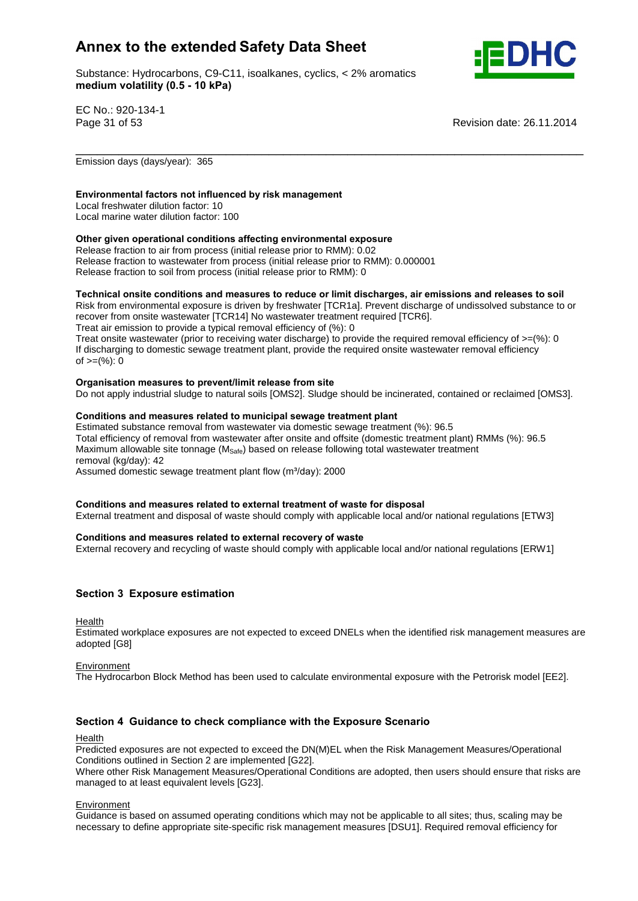Emission days (days/year): 365

**Environmental factors not influenced by risk management**

Local freshwater dilution factor: 10
Local marine water dilution factor: 100

**Other given operational conditions affecting environmental exposure**

Release fraction to air from process (initial release prior to RMM): 0.02
Release fraction to wastewater from process (initial release prior to RMM): 0.000001
Release fraction to soil from process (initial release prior to RMM): 0

**Technical onsite conditions and measures to reduce or limit discharges, air emissions and releases to soil**

Risk from environmental exposure is driven by freshwater [TCR1a]. Prevent discharge of undissolved substance to or recover from onsite wastewater [TCR14] No wastewater treatment required [TCR6].
Treat air emission to provide a typical removal efficiency of (%): 0
Treat onsite wastewater (prior to receiving water discharge) to provide the required removal efficiency of >=(%): 0
If discharging to domestic sewage treatment plant, provide the required onsite wastewater removal efficiency of >=(%): 0

**Organisation measures to prevent/limit release from site**

Do not apply industrial sludge to natural soils [OMS2]. Sludge should be incinerated, contained or reclaimed [OMS3].

**Conditions and measures related to municipal sewage treatment plant**

Estimated substance removal from wastewater via domestic sewage treatment (%): 96.5
Total efficiency of removal from wastewater after onsite and offsite (domestic treatment plant) RMMs (%): 96.5
Maximum allowable site tonnage ($M_{Safe}$) based on release following total wastewater treatment removal (kg/day): 42
Assumed domestic sewage treatment plant flow ($m^3$/day): 2000

**Conditions and measures related to external treatment of waste for disposal**

External treatment and disposal of waste should comply with applicable local and/or national regulations [ETW3]

**Conditions and measures related to external recovery of waste**

External recovery and recycling of waste should comply with applicable local and/or national regulations [ERW1]

## Section 3 Exposure estimation

Health

Estimated workplace exposures are not expected to exceed DNELs when the identified risk management measures are adopted [G8]

Environment

The Hydrocarbon Block Method has been used to calculate environmental exposure with the Petrorisk model [EE2].

## Section 4 Guidance to check compliance with the Exposure Scenario

Health

Predicted exposures are not expected to exceed the DN(M)EL when the Risk Management Measures/Operational Conditions outlined in Section 2 are implemented [G22].
Where other Risk Management Measures/Operational Conditions are adopted, then users should ensure that risks are managed to at least equivalent levels [G23].

Environment

Guidance is based on assumed operating conditions which may not be applicable to all sites; thus, scaling may be necessary to define appropriate site-specific risk management measures [DSU1]. Required removal efficiency for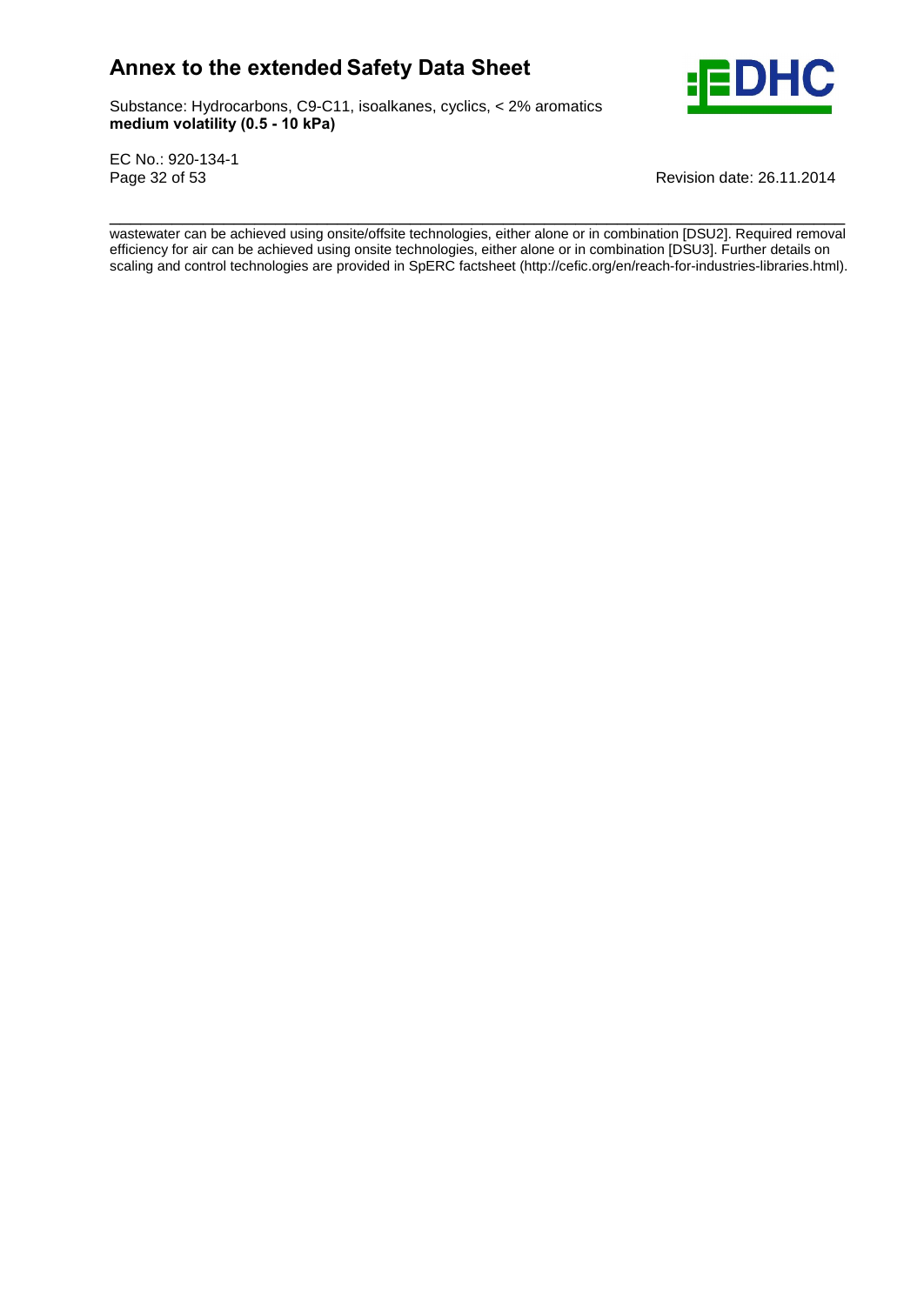wastewater can be achieved using onsite/offsite technologies, either alone or in combination [DSU2]. Required removal efficiency for air can be achieved using onsite technologies, either alone or in combination [DSU3]. Further details on scaling and control technologies are provided in SpERC factsheet (http://cefic.org/en/reach-for-industries-libraries.html).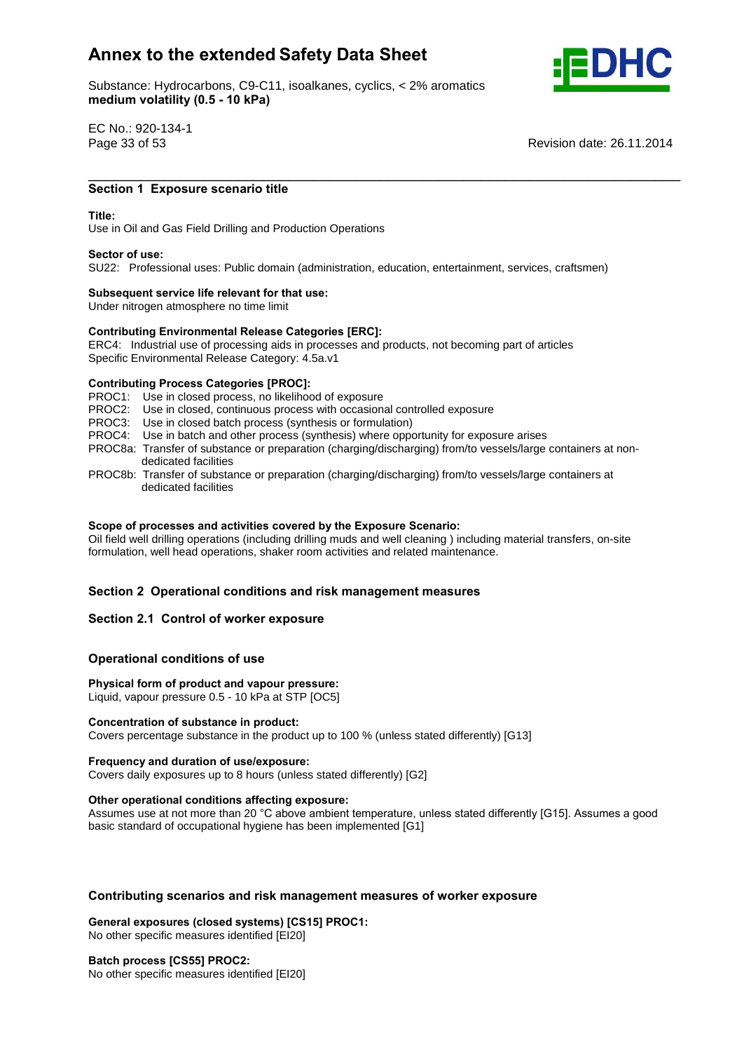## Section 1 Exposure scenario title

**Title:**
Use in Oil and Gas Field Drilling and Production Operations

**Sector of use:**
SU22: Professional uses: Public domain (administration, education, entertainment, services, craftsmen)

**Subsequent service life relevant for that use:**
Under nitrogen atmosphere no time limit

**Contributing Environmental Release Categories [ERC]:**
ERC4: Industrial use of processing aids in processes and products, not becoming part of articles
Specific Environmental Release Category: 4.5a.v1

**Contributing Process Categories [PROC]:**
- PROC1: Use in closed process, no likelihood of exposure
- PROC2: Use in closed, continuous process with occasional controlled exposure
- PROC3: Use in closed batch process (synthesis or formulation)
- PROC4: Use in batch and other process (synthesis) where opportunity for exposure arises
- PROC8a: Transfer of substance or preparation (charging/discharging) from/to vessels/large containers at non-dedicated facilities
- PROC8b: Transfer of substance or preparation (charging/discharging) from/to vessels/large containers at dedicated facilities

**Scope of processes and activities covered by the Exposure Scenario:**
Oil field well drilling operations (including drilling muds and well cleaning ) including material transfers, on-site formulation, well head operations, shaker room activities and related maintenance.

## Section 2 Operational conditions and risk management measures

### Section 2.1 Control of worker exposure

#### Operational conditions of use

**Physical form of product and vapour pressure:**
Liquid, vapour pressure 0.5 - 10 kPa at STP [OC5]

**Concentration of substance in product:**
Covers percentage substance in the product up to 100 % (unless stated differently) [G13]

**Frequency and duration of use/exposure:**
Covers daily exposures up to 8 hours (unless stated differently) [G2]

**Other operational conditions affecting exposure:**
Assumes use at not more than 20 °C above ambient temperature, unless stated differently [G15]. Assumes a good basic standard of occupational hygiene has been implemented [G1]

#### Contributing scenarios and risk management measures of worker exposure

**General exposures (closed systems) [CS15] PROC1:**
No other specific measures identified [EI20]

**Batch process [CS55] PROC2:**
No other specific measures identified [EI20]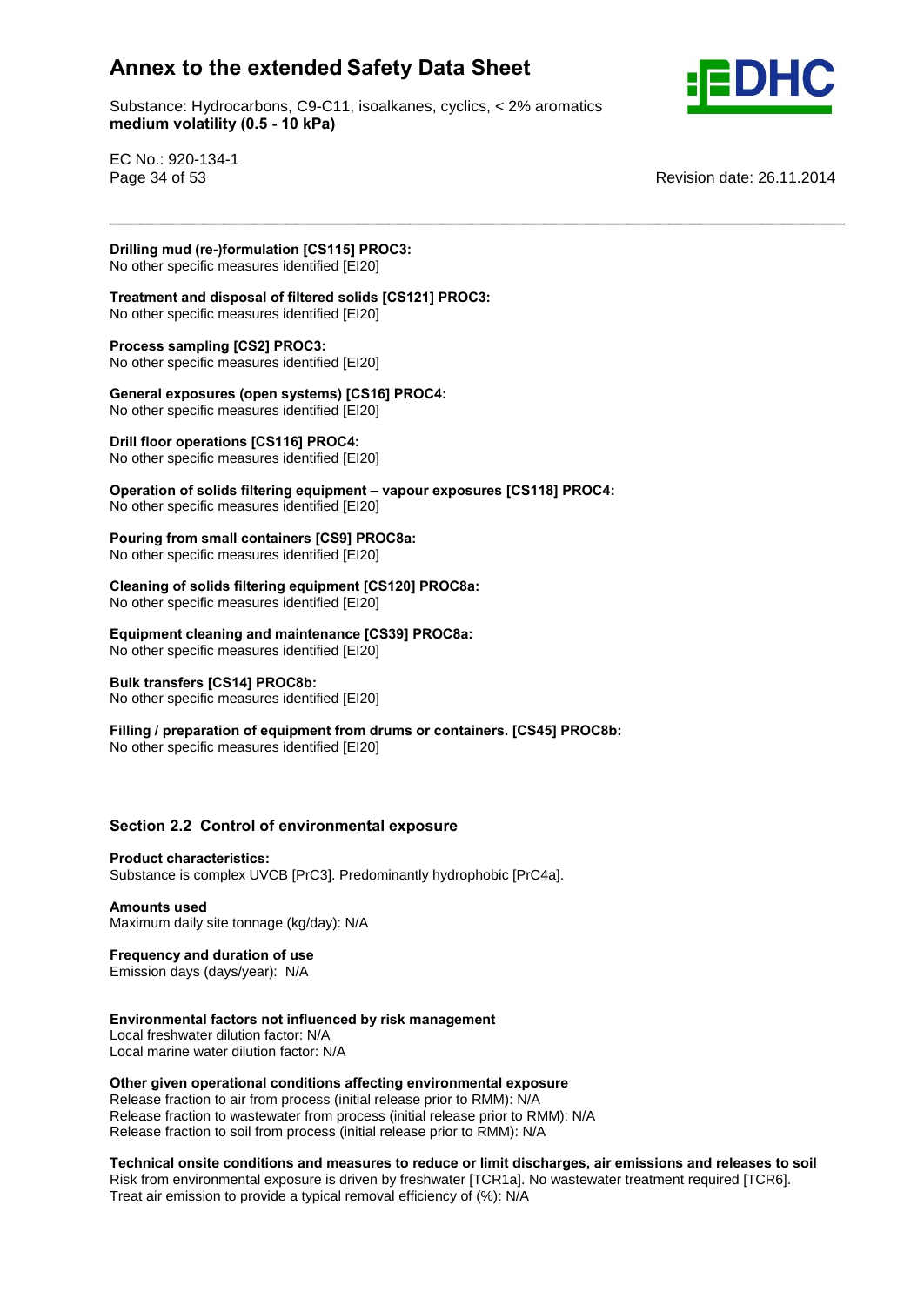**Drilling mud (re-)formulation [CS115] PROC3:**
No other specific measures identified [EI20]

**Treatment and disposal of filtered solids [CS121] PROC3:**
No other specific measures identified [EI20]

**Process sampling [CS2] PROC3:**
No other specific measures identified [EI20]

**General exposures (open systems) [CS16] PROC4:**
No other specific measures identified [EI20]

**Drill floor operations [CS116] PROC4:**
No other specific measures identified [EI20]

**Operation of solids filtering equipment – vapour exposures [CS118] PROC4:**
No other specific measures identified [EI20]

**Pouring from small containers [CS9] PROC8a:**
No other specific measures identified [EI20]

**Cleaning of solids filtering equipment [CS120] PROC8a:**
No other specific measures identified [EI20]

**Equipment cleaning and maintenance [CS39] PROC8a:**
No other specific measures identified [EI20]

**Bulk transfers [CS14] PROC8b:**
No other specific measures identified [EI20]

**Filling / preparation of equipment from drums or containers. [CS45] PROC8b:**
No other specific measures identified [EI20]

## Section 2.2 Control of environmental exposure

**Product characteristics:**
Substance is complex UVCB [PrC3]. Predominantly hydrophobic [PrC4a].

**Amounts used**
Maximum daily site tonnage (kg/day): N/A

**Frequency and duration of use**
Emission days (days/year): N/A

**Environmental factors not influenced by risk management**
Local freshwater dilution factor: N/A
Local marine water dilution factor: N/A

**Other given operational conditions affecting environmental exposure**
Release fraction to air from process (initial release prior to RMM): N/A
Release fraction to wastewater from process (initial release prior to RMM): N/A
Release fraction to soil from process (initial release prior to RMM): N/A

**Technical onsite conditions and measures to reduce or limit discharges, air emissions and releases to soil**
Risk from environmental exposure is driven by freshwater [TCR1a]. No wastewater treatment required [TCR6].
Treat air emission to provide a typical removal efficiency of (%): N/A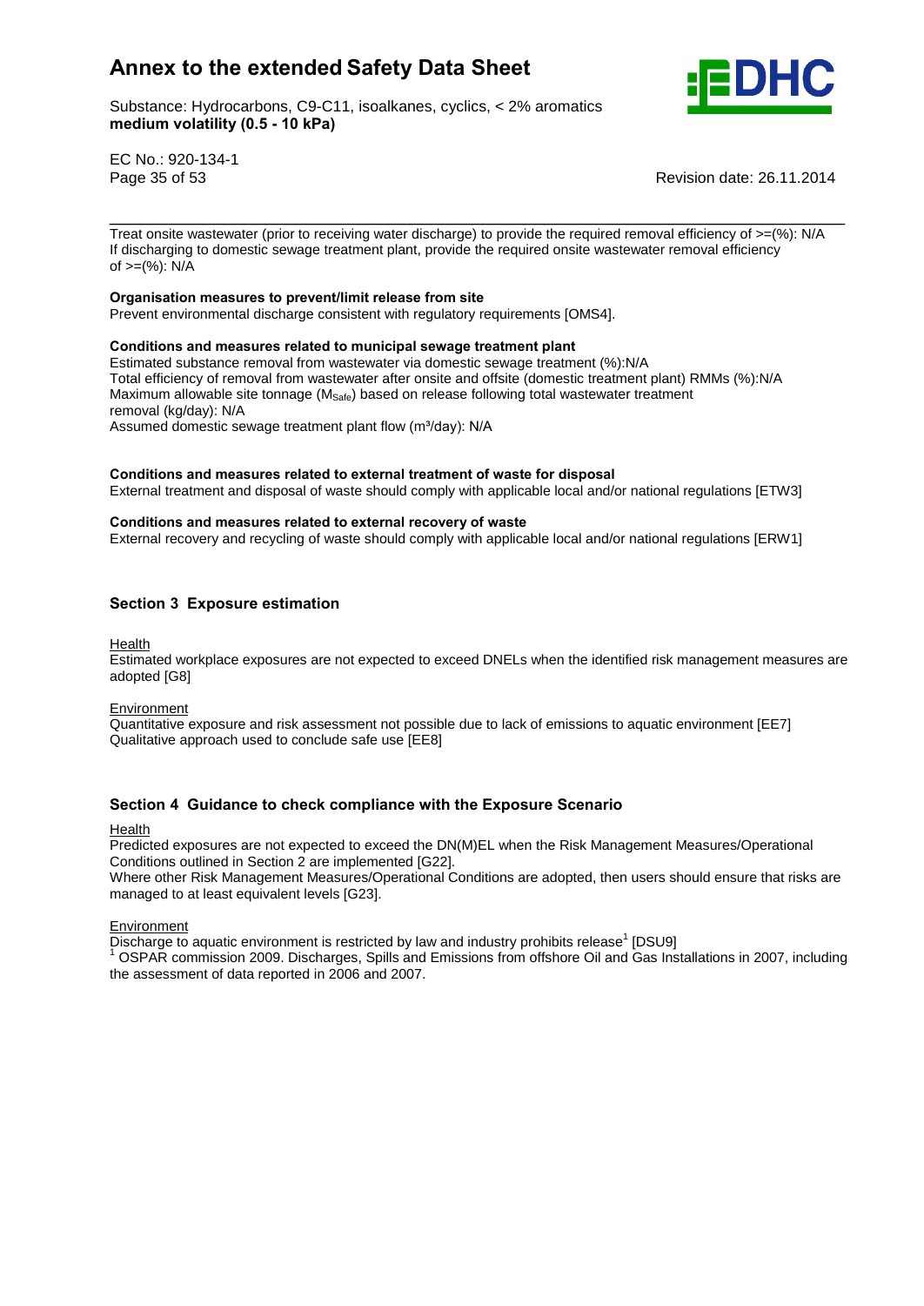Treat onsite wastewater (prior to receiving water discharge) to provide the required removal efficiency of >=(%): N/A
If discharging to domestic sewage treatment plant, provide the required onsite wastewater removal efficiency of >=(%): N/A

**Organisation measures to prevent/limit release from site**
Prevent environmental discharge consistent with regulatory requirements [OMS4].

**Conditions and measures related to municipal sewage treatment plant**
Estimated substance removal from wastewater via domestic sewage treatment (%):N/A
Total efficiency of removal from wastewater after onsite and offsite (domestic treatment plant) RMMs (%):N/A
Maximum allowable site tonnage ($M_{Safe}$) based on release following total wastewater treatment removal (kg/day): N/A
Assumed domestic sewage treatment plant flow (m³/day): N/A

**Conditions and measures related to external treatment of waste for disposal**
External treatment and disposal of waste should comply with applicable local and/or national regulations [ETW3]

**Conditions and measures related to external recovery of waste**
External recovery and recycling of waste should comply with applicable local and/or national regulations [ERW1]

## Section 3 Exposure estimation

Health
Estimated workplace exposures are not expected to exceed DNELs when the identified risk management measures are adopted [G8]

Environment
Quantitative exposure and risk assessment not possible due to lack of emissions to aquatic environment [EE7]
Qualitative approach used to conclude safe use [EE8]

## Section 4 Guidance to check compliance with the Exposure Scenario

Health
Predicted exposures are not expected to exceed the DN(M)EL when the Risk Management Measures/Operational Conditions outlined in Section 2 are implemented [G22].
Where other Risk Management Measures/Operational Conditions are adopted, then users should ensure that risks are managed to at least equivalent levels [G23].

Environment
Discharge to aquatic environment is restricted by law and industry prohibits release[1] [DSU9]
[1] OSPAR commission 2009. Discharges, Spills and Emissions from offshore Oil and Gas Installations in 2007, including the assessment of data reported in 2006 and 2007.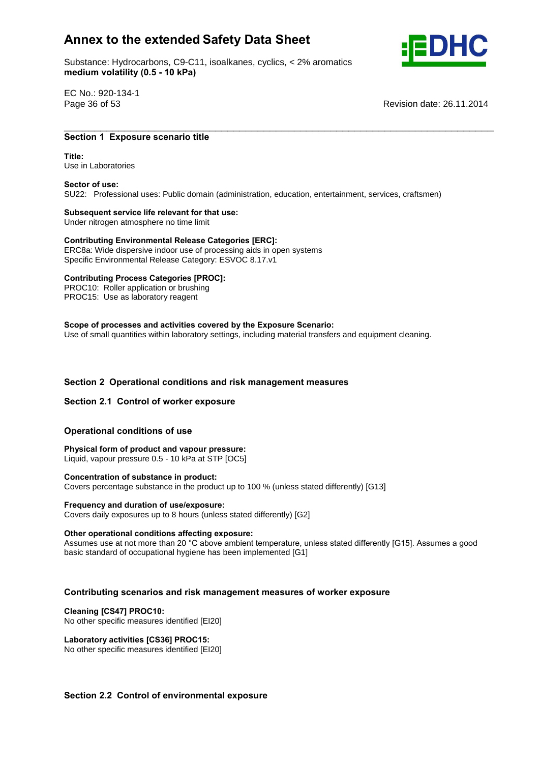## Section 1 Exposure scenario title

**Title:**
Use in Laboratories

**Sector of use:**
SU22: Professional uses: Public domain (administration, education, entertainment, services, craftsmen)

**Subsequent service life relevant for that use:**
Under nitrogen atmosphere no time limit

**Contributing Environmental Release Categories [ERC]:**
ERC8a: Wide dispersive indoor use of processing aids in open systems
Specific Environmental Release Category: ESVOC 8.17.v1

**Contributing Process Categories [PROC]:**
PROC10: Roller application or brushing
PROC15: Use as laboratory reagent

**Scope of processes and activities covered by the Exposure Scenario:**
Use of small quantities within laboratory settings, including material transfers and equipment cleaning.

## Section 2 Operational conditions and risk management measures

### Section 2.1 Control of worker exposure

#### Operational conditions of use

**Physical form of product and vapour pressure:**
Liquid, vapour pressure 0.5 - 10 kPa at STP [OC5]

**Concentration of substance in product:**
Covers percentage substance in the product up to 100 % (unless stated differently) [G13]

**Frequency and duration of use/exposure:**
Covers daily exposures up to 8 hours (unless stated differently) [G2]

**Other operational conditions affecting exposure:**
Assumes use at not more than 20 °C above ambient temperature, unless stated differently [G15]. Assumes a good basic standard of occupational hygiene has been implemented [G1]

#### Contributing scenarios and risk management measures of worker exposure

**Cleaning [CS47] PROC10:**
No other specific measures identified [EI20]

**Laboratory activities [CS36] PROC15:**
No other specific measures identified [EI20]

### Section 2.2 Control of environmental exposure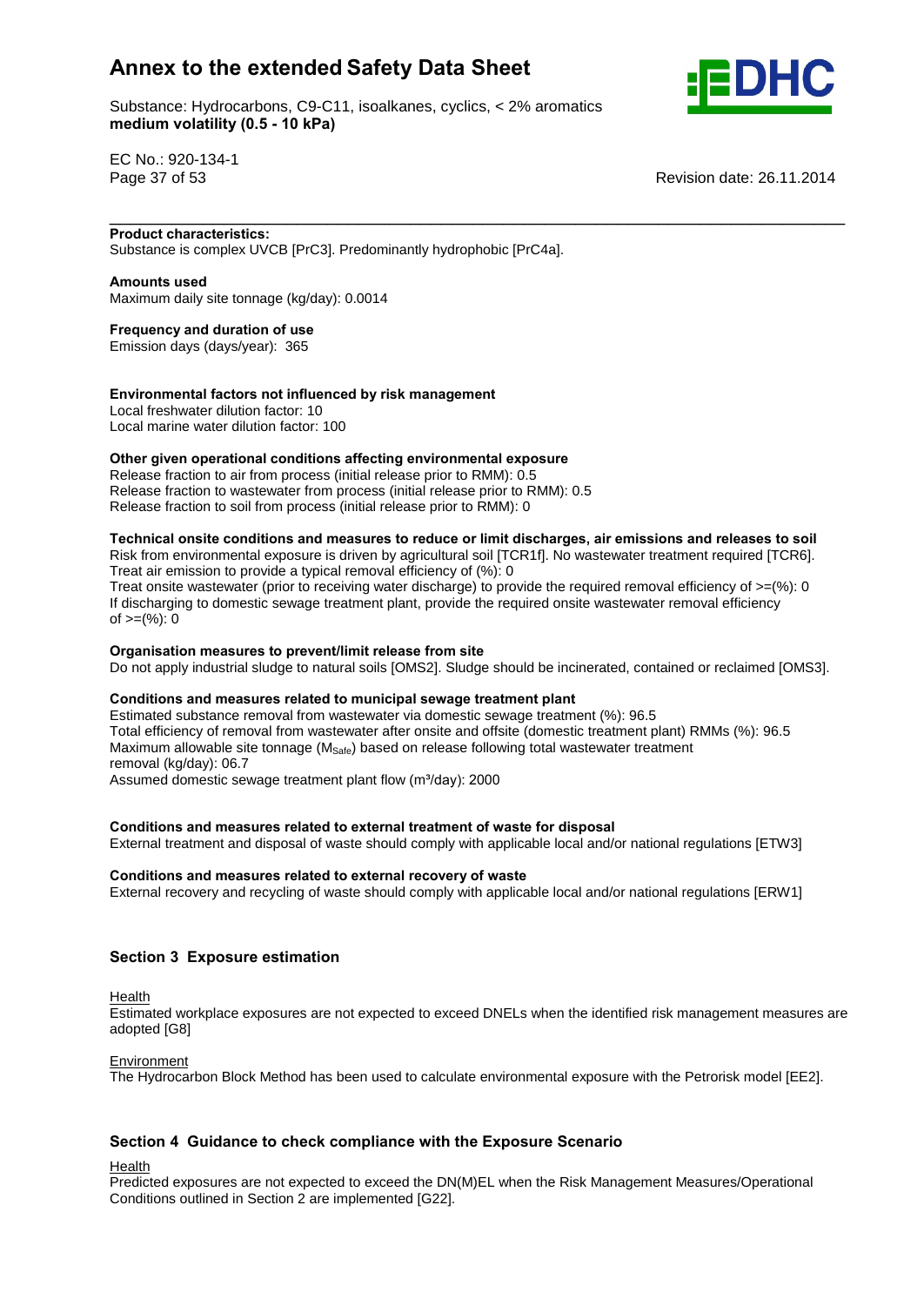**Product characteristics:**
Substance is complex UVCB [PrC3]. Predominantly hydrophobic [PrC4a].

**Amounts used**
Maximum daily site tonnage (kg/day): 0.0014

**Frequency and duration of use**
Emission days (days/year): 365

**Environmental factors not influenced by risk management**
Local freshwater dilution factor: 10
Local marine water dilution factor: 100

**Other given operational conditions affecting environmental exposure**
Release fraction to air from process (initial release prior to RMM): 0.5
Release fraction to wastewater from process (initial release prior to RMM): 0.5
Release fraction to soil from process (initial release prior to RMM): 0

**Technical onsite conditions and measures to reduce or limit discharges, air emissions and releases to soil**
Risk from environmental exposure is driven by agricultural soil [TCR1f]. No wastewater treatment required [TCR6].
Treat air emission to provide a typical removal efficiency of (%): 0
Treat onsite wastewater (prior to receiving water discharge) to provide the required removal efficiency of >=(%): 0
If discharging to domestic sewage treatment plant, provide the required onsite wastewater removal efficiency of >=(%): 0

**Organisation measures to prevent/limit release from site**
Do not apply industrial sludge to natural soils [OMS2]. Sludge should be incinerated, contained or reclaimed [OMS3].

**Conditions and measures related to municipal sewage treatment plant**
Estimated substance removal from wastewater via domestic sewage treatment (%): 96.5
Total efficiency of removal from wastewater after onsite and offsite (domestic treatment plant) RMMs (%): 96.5
Maximum allowable site tonnage ($M_{Safe}$) based on release following total wastewater treatment removal (kg/day): 06.7
Assumed domestic sewage treatment plant flow ($m^3$/day): 2000

**Conditions and measures related to external treatment of waste for disposal**
External treatment and disposal of waste should comply with applicable local and/or national regulations [ETW3]

**Conditions and measures related to external recovery of waste**
External recovery and recycling of waste should comply with applicable local and/or national regulations [ERW1]

## Section 3 Exposure estimation

Health
Estimated workplace exposures are not expected to exceed DNELs when the identified risk management measures are adopted [G8]

Environment
The Hydrocarbon Block Method has been used to calculate environmental exposure with the Petrorisk model [EE2].

## Section 4 Guidance to check compliance with the Exposure Scenario

Health
Predicted exposures are not expected to exceed the DN(M)EL when the Risk Management Measures/Operational Conditions outlined in Section 2 are implemented [G22].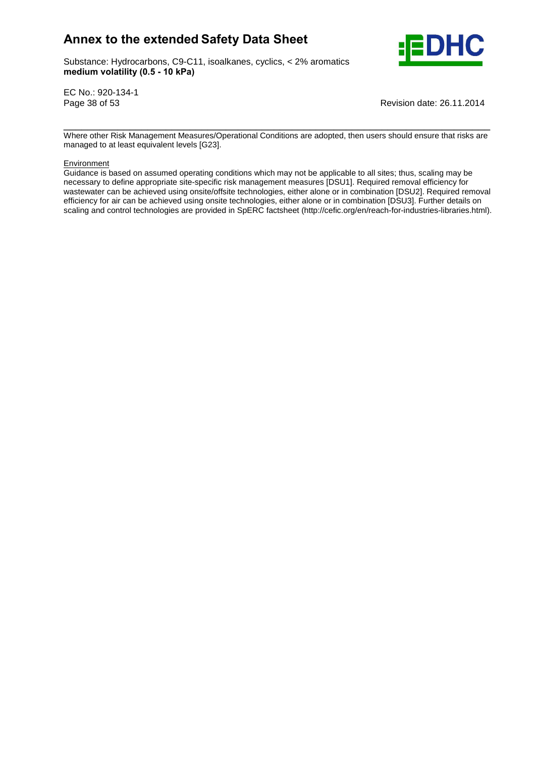Where other Risk Management Measures/Operational Conditions are adopted, then users should ensure that risks are managed to at least equivalent levels [G23].

Environment

Guidance is based on assumed operating conditions which may not be applicable to all sites; thus, scaling may be necessary to define appropriate site-specific risk management measures [DSU1]. Required removal efficiency for wastewater can be achieved using onsite/offsite technologies, either alone or in combination [DSU2]. Required removal efficiency for air can be achieved using onsite technologies, either alone or in combination [DSU3]. Further details on scaling and control technologies are provided in SpERC factsheet (http://cefic.org/en/reach-for-industries-libraries.html).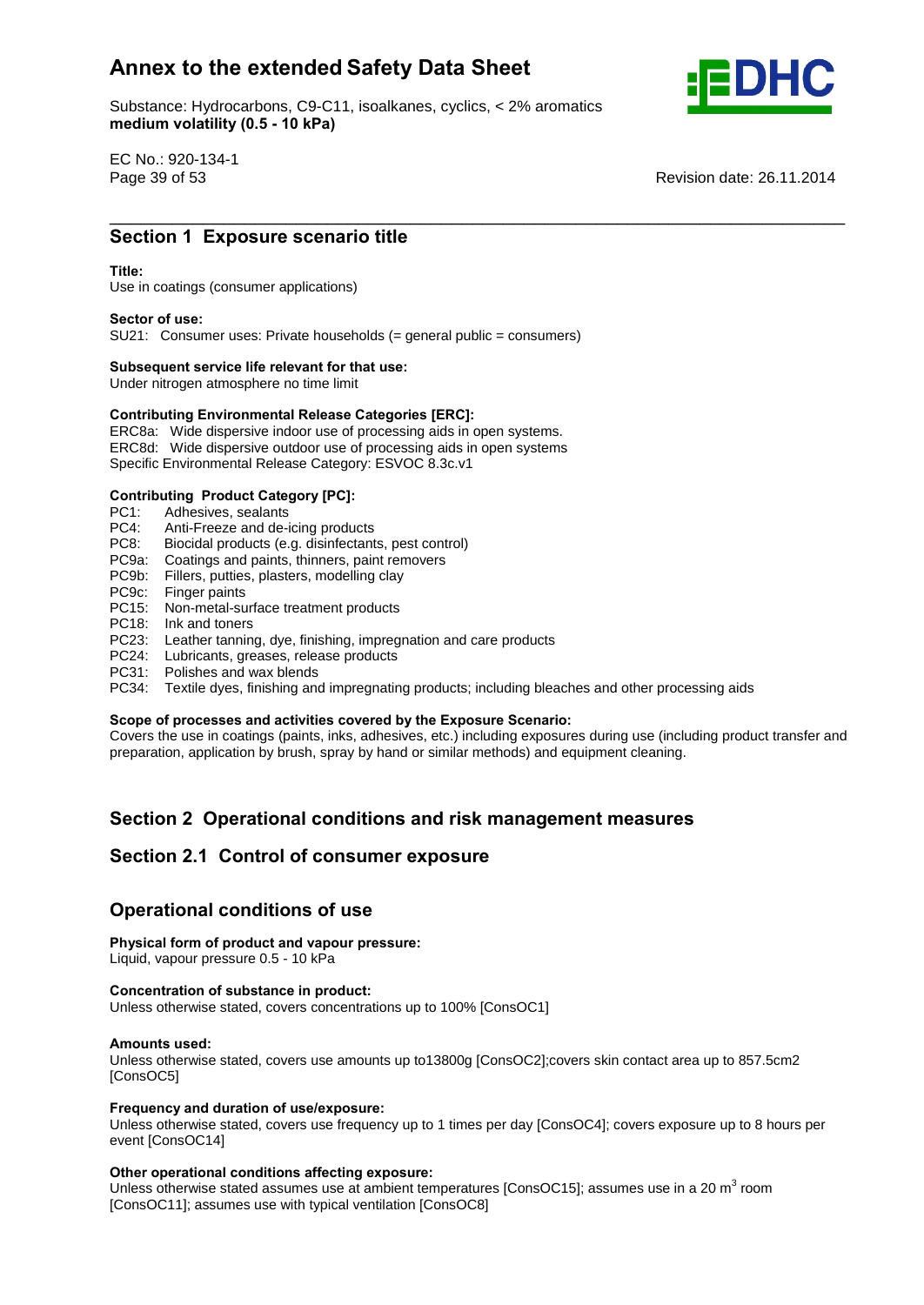## Section 1 Exposure scenario title

**Title:**
Use in coatings (consumer applications)

**Sector of use:**
SU21: Consumer uses: Private households (= general public = consumers)

**Subsequent service life relevant for that use:**
Under nitrogen atmosphere no time limit

**Contributing Environmental Release Categories [ERC]:**
ERC8a: Wide dispersive indoor use of processing aids in open systems.
ERC8d: Wide dispersive outdoor use of processing aids in open systems
Specific Environmental Release Category: ESVOC 8.3c.v1

**Contributing Product Category [PC]:**
PC1: Adhesives, sealants
PC4: Anti-Freeze and de-icing products
PC8: Biocidal products (e.g. disinfectants, pest control)
PC9a: Coatings and paints, thinners, paint removers
PC9b: Fillers, putties, plasters, modelling clay
PC9c: Finger paints
PC15: Non-metal-surface treatment products
PC18: Ink and toners
PC23: Leather tanning, dye, finishing, impregnation and care products
PC24: Lubricants, greases, release products
PC31: Polishes and wax blends
PC34: Textile dyes, finishing and impregnating products; including bleaches and other processing aids

**Scope of processes and activities covered by the Exposure Scenario:**
Covers the use in coatings (paints, inks, adhesives, etc.) including exposures during use (including product transfer and preparation, application by brush, spray by hand or similar methods) and equipment cleaning.

## Section 2 Operational conditions and risk management measures

## Section 2.1 Control of consumer exposure

### Operational conditions of use

**Physical form of product and vapour pressure:**
Liquid, vapour pressure 0.5 - 10 kPa

**Concentration of substance in product:**
Unless otherwise stated, covers concentrations up to 100% [ConsOC1]

**Amounts used:**
Unless otherwise stated, covers use amounts up to13800g [ConsOC2];covers skin contact area up to 857.5cm2 [ConsOC5]

**Frequency and duration of use/exposure:**
Unless otherwise stated, covers use frequency up to 1 times per day [ConsOC4]; covers exposure up to 8 hours per event [ConsOC14]

**Other operational conditions affecting exposure:**
Unless otherwise stated assumes use at ambient temperatures [ConsOC15]; assumes use in a 20 $m^3$ room [ConsOC11]; assumes use with typical ventilation [ConsOC8]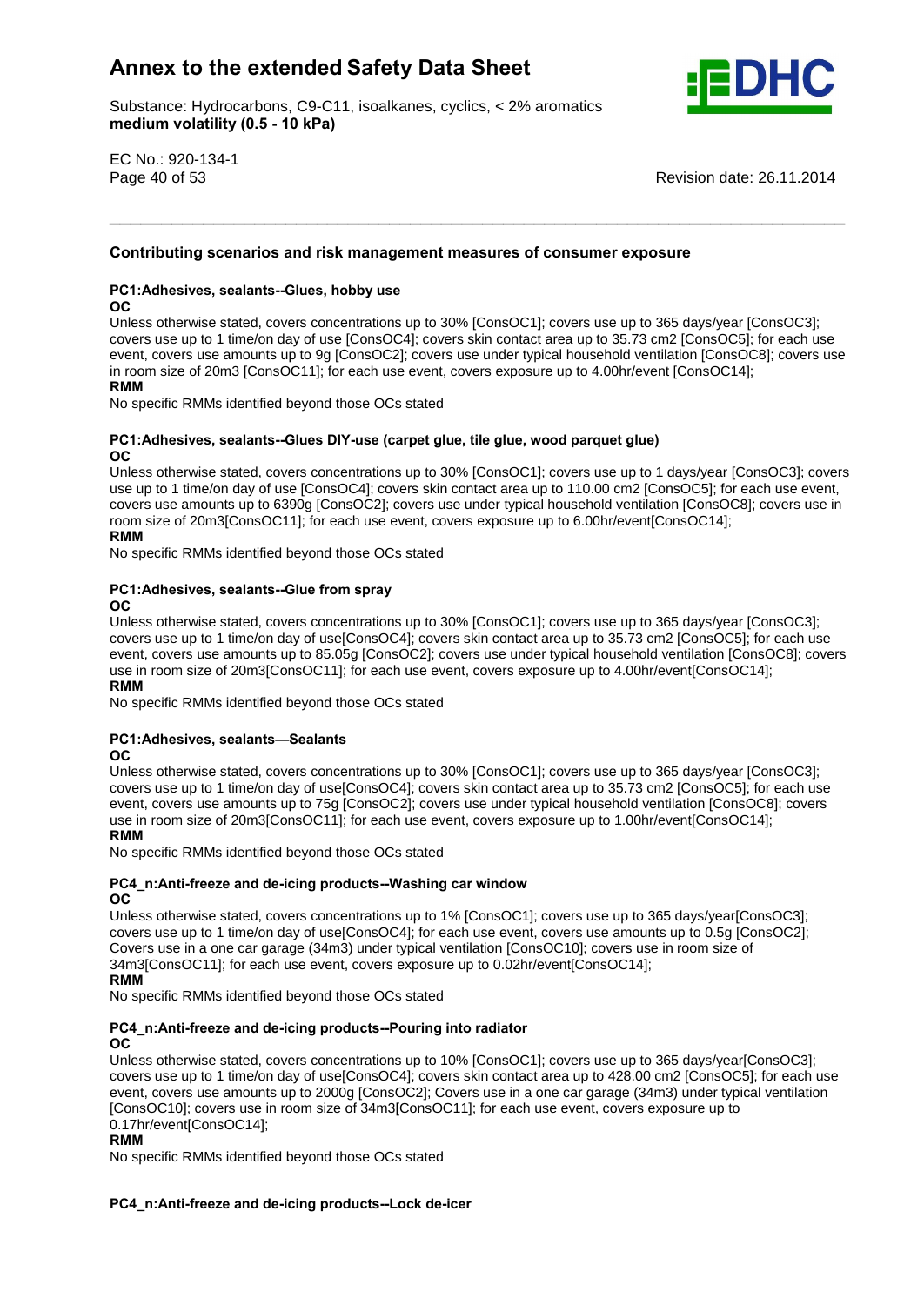## Contributing scenarios and risk management measures of consumer exposure

### PC1:Adhesives, sealants--Glues, hobby use

**OC**

Unless otherwise stated, covers concentrations up to 30% [ConsOC1]; covers use up to 365 days/year [ConsOC3]; covers use up to 1 time/on day of use [ConsOC4]; covers skin contact area up to 35.73 cm2 [ConsOC5]; for each use event, covers use amounts up to 9g [ConsOC2]; covers use under typical household ventilation [ConsOC8]; covers use in room size of 20m3 [ConsOC11]; for each use event, covers exposure up to 4.00hr/event [ConsOC14];

**RMM**

No specific RMMs identified beyond those OCs stated

### PC1:Adhesives, sealants--Glues DIY-use (carpet glue, tile glue, wood parquet glue)

**OC**

Unless otherwise stated, covers concentrations up to 30% [ConsOC1]; covers use up to 1 days/year [ConsOC3]; covers use up to 1 time/on day of use [ConsOC4]; covers skin contact area up to 110.00 cm2 [ConsOC5]; for each use event, covers use amounts up to 6390g [ConsOC2]; covers use under typical household ventilation [ConsOC8]; covers use in room size of 20m3[ConsOC11]; for each use event, covers exposure up to 6.00hr/event[ConsOC14];

**RMM**

No specific RMMs identified beyond those OCs stated

### PC1:Adhesives, sealants--Glue from spray

**OC**

Unless otherwise stated, covers concentrations up to 30% [ConsOC1]; covers use up to 365 days/year [ConsOC3]; covers use up to 1 time/on day of use [ConsOC4]; covers skin contact area up to 35.73 cm2 [ConsOC5]; for each use event, covers use amounts up to 85.05g [ConsOC2]; covers use under typical household ventilation [ConsOC8]; covers use in room size of 20m3[ConsOC11]; for each use event, covers exposure up to 4.00hr/event[ConsOC14];

**RMM**

No specific RMMs identified beyond those OCs stated

### PC1:Adhesives, sealants—Sealants

**OC**

Unless otherwise stated, covers concentrations up to 30% [ConsOC1]; covers use up to 365 days/year [ConsOC3]; covers use up to 1 time/on day of use [ConsOC4]; covers skin contact area up to 35.73 cm2 [ConsOC5]; for each use event, covers use amounts up to 75g [ConsOC2]; covers use under typical household ventilation [ConsOC8]; covers use in room size of 20m3[ConsOC11]; for each use event, covers exposure up to 1.00hr/event[ConsOC14];

**RMM**

No specific RMMs identified beyond those OCs stated

### PC4_n:Anti-freeze and de-icing products--Washing car window

**OC**

Unless otherwise stated, covers concentrations up to 1% [ConsOC1]; covers use up to 365 days/year[ConsOC3]; covers use up to 1 time/on day of use[ConsOC4]; for each use event, covers use amounts up to 0.5g [ConsOC2]; Covers use in a one car garage (34m3) under typical ventilation [ConsOC10]; covers use in room size of 34m3[ConsOC11]; for each use event, covers exposure up to 0.02hr/event[ConsOC14];

**RMM**

No specific RMMs identified beyond those OCs stated

### PC4_n:Anti-freeze and de-icing products--Pouring into radiator

**OC**

Unless otherwise stated, covers concentrations up to 10% [ConsOC1]; covers use up to 365 days/year[ConsOC3]; covers use up to 1 time/on day of use[ConsOC4]; covers skin contact area up to 428.00 cm2 [ConsOC5]; for each use event, covers use amounts up to 2000g [ConsOC2]; Covers use in a one car garage (34m3) under typical ventilation [ConsOC10]; covers use in room size of 34m3[ConsOC11]; for each use event, covers exposure up to 0.17hr/event[ConsOC14];

**RMM**

No specific RMMs identified beyond those OCs stated

### PC4_n:Anti-freeze and de-icing products--Lock de-icer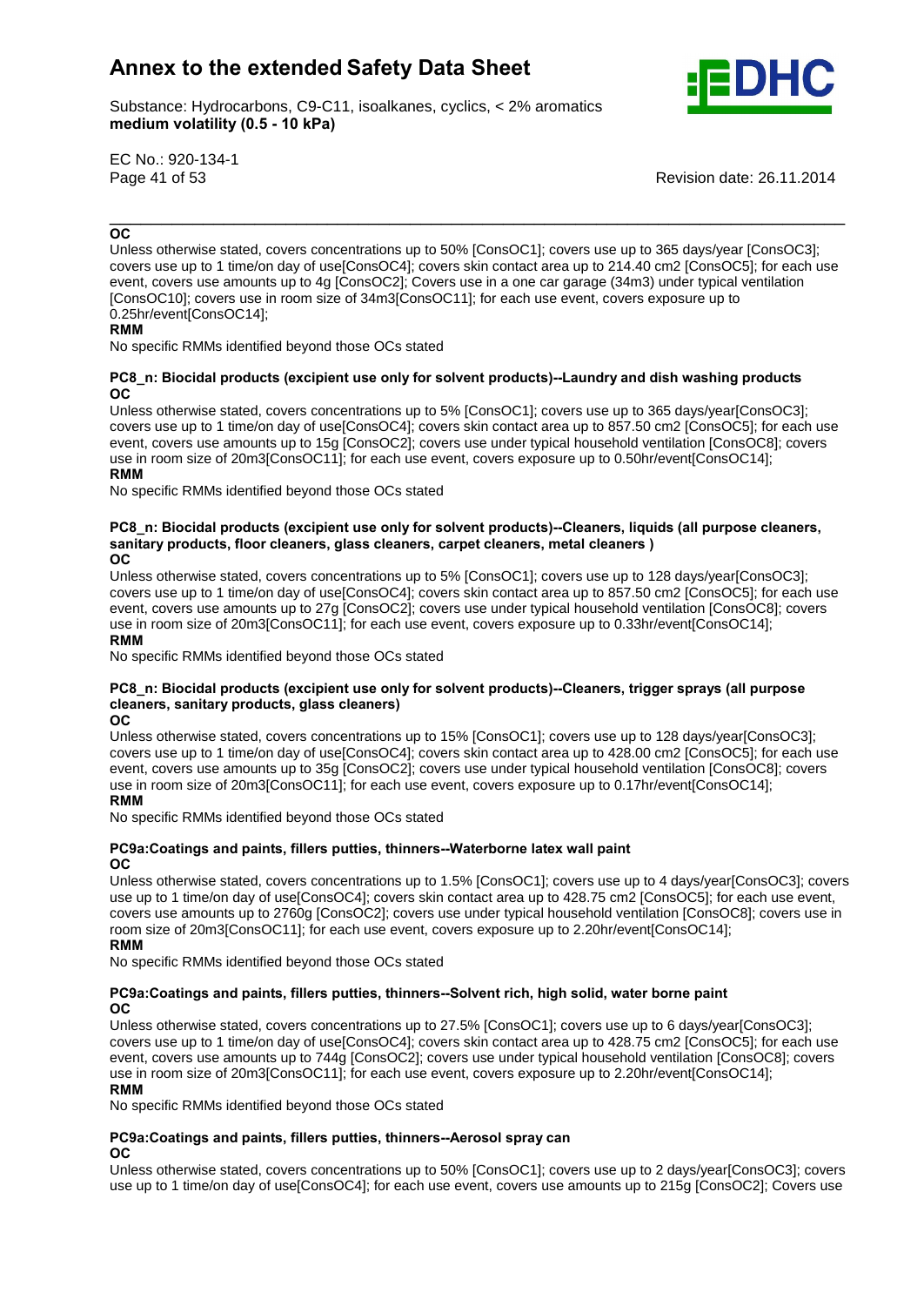**OC**

Unless otherwise stated, covers concentrations up to 50% [ConsOC1]; covers use up to 365 days/year [ConsOC3]; covers use up to 1 time/on day of use[ConsOC4]; covers skin contact area up to 214.40 cm2 [ConsOC5]; for each use event, covers use amounts up to 4g [ConsOC2]; Covers use in a one car garage (34m3) under typical ventilation [ConsOC10]; covers use in room size of 34m3[ConsOC11]; for each use event, covers exposure up to 0.25hr/event[ConsOC14];

**RMM**

No specific RMMs identified beyond those OCs stated

**PC8_n: Biocidal products (excipient use only for solvent products)--Laundry and dish washing products**

**OC**

Unless otherwise stated, covers concentrations up to 5% [ConsOC1]; covers use up to 365 days/year[ConsOC3]; covers use up to 1 time/on day of use[ConsOC4]; covers skin contact area up to 857.50 cm2 [ConsOC5]; for each use event, covers use amounts up to 15g [ConsOC2]; covers use under typical household ventilation [ConsOC8]; covers use in room size of 20m3[ConsOC11]; for each use event, covers exposure up to 0.50hr/event[ConsOC14];

**RMM**

No specific RMMs identified beyond those OCs stated

**PC8_n: Biocidal products (excipient use only for solvent products)--Cleaners, liquids (all purpose cleaners, sanitary products, floor cleaners, glass cleaners, carpet cleaners, metal cleaners )**

**OC**

Unless otherwise stated, covers concentrations up to 5% [ConsOC1]; covers use up to 128 days/year[ConsOC3]; covers use up to 1 time/on day of use[ConsOC4]; covers skin contact area up to 857.50 cm2 [ConsOC5]; for each use event, covers use amounts up to 27g [ConsOC2]; covers use under typical household ventilation [ConsOC8]; covers use in room size of 20m3[ConsOC11]; for each use event, covers exposure up to 0.33hr/event[ConsOC14];

**RMM**

No specific RMMs identified beyond those OCs stated

**PC8_n: Biocidal products (excipient use only for solvent products)--Cleaners, trigger sprays (all purpose cleaners, sanitary products, glass cleaners)**

**OC**

Unless otherwise stated, covers concentrations up to 15% [ConsOC1]; covers use up to 128 days/year[ConsOC3]; covers use up to 1 time/on day of use[ConsOC4]; covers skin contact area up to 428.00 cm2 [ConsOC5]; for each use event, covers use amounts up to 35g [ConsOC2]; covers use under typical household ventilation [ConsOC8]; covers use in room size of 20m3[ConsOC11]; for each use event, covers exposure up to 0.17hr/event[ConsOC14];

**RMM**

No specific RMMs identified beyond those OCs stated

**PC9a:Coatings and paints, fillers putties, thinners--Waterborne latex wall paint**

**OC**

Unless otherwise stated, covers concentrations up to 1.5% [ConsOC1]; covers use up to 4 days/year[ConsOC3]; covers use up to 1 time/on day of use[ConsOC4]; covers skin contact area up to 428.75 cm2 [ConsOC5]; for each use event, covers use amounts up to 2760g [ConsOC2]; covers use under typical household ventilation [ConsOC8]; covers use in room size of 20m3[ConsOC11]; for each use event, covers exposure up to 2.20hr/event[ConsOC14];

**RMM**

No specific RMMs identified beyond those OCs stated

**PC9a:Coatings and paints, fillers putties, thinners--Solvent rich, high solid, water borne paint**

**OC**

Unless otherwise stated, covers concentrations up to 27.5% [ConsOC1]; covers use up to 6 days/year[ConsOC3]; covers use up to 1 time/on day of use[ConsOC4]; covers skin contact area up to 428.75 cm2 [ConsOC5]; for each use event, covers use amounts up to 744g [ConsOC2]; covers use under typical household ventilation [ConsOC8]; covers use in room size of 20m3[ConsOC11]; for each use event, covers exposure up to 2.20hr/event[ConsOC14];

**RMM**

No specific RMMs identified beyond those OCs stated

**PC9a:Coatings and paints, fillers putties, thinners--Aerosol spray can**

**OC**

Unless otherwise stated, covers concentrations up to 50% [ConsOC1]; covers use up to 2 days/year[ConsOC3]; covers use up to 1 time/on day of use[ConsOC4]; for each use event, covers use amounts up to 215g [ConsOC2]; Covers use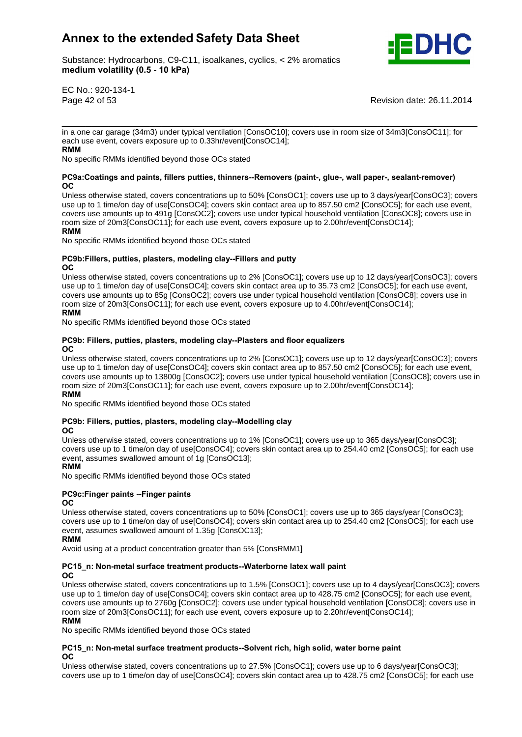in a one car garage (34m3) under typical ventilation [ConsOC10]; covers use in room size of 34m3[ConsOC11]; for each use event, covers exposure up to 0.33hr/event[ConsOC14];

**RMM**

No specific RMMs identified beyond those OCs stated

**PC9a:Coatings and paints, fillers putties, thinners--Removers (paint-, glue-, wall paper-, sealant-remover)**

**OC**

Unless otherwise stated, covers concentrations up to 50% [ConsOC1]; covers use up to 3 days/year[ConsOC3]; covers use up to 1 time/on day of use[ConsOC4]; covers skin contact area up to 857.50 cm2 [ConsOC5]; for each use event, covers use amounts up to 491g [ConsOC2]; covers use under typical household ventilation [ConsOC8]; covers use in room size of 20m3[ConsOC11]; for each use event, covers exposure up to 2.00hr/event[ConsOC14];

**RMM**

No specific RMMs identified beyond those OCs stated

**PC9b:Fillers, putties, plasters, modeling clay--Fillers and putty**

**OC**

Unless otherwise stated, covers concentrations up to 2% [ConsOC1]; covers use up to 12 days/year[ConsOC3]; covers use up to 1 time/on day of use[ConsOC4]; covers skin contact area up to 35.73 cm2 [ConsOC5]; for each use event, covers use amounts up to 85g [ConsOC2]; covers use under typical household ventilation [ConsOC8]; covers use in room size of 20m3[ConsOC11]; for each use event, covers exposure up to 4.00hr/event[ConsOC14];

**RMM**

No specific RMMs identified beyond those OCs stated

**PC9b: Fillers, putties, plasters, modeling clay--Plasters and floor equalizers**

**OC**

Unless otherwise stated, covers concentrations up to 2% [ConsOC1]; covers use up to 12 days/year[ConsOC3]; covers use up to 1 time/on day of use[ConsOC4]; covers skin contact area up to 857.50 cm2 [ConsOC5]; for each use event, covers use amounts up to 13800g [ConsOC2]; covers use under typical household ventilation [ConsOC8]; covers use in room size of 20m3[ConsOC11]; for each use event, covers exposure up to 2.00hr/event[ConsOC14];

**RMM**

No specific RMMs identified beyond those OCs stated

**PC9b: Fillers, putties, plasters, modeling clay--Modelling clay**

**OC**

Unless otherwise stated, covers concentrations up to 1% [ConsOC1]; covers use up to 365 days/year[ConsOC3]; covers use up to 1 time/on day of use[ConsOC4]; covers skin contact area up to 254.40 cm2 [ConsOC5]; for each use event, assumes swallowed amount of 1g [ConsOC13];

**RMM**

No specific RMMs identified beyond those OCs stated

**PC9c:Finger paints --Finger paints**

**OC**

Unless otherwise stated, covers concentrations up to 50% [ConsOC1]; covers use up to 365 days/year [ConsOC3]; covers use up to 1 time/on day of use[ConsOC4]; covers skin contact area up to 254.40 cm2 [ConsOC5]; for each use event, assumes swallowed amount of 1.35g [ConsOC13];

**RMM**

Avoid using at a product concentration greater than 5% [ConsRMM1]

**PC15_n: Non-metal surface treatment products--Waterborne latex wall paint**

**OC**

Unless otherwise stated, covers concentrations up to 1.5% [ConsOC1]; covers use up to 4 days/year[ConsOC3]; covers use up to 1 time/on day of use[ConsOC4]; covers skin contact area up to 428.75 cm2 [ConsOC5]; for each use event, covers use amounts up to 2760g [ConsOC2]; covers use under typical household ventilation [ConsOC8]; covers use in room size of 20m3[ConsOC11]; for each use event, covers exposure up to 2.20hr/event[ConsOC14];

**RMM**

No specific RMMs identified beyond those OCs stated

**PC15_n: Non-metal surface treatment products--Solvent rich, high solid, water borne paint**

**OC**

Unless otherwise stated, covers concentrations up to 27.5% [ConsOC1]; covers use up to 6 days/year[ConsOC3]; covers use up to 1 time/on day of use[ConsOC4]; covers skin contact area up to 428.75 cm2 [ConsOC5]; for each use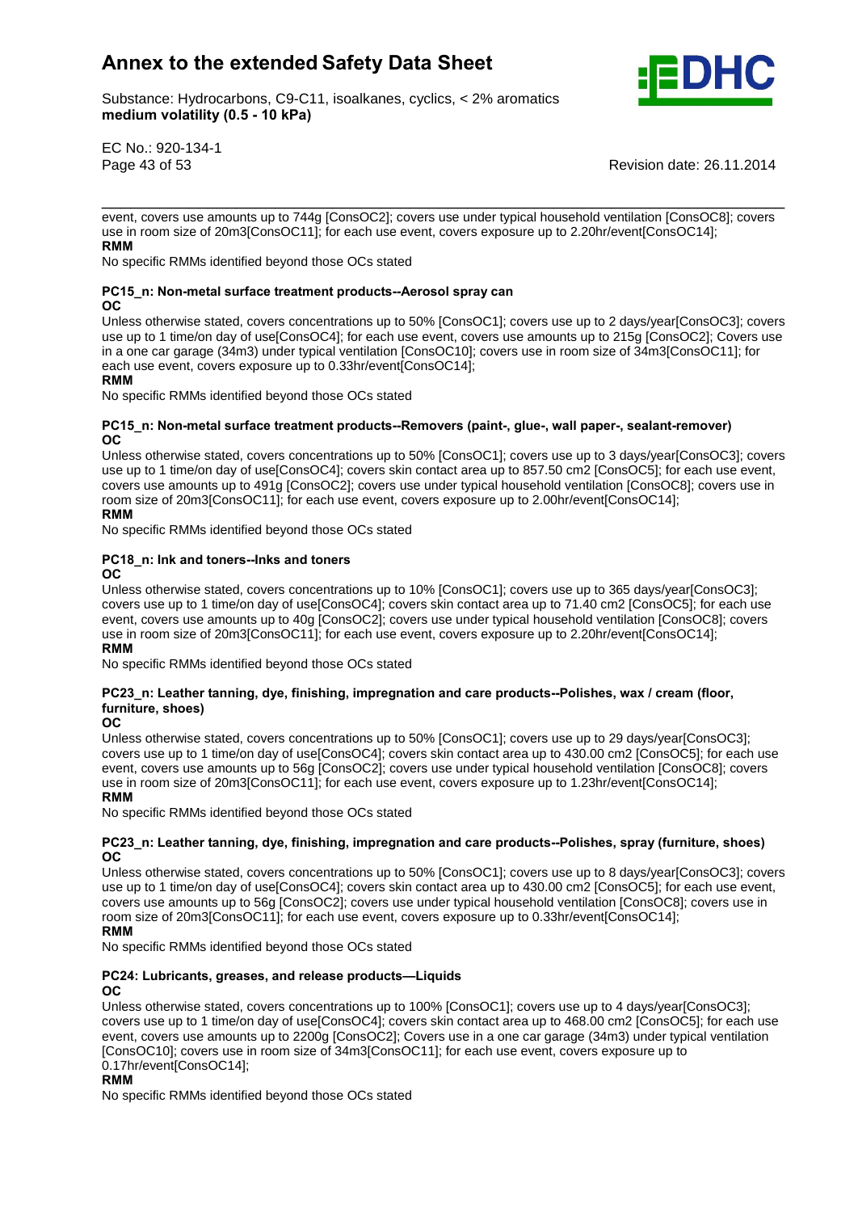event, covers use amounts up to 744g [ConsOC2]; covers use under typical household ventilation [ConsOC8]; covers use in room size of 20m3[ConsOC11]; for each use event, covers exposure up to 2.20hr/event[ConsOC14];

**RMM**

No specific RMMs identified beyond those OCs stated

**PC15_n: Non-metal surface treatment products--Aerosol spray can**

**OC**

Unless otherwise stated, covers concentrations up to 50% [ConsOC1]; covers use up to 2 days/year[ConsOC3]; covers use up to 1 time/on day of use[ConsOC4]; for each use event, covers use amounts up to 215g [ConsOC2]; Covers use in a one car garage (34m3) under typical ventilation [ConsOC10]; covers use in room size of 34m3[ConsOC11]; for each use event, covers exposure up to 0.33hr/event[ConsOC14];

**RMM**

No specific RMMs identified beyond those OCs stated

**PC15_n: Non-metal surface treatment products--Removers (paint-, glue-, wall paper-, sealant-remover)**

**OC**

Unless otherwise stated, covers concentrations up to 50% [ConsOC1]; covers use up to 3 days/year[ConsOC3]; covers use up to 1 time/on day of use[ConsOC4]; covers skin contact area up to 857.50 cm2 [ConsOC5]; for each use event, covers use amounts up to 491g [ConsOC2]; covers use under typical household ventilation [ConsOC8]; covers use in room size of 20m3[ConsOC11]; for each use event, covers exposure up to 2.00hr/event[ConsOC14];

**RMM**

No specific RMMs identified beyond those OCs stated

**PC18_n: Ink and toners--Inks and toners**

**OC**

Unless otherwise stated, covers concentrations up to 10% [ConsOC1]; covers use up to 365 days/year[ConsOC3]; covers use up to 1 time/on day of use[ConsOC4]; covers skin contact area up to 71.40 cm2 [ConsOC5]; for each use event, covers use amounts up to 40g [ConsOC2]; covers use under typical household ventilation [ConsOC8]; covers use in room size of 20m3[ConsOC11]; for each use event, covers exposure up to 2.20hr/event[ConsOC14];

**RMM**

No specific RMMs identified beyond those OCs stated

**PC23_n: Leather tanning, dye, finishing, impregnation and care products--Polishes, wax / cream (floor, furniture, shoes)**

**OC**

Unless otherwise stated, covers concentrations up to 50% [ConsOC1]; covers use up to 29 days/year[ConsOC3]; covers use up to 1 time/on day of use[ConsOC4]; covers skin contact area up to 430.00 cm2 [ConsOC5]; for each use event, covers use amounts up to 56g [ConsOC2]; covers use under typical household ventilation [ConsOC8]; covers use in room size of 20m3[ConsOC11]; for each use event, covers exposure up to 1.23hr/event[ConsOC14];

**RMM**

No specific RMMs identified beyond those OCs stated

**PC23_n: Leather tanning, dye, finishing, impregnation and care products--Polishes, spray (furniture, shoes)**

**OC**

Unless otherwise stated, covers concentrations up to 50% [ConsOC1]; covers use up to 8 days/year[ConsOC3]; covers use up to 1 time/on day of use[ConsOC4]; covers skin contact area up to 430.00 cm2 [ConsOC5]; for each use event, covers use amounts up to 56g [ConsOC2]; covers use under typical household ventilation [ConsOC8]; covers use in room size of 20m3[ConsOC11]; for each use event, covers exposure up to 0.33hr/event[ConsOC14];

**RMM**

No specific RMMs identified beyond those OCs stated

**PC24: Lubricants, greases, and release products—Liquids**

**OC**

Unless otherwise stated, covers concentrations up to 100% [ConsOC1]; covers use up to 4 days/year[ConsOC3]; covers use up to 1 time/on day of use[ConsOC4]; covers skin contact area up to 468.00 cm2 [ConsOC5]; for each use event, covers use amounts up to 2200g [ConsOC2]; Covers use in a one car garage (34m3) under typical ventilation [ConsOC10]; covers use in room size of 34m3[ConsOC11]; for each use event, covers exposure up to 0.17hr/event[ConsOC14];

**RMM**

No specific RMMs identified beyond those OCs stated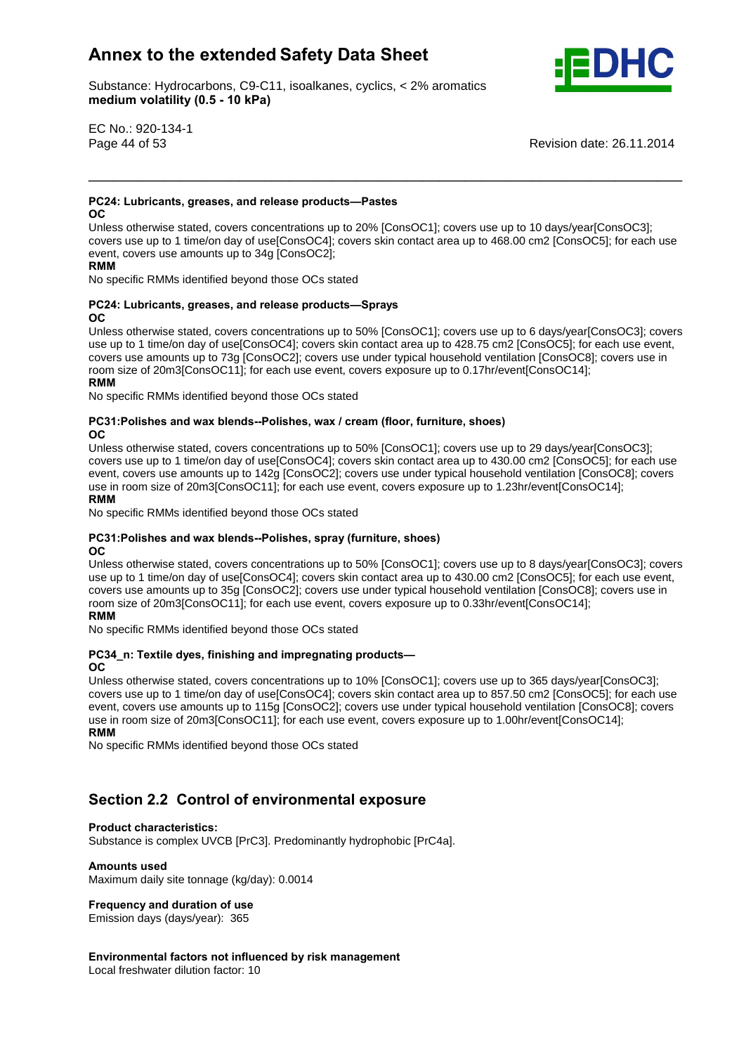#### PC24: Lubricants, greases, and release products—Pastes

**OC**

Unless otherwise stated, covers concentrations up to 20% [ConsOC1]; covers use up to 10 days/year[ConsOC3]; covers use up to 1 time/on day of use[ConsOC4]; covers skin contact area up to 468.00 cm2 [ConsOC5]; for each use event, covers use amounts up to 34g [ConsOC2];

**RMM**

No specific RMMs identified beyond those OCs stated

#### PC24: Lubricants, greases, and release products—Sprays

**OC**

Unless otherwise stated, covers concentrations up to 50% [ConsOC1]; covers use up to 6 days/year[ConsOC3]; covers use up to 1 time/on day of use[ConsOC4]; covers skin contact area up to 428.75 cm2 [ConsOC5]; for each use event, covers use amounts up to 73g [ConsOC2]; covers use under typical household ventilation [ConsOC8]; covers use in room size of 20m3[ConsOC11]; for each use event, covers exposure up to 0.17hr/event[ConsOC14];

**RMM**

No specific RMMs identified beyond those OCs stated

#### PC31:Polishes and wax blends--Polishes, wax / cream (floor, furniture, shoes)

**OC**

Unless otherwise stated, covers concentrations up to 50% [ConsOC1]; covers use up to 29 days/year[ConsOC3]; covers use up to 1 time/on day of use[ConsOC4]; covers skin contact area up to 430.00 cm2 [ConsOC5]; for each use event, covers use amounts up to 142g [ConsOC2]; covers use under typical household ventilation [ConsOC8]; covers use in room size of 20m3[ConsOC11]; for each use event, covers exposure up to 1.23hr/event[ConsOC14];

**RMM**

No specific RMMs identified beyond those OCs stated

#### PC31:Polishes and wax blends--Polishes, spray (furniture, shoes)

**OC**

Unless otherwise stated, covers concentrations up to 50% [ConsOC1]; covers use up to 8 days/year[ConsOC3]; covers use up to 1 time/on day of use[ConsOC4]; covers skin contact area up to 430.00 cm2 [ConsOC5]; for each use event, covers use amounts up to 35g [ConsOC2]; covers use under typical household ventilation [ConsOC8]; covers use in room size of 20m3[ConsOC11]; for each use event, covers exposure up to 0.33hr/event[ConsOC14];

**RMM**

No specific RMMs identified beyond those OCs stated

#### PC34_n: Textile dyes, finishing and impregnating products—

**OC**

Unless otherwise stated, covers concentrations up to 10% [ConsOC1]; covers use up to 365 days/year[ConsOC3]; covers use up to 1 time/on day of use[ConsOC4]; covers skin contact area up to 857.50 cm2 [ConsOC5]; for each use event, covers use amounts up to 115g [ConsOC2]; covers use under typical household ventilation [ConsOC8]; covers use in room size of 20m3[ConsOC11]; for each use event, covers exposure up to 1.00hr/event[ConsOC14];

**RMM**

No specific RMMs identified beyond those OCs stated

## Section 2.2 Control of environmental exposure

**Product characteristics:**

Substance is complex UVCB [PrC3]. Predominantly hydrophobic [PrC4a].

**Amounts used**

Maximum daily site tonnage (kg/day): 0.0014

**Frequency and duration of use**

Emission days (days/year): 365

**Environmental factors not influenced by risk management**

Local freshwater dilution factor: 10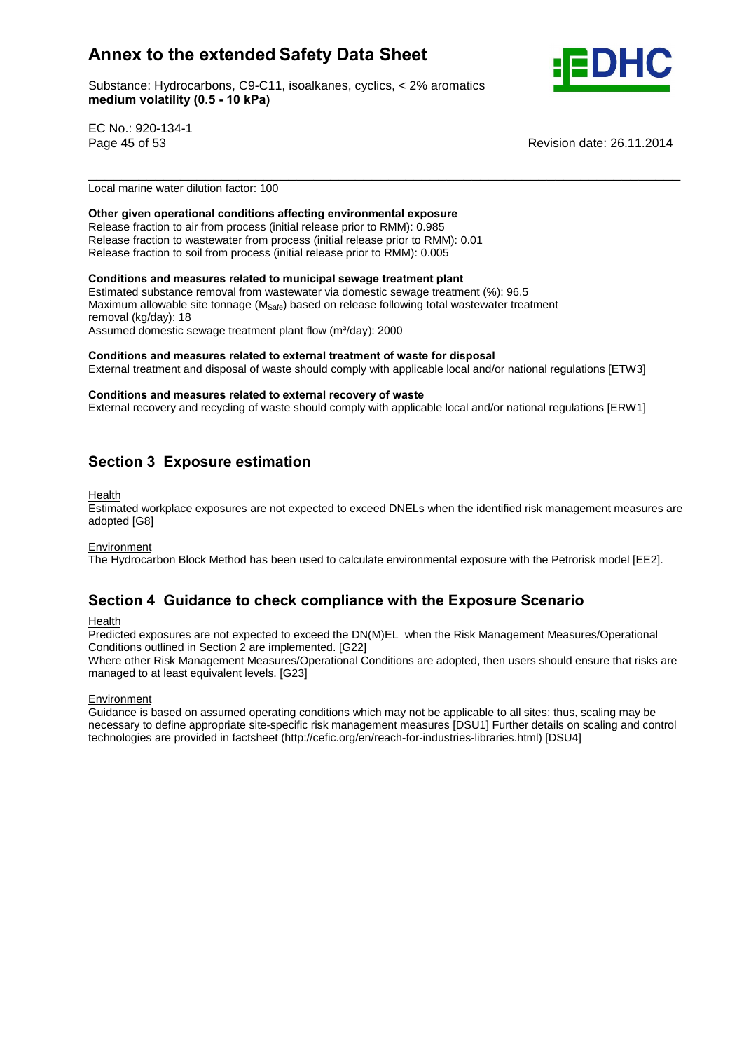Local marine water dilution factor: 100

**Other given operational conditions affecting environmental exposure**
Release fraction to air from process (initial release prior to RMM): 0.985
Release fraction to wastewater from process (initial release prior to RMM): 0.01
Release fraction to soil from process (initial release prior to RMM): 0.005

**Conditions and measures related to municipal sewage treatment plant**
Estimated substance removal from wastewater via domestic sewage treatment (%): 96.5
Maximum allowable site tonnage ($M_{Safe}$) based on release following total wastewater treatment removal (kg/day): 18
Assumed domestic sewage treatment plant flow ($m^3$/day): 2000

**Conditions and measures related to external treatment of waste for disposal**
External treatment and disposal of waste should comply with applicable local and/or national regulations [ETW3]

**Conditions and measures related to external recovery of waste**
External recovery and recycling of waste should comply with applicable local and/or national regulations [ERW1]

## Section 3 Exposure estimation

Health
Estimated workplace exposures are not expected to exceed DNELs when the identified risk management measures are adopted [G8]

Environment
The Hydrocarbon Block Method has been used to calculate environmental exposure with the Petrorisk model [EE2].

## Section 4 Guidance to check compliance with the Exposure Scenario

Health
Predicted exposures are not expected to exceed the DN(M)EL when the Risk Management Measures/Operational Conditions outlined in Section 2 are implemented. [G22]
Where other Risk Management Measures/Operational Conditions are adopted, then users should ensure that risks are managed to at least equivalent levels. [G23]

Environment
Guidance is based on assumed operating conditions which may not be applicable to all sites; thus, scaling may be necessary to define appropriate site-specific risk management measures [DSU1] Further details on scaling and control technologies are provided in factsheet (http://cefic.org/en/reach-for-industries-libraries.html) [DSU4]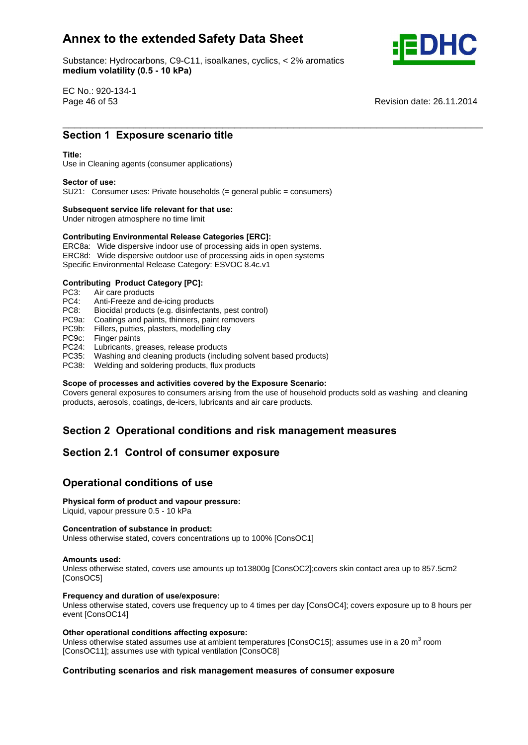## Section 1 Exposure scenario title

**Title:**
Use in Cleaning agents (consumer applications)

**Sector of use:**
SU21: Consumer uses: Private households (= general public = consumers)

**Subsequent service life relevant for that use:**
Under nitrogen atmosphere no time limit

**Contributing Environmental Release Categories [ERC]:**
ERC8a: Wide dispersive indoor use of processing aids in open systems.
ERC8d: Wide dispersive outdoor use of processing aids in open systems
Specific Environmental Release Category: ESVOC 8.4c.v1

**Contributing Product Category [PC]:**
PC3: Air care products
PC4: Anti-Freeze and de-icing products
PC8: Biocidal products (e.g. disinfectants, pest control)
PC9a: Coatings and paints, thinners, paint removers
PC9b: Fillers, putties, plasters, modelling clay
PC9c: Finger paints
PC24: Lubricants, greases, release products
PC35: Washing and cleaning products (including solvent based products)
PC38: Welding and soldering products, flux products

**Scope of processes and activities covered by the Exposure Scenario:**
Covers general exposures to consumers arising from the use of household products sold as washing and cleaning products, aerosols, coatings, de-icers, lubricants and air care products.

## Section 2 Operational conditions and risk management measures

## Section 2.1 Control of consumer exposure

### Operational conditions of use

**Physical form of product and vapour pressure:**
Liquid, vapour pressure 0.5 - 10 kPa

**Concentration of substance in product:**
Unless otherwise stated, covers concentrations up to 100% [ConsOC1]

**Amounts used:**
Unless otherwise stated, covers use amounts up to13800g [ConsOC2];covers skin contact area up to 857.5cm2 [ConsOC5]

**Frequency and duration of use/exposure:**
Unless otherwise stated, covers use frequency up to 4 times per day [ConsOC4]; covers exposure up to 8 hours per event [ConsOC14]

**Other operational conditions affecting exposure:**
Unless otherwise stated assumes use at ambient temperatures [ConsOC15]; assumes use in a 20 $m^3$ room [ConsOC11]; assumes use with typical ventilation [ConsOC8]

**Contributing scenarios and risk management measures of consumer exposure**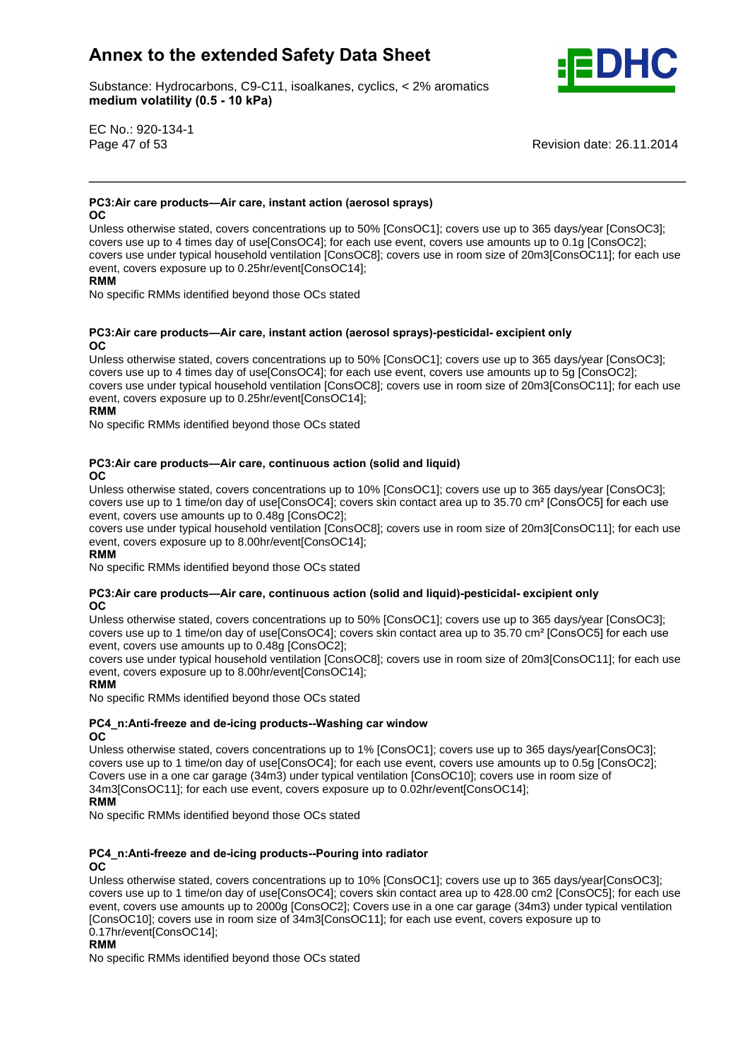#### PC3:Air care products—Air care, instant action (aerosol sprays)

**OC**

Unless otherwise stated, covers concentrations up to 50% [ConsOC1]; covers use up to 365 days/year [ConsOC3]; covers use up to 4 times day of use[ConsOC4]; for each use event, covers use amounts up to 0.1g [ConsOC2]; covers use under typical household ventilation [ConsOC8]; covers use in room size of 20m3[ConsOC11]; for each use event, covers exposure up to 0.25hr/event[ConsOC14];

**RMM**

No specific RMMs identified beyond those OCs stated

#### PC3:Air care products—Air care, instant action (aerosol sprays)-pesticidal- excipient only

**OC**

Unless otherwise stated, covers concentrations up to 50% [ConsOC1]; covers use up to 365 days/year [ConsOC3]; covers use up to 4 times day of use[ConsOC4]; for each use event, covers use amounts up to 5g [ConsOC2]; covers use under typical household ventilation [ConsOC8]; covers use in room size of 20m3[ConsOC11]; for each use event, covers exposure up to 0.25hr/event[ConsOC14];

**RMM**

No specific RMMs identified beyond those OCs stated

#### PC3:Air care products—Air care, continuous action (solid and liquid)

**OC**

Unless otherwise stated, covers concentrations up to 10% [ConsOC1]; covers use up to 365 days/year [ConsOC3]; covers use up to 1 time/on day of use[ConsOC4]; covers skin contact area up to 35.70 cm² [ConsOC5] for each use event, covers use amounts up to 0.48g [ConsOC2];
covers use under typical household ventilation [ConsOC8]; covers use in room size of 20m3[ConsOC11]; for each use event, covers exposure up to 8.00hr/event[ConsOC14];

**RMM**

No specific RMMs identified beyond those OCs stated

#### PC3:Air care products—Air care, continuous action (solid and liquid)-pesticidal- excipient only

**OC**

Unless otherwise stated, covers concentrations up to 50% [ConsOC1]; covers use up to 365 days/year [ConsOC3]; covers use up to 1 time/on day of use[ConsOC4]; covers skin contact area up to 35.70 cm² [ConsOC5] for each use event, covers use amounts up to 0.48g [ConsOC2];
covers use under typical household ventilation [ConsOC8]; covers use in room size of 20m3[ConsOC11]; for each use event, covers exposure up to 8.00hr/event[ConsOC14];

**RMM**

No specific RMMs identified beyond those OCs stated

#### PC4_n:Anti-freeze and de-icing products--Washing car window

**OC**

Unless otherwise stated, covers concentrations up to 1% [ConsOC1]; covers use up to 365 days/year[ConsOC3]; covers use up to 1 time/on day of use[ConsOC4]; for each use event, covers use amounts up to 0.5g [ConsOC2]; Covers use in a one car garage (34m3) under typical ventilation [ConsOC10]; covers use in room size of 34m3[ConsOC11]; for each use event, covers exposure up to 0.02hr/event[ConsOC14];

**RMM**

No specific RMMs identified beyond those OCs stated

#### PC4_n:Anti-freeze and de-icing products--Pouring into radiator

**OC**

Unless otherwise stated, covers concentrations up to 10% [ConsOC1]; covers use up to 365 days/year[ConsOC3]; covers use up to 1 time/on day of use[ConsOC4]; covers skin contact area up to 428.00 cm2 [ConsOC5]; for each use event, covers use amounts up to 2000g [ConsOC2]; Covers use in a one car garage (34m3) under typical ventilation [ConsOC10]; covers use in room size of 34m3[ConsOC11]; for each use event, covers exposure up to 0.17hr/event[ConsOC14];

**RMM**

No specific RMMs identified beyond those OCs stated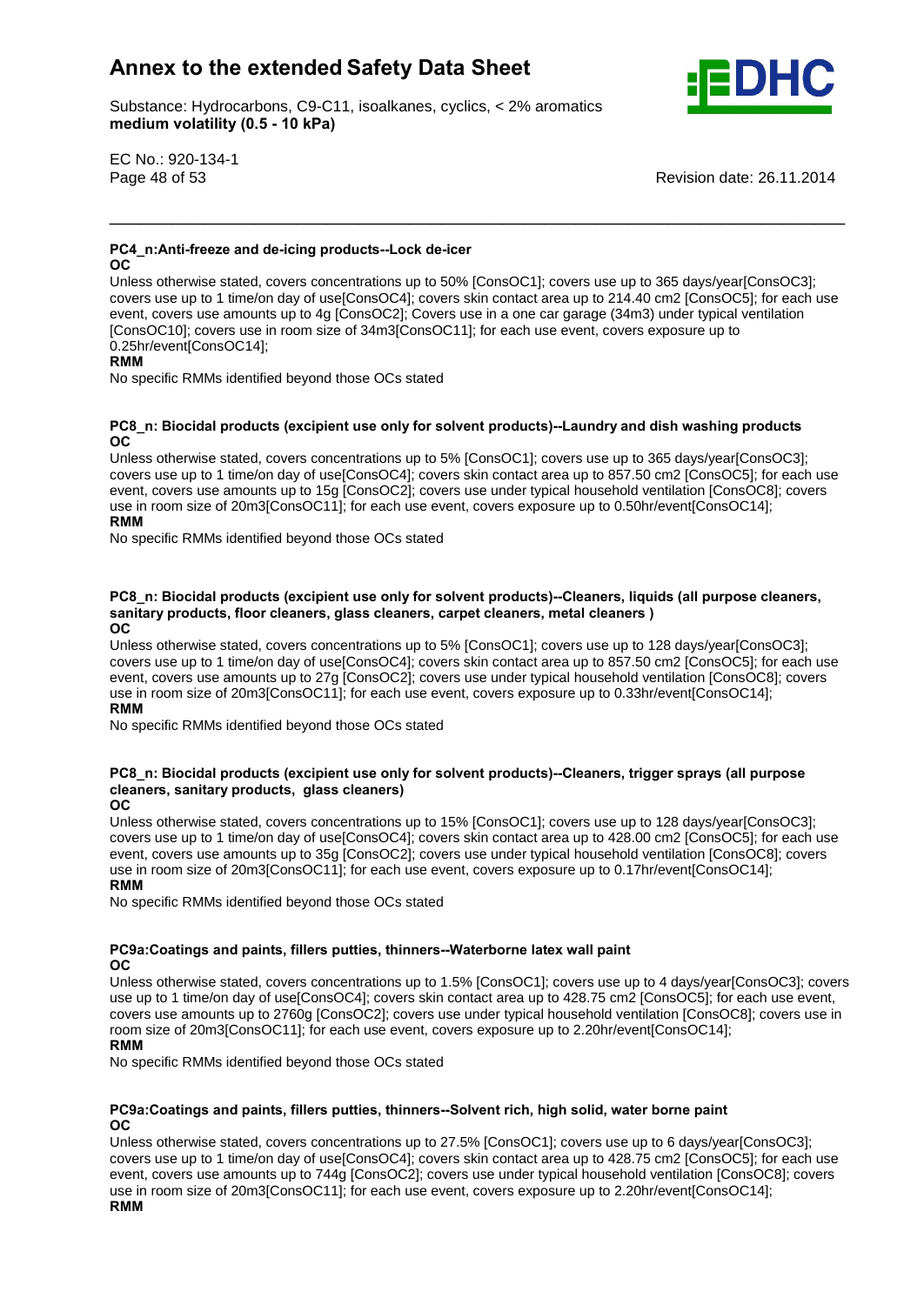#### PC4_n:Anti-freeze and de-icing products--Lock de-icer

**OC**

Unless otherwise stated, covers concentrations up to 50% [ConsOC1]; covers use up to 365 days/year[ConsOC3]; covers use up to 1 time/on day of use[ConsOC4]; covers skin contact area up to 214.40 cm2 [ConsOC5]; for each use event, covers use amounts up to 4g [ConsOC2]; Covers use in a one car garage (34m3) under typical ventilation [ConsOC10]; covers use in room size of 34m3[ConsOC11]; for each use event, covers exposure up to 0.25hr/event[ConsOC14];

**RMM**

No specific RMMs identified beyond those OCs stated

#### PC8_n: Biocidal products (excipient use only for solvent products)--Laundry and dish washing products

**OC**

Unless otherwise stated, covers concentrations up to 5% [ConsOC1]; covers use up to 365 days/year[ConsOC3]; covers use up to 1 time/on day of use[ConsOC4]; covers skin contact area up to 857.50 cm2 [ConsOC5]; for each use event, covers use amounts up to 15g [ConsOC2]; covers use under typical household ventilation [ConsOC8]; covers use in room size of 20m3[ConsOC11]; for each use event, covers exposure up to 0.50hr/event[ConsOC14];

**RMM**

No specific RMMs identified beyond those OCs stated

#### PC8_n: Biocidal products (excipient use only for solvent products)--Cleaners, liquids (all purpose cleaners, sanitary products, floor cleaners, glass cleaners, carpet cleaners, metal cleaners )

**OC**

Unless otherwise stated, covers concentrations up to 5% [ConsOC1]; covers use up to 128 days/year[ConsOC3]; covers use up to 1 time/on day of use[ConsOC4]; covers skin contact area up to 857.50 cm2 [ConsOC5]; for each use event, covers use amounts up to 27g [ConsOC2]; covers use under typical household ventilation [ConsOC8]; covers use in room size of 20m3[ConsOC11]; for each use event, covers exposure up to 0.33hr/event[ConsOC14];

**RMM**

No specific RMMs identified beyond those OCs stated

#### PC8_n: Biocidal products (excipient use only for solvent products)--Cleaners, trigger sprays (all purpose cleaners, sanitary products, glass cleaners)

**OC**

Unless otherwise stated, covers concentrations up to 15% [ConsOC1]; covers use up to 128 days/year[ConsOC3]; covers use up to 1 time/on day of use[ConsOC4]; covers skin contact area up to 428.00 cm2 [ConsOC5]; for each use event, covers use amounts up to 35g [ConsOC2]; covers use under typical household ventilation [ConsOC8]; covers use in room size of 20m3[ConsOC11]; for each use event, covers exposure up to 0.17hr/event[ConsOC14];

**RMM**

No specific RMMs identified beyond those OCs stated

#### PC9a:Coatings and paints, fillers putties, thinners--Waterborne latex wall paint

**OC**

Unless otherwise stated, covers concentrations up to 1.5% [ConsOC1]; covers use up to 4 days/year[ConsOC3]; covers use up to 1 time/on day of use[ConsOC4]; covers skin contact area up to 428.75 cm2 [ConsOC5]; for each use event, covers use amounts up to 2760g [ConsOC2]; covers use under typical household ventilation [ConsOC8]; covers use in room size of 20m3[ConsOC11]; for each use event, covers exposure up to 2.20hr/event[ConsOC14];

**RMM**

No specific RMMs identified beyond those OCs stated

#### PC9a:Coatings and paints, fillers putties, thinners--Solvent rich, high solid, water borne paint

**OC**

Unless otherwise stated, covers concentrations up to 27.5% [ConsOC1]; covers use up to 6 days/year[ConsOC3]; covers use up to 1 time/on day of use[ConsOC4]; covers skin contact area up to 428.75 cm2 [ConsOC5]; for each use event, covers use amounts up to 744g [ConsOC2]; covers use under typical household ventilation [ConsOC8]; covers use in room size of 20m3[ConsOC11]; for each use event, covers exposure up to 2.20hr/event[ConsOC14];

**RMM**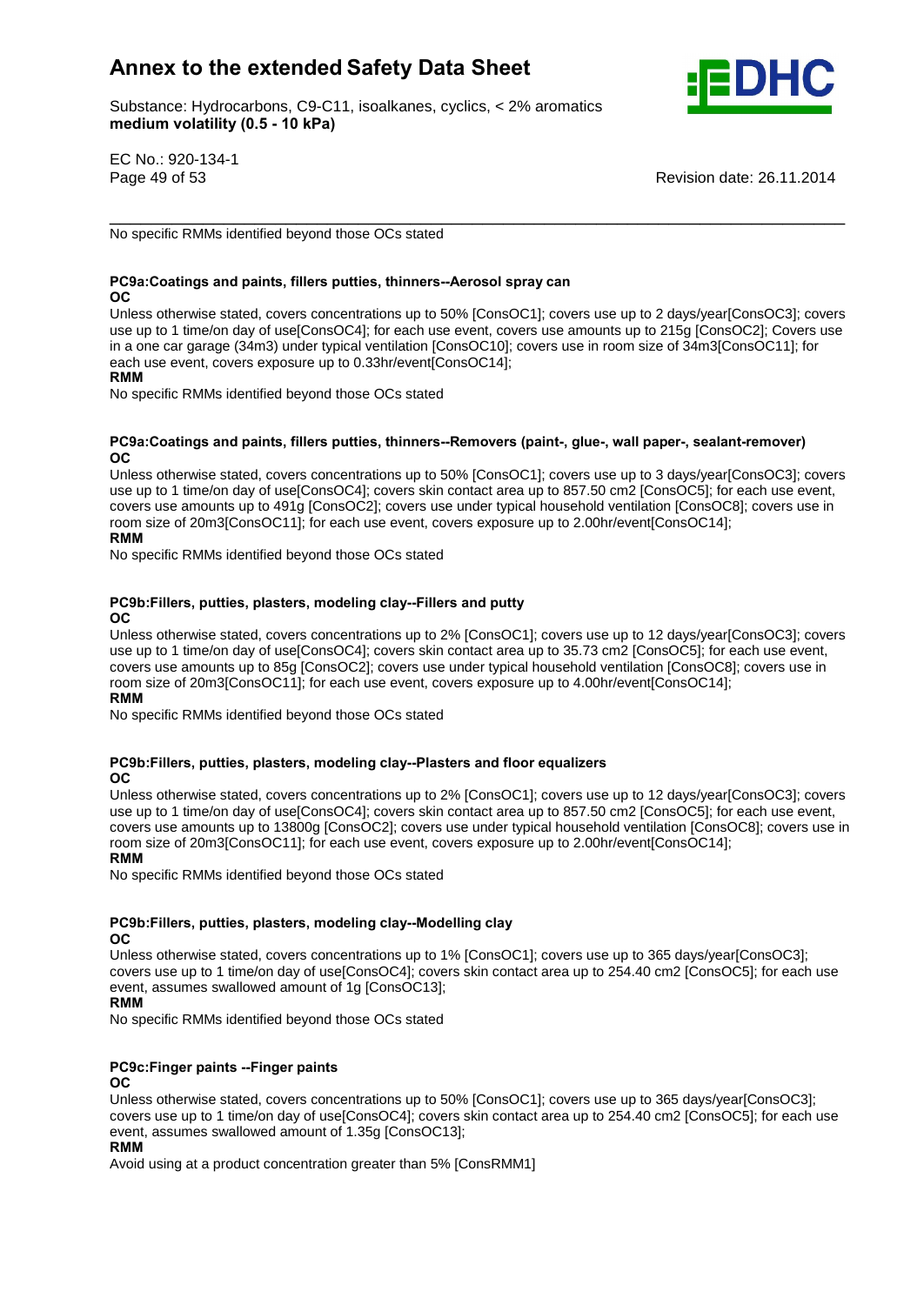No specific RMMs identified beyond those OCs stated

**PC9a:Coatings and paints, fillers putties, thinners--Aerosol spray can**

**OC**

Unless otherwise stated, covers concentrations up to 50% [ConsOC1]; covers use up to 2 days/year[ConsOC3]; covers use up to 1 time/on day of use[ConsOC4]; for each use event, covers use amounts up to 215g [ConsOC2]; Covers use in a one car garage (34m3) under typical ventilation [ConsOC10]; covers use in room size of 34m3[ConsOC11]; for each use event, covers exposure up to 0.33hr/event[ConsOC14];

**RMM**

No specific RMMs identified beyond those OCs stated

**PC9a:Coatings and paints, fillers putties, thinners--Removers (paint-, glue-, wall paper-, sealant-remover)**

**OC**

Unless otherwise stated, covers concentrations up to 50% [ConsOC1]; covers use up to 3 days/year[ConsOC3]; covers use up to 1 time/on day of use[ConsOC4]; covers skin contact area up to 857.50 cm2 [ConsOC5]; for each use event, covers use amounts up to 491g [ConsOC2]; covers use under typical household ventilation [ConsOC8]; covers use in room size of 20m3[ConsOC11]; for each use event, covers exposure up to 2.00hr/event[ConsOC14];

**RMM**

No specific RMMs identified beyond those OCs stated

**PC9b:Fillers, putties, plasters, modeling clay--Fillers and putty**

**OC**

Unless otherwise stated, covers concentrations up to 2% [ConsOC1]; covers use up to 12 days/year[ConsOC3]; covers use up to 1 time/on day of use[ConsOC4]; covers skin contact area up to 35.73 cm2 [ConsOC5]; for each use event, covers use amounts up to 85g [ConsOC2]; covers use under typical household ventilation [ConsOC8]; covers use in room size of 20m3[ConsOC11]; for each use event, covers exposure up to 4.00hr/event[ConsOC14];

**RMM**

No specific RMMs identified beyond those OCs stated

**PC9b:Fillers, putties, plasters, modeling clay--Plasters and floor equalizers**

**OC**

Unless otherwise stated, covers concentrations up to 2% [ConsOC1]; covers use up to 12 days/year[ConsOC3]; covers use up to 1 time/on day of use[ConsOC4]; covers skin contact area up to 857.50 cm2 [ConsOC5]; for each use event, covers use amounts up to 13800g [ConsOC2]; covers use under typical household ventilation [ConsOC8]; covers use in room size of 20m3[ConsOC11]; for each use event, covers exposure up to 2.00hr/event[ConsOC14];

**RMM**

No specific RMMs identified beyond those OCs stated

**PC9b:Fillers, putties, plasters, modeling clay--Modelling clay**

**OC**

Unless otherwise stated, covers concentrations up to 1% [ConsOC1]; covers use up to 365 days/year[ConsOC3]; covers use up to 1 time/on day of use[ConsOC4]; covers skin contact area up to 254.40 cm2 [ConsOC5]; for each use event, assumes swallowed amount of 1g [ConsOC13];

**RMM**

No specific RMMs identified beyond those OCs stated

**PC9c:Finger paints --Finger paints**

**OC**

Unless otherwise stated, covers concentrations up to 50% [ConsOC1]; covers use up to 365 days/year[ConsOC3]; covers use up to 1 time/on day of use[ConsOC4]; covers skin contact area up to 254.40 cm2 [ConsOC5]; for each use event, assumes swallowed amount of 1.35g [ConsOC13];

**RMM**

Avoid using at a product concentration greater than 5% [ConsRMM1]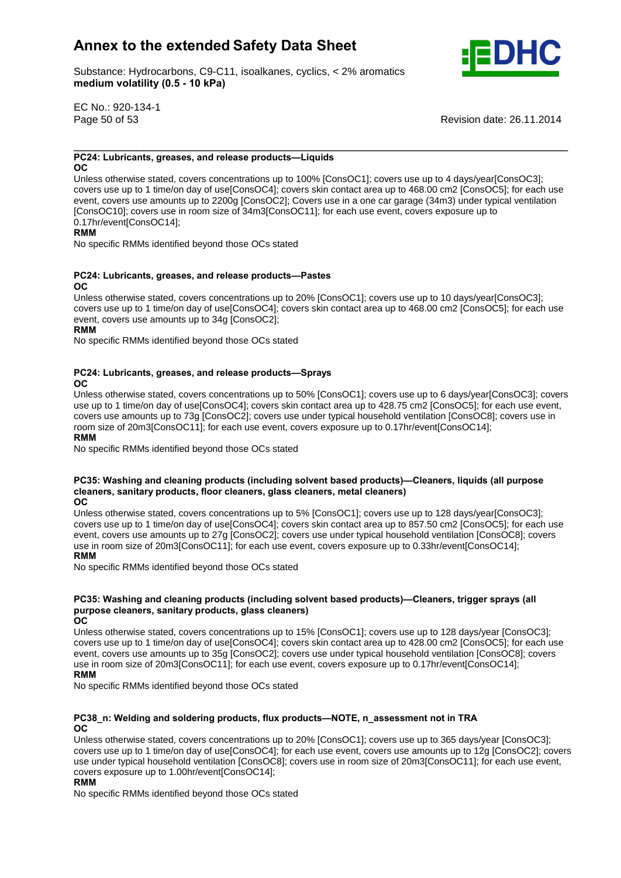#### PC24: Lubricants, greases, and release products—Liquids

**OC**

Unless otherwise stated, covers concentrations up to 100% [ConsOC1]; covers use up to 4 days/year[ConsOC3]; covers use up to 1 time/on day of use[ConsOC4]; covers skin contact area up to 468.00 cm2 [ConsOC5]; for each use event, covers use amounts up to 2200g [ConsOC2]; Covers use in a one car garage (34m3) under typical ventilation [ConsOC10]; covers use in room size of 34m3[ConsOC11]; for each use event, covers exposure up to 0.17hr/event[ConsOC14];

**RMM**

No specific RMMs identified beyond those OCs stated

#### PC24: Lubricants, greases, and release products—Pastes

**OC**

Unless otherwise stated, covers concentrations up to 20% [ConsOC1]; covers use up to 10 days/year[ConsOC3]; covers use up to 1 time/on day of use[ConsOC4]; covers skin contact area up to 468.00 cm2 [ConsOC5]; for each use event, covers use amounts up to 34g [ConsOC2];

**RMM**

No specific RMMs identified beyond those OCs stated

#### PC24: Lubricants, greases, and release products—Sprays

**OC**

Unless otherwise stated, covers concentrations up to 50% [ConsOC1]; covers use up to 6 days/year[ConsOC3]; covers use up to 1 time/on day of use[ConsOC4]; covers skin contact area up to 428.75 cm2 [ConsOC5]; for each use event, covers use amounts up to 73g [ConsOC2]; covers use under typical household ventilation [ConsOC8]; covers use in room size of 20m3[ConsOC11]; for each use event, covers exposure up to 0.17hr/event[ConsOC14];

**RMM**

No specific RMMs identified beyond those OCs stated

#### PC35: Washing and cleaning products (including solvent based products)—Cleaners, liquids (all purpose cleaners, sanitary products, floor cleaners, glass cleaners, metal cleaners)

**OC**

Unless otherwise stated, covers concentrations up to 5% [ConsOC1]; covers use up to 128 days/year[ConsOC3]; covers use up to 1 time/on day of use[ConsOC4]; covers skin contact area up to 857.50 cm2 [ConsOC5]; for each use event, covers use amounts up to 27g [ConsOC2]; covers use under typical household ventilation [ConsOC8]; covers use in room size of 20m3[ConsOC11]; for each use event, covers exposure up to 0.33hr/event[ConsOC14];

**RMM**

No specific RMMs identified beyond those OCs stated

#### PC35: Washing and cleaning products (including solvent based products)—Cleaners, trigger sprays (all purpose cleaners, sanitary products, glass cleaners)

**OC**

Unless otherwise stated, covers concentrations up to 15% [ConsOC1]; covers use up to 128 days/year [ConsOC3]; covers use up to 1 time/on day of use[ConsOC4]; covers skin contact area up to 428.00 cm2 [ConsOC5]; for each use event, covers use amounts up to 35g [ConsOC2]; covers use under typical household ventilation [ConsOC8]; covers use in room size of 20m3[ConsOC11]; for each use event, covers exposure up to 0.17hr/event[ConsOC14];

**RMM**

No specific RMMs identified beyond those OCs stated

#### PC38_n: Welding and soldering products, flux products—NOTE, n_assessment not in TRA

**OC**

Unless otherwise stated, covers concentrations up to 20% [ConsOC1]; covers use up to 365 days/year [ConsOC3]; covers use up to 1 time/on day of use[ConsOC4]; for each use event, covers use amounts up to 12g [ConsOC2]; covers use under typical household ventilation [ConsOC8]; covers use in room size of 20m3[ConsOC11]; for each use event, covers exposure up to 1.00hr/event[ConsOC14];

**RMM**

No specific RMMs identified beyond those OCs stated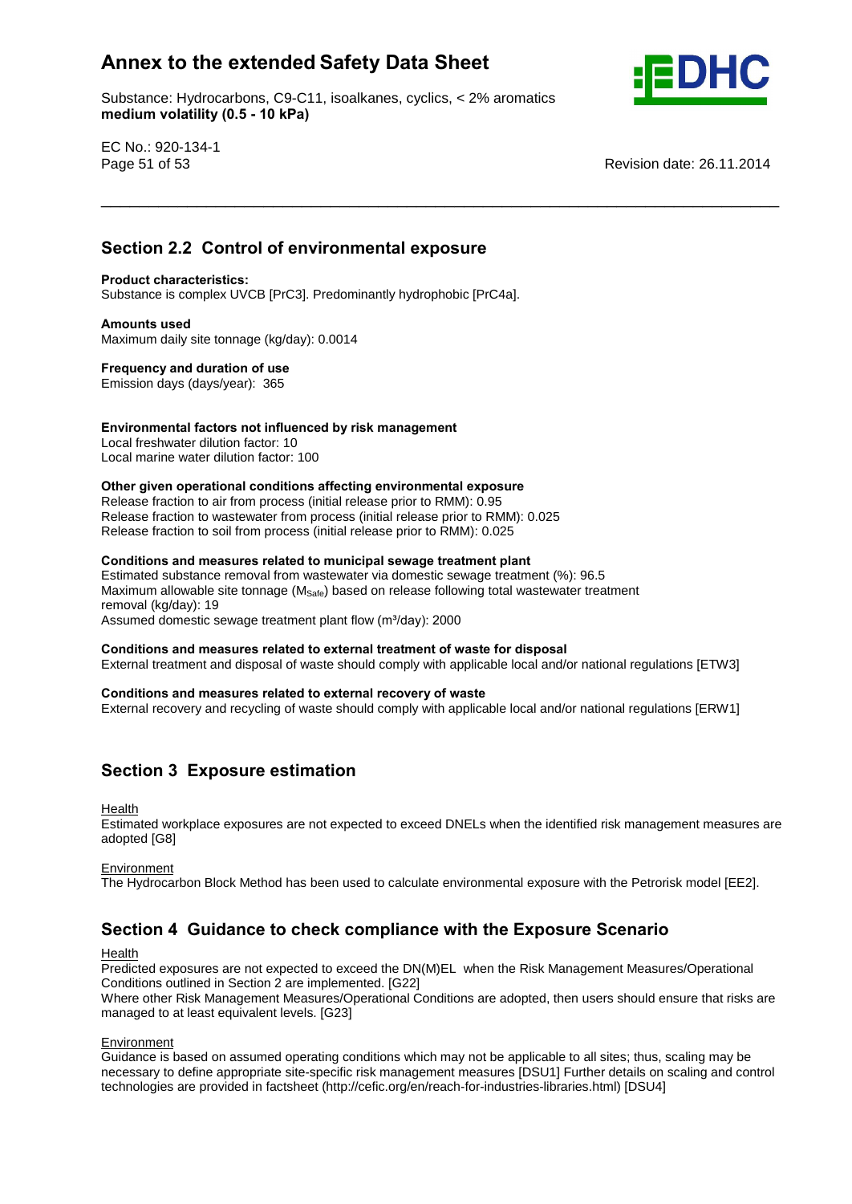## Section 2.2 Control of environmental exposure

**Product characteristics:**
Substance is complex UVCB [PrC3]. Predominantly hydrophobic [PrC4a].

**Amounts used**
Maximum daily site tonnage (kg/day): 0.0014

**Frequency and duration of use**
Emission days (days/year): 365

**Environmental factors not influenced by risk management**
Local freshwater dilution factor: 10
Local marine water dilution factor: 100

**Other given operational conditions affecting environmental exposure**
Release fraction to air from process (initial release prior to RMM): 0.95
Release fraction to wastewater from process (initial release prior to RMM): 0.025
Release fraction to soil from process (initial release prior to RMM): 0.025

**Conditions and measures related to municipal sewage treatment plant**
Estimated substance removal from wastewater via domestic sewage treatment (%): 96.5
Maximum allowable site tonnage ($M_{Safe}$) based on release following total wastewater treatment removal (kg/day): 19
Assumed domestic sewage treatment plant flow (m³/day): 2000

**Conditions and measures related to external treatment of waste for disposal**
External treatment and disposal of waste should comply with applicable local and/or national regulations [ETW3]

**Conditions and measures related to external recovery of waste**
External recovery and recycling of waste should comply with applicable local and/or national regulations [ERW1]

## Section 3 Exposure estimation

Health
Estimated workplace exposures are not expected to exceed DNELs when the identified risk management measures are adopted [G8]

Environment
The Hydrocarbon Block Method has been used to calculate environmental exposure with the Petrorisk model [EE2].

## Section 4 Guidance to check compliance with the Exposure Scenario

Health
Predicted exposures are not expected to exceed the DN(M)EL when the Risk Management Measures/Operational Conditions outlined in Section 2 are implemented. [G22]
Where other Risk Management Measures/Operational Conditions are adopted, then users should ensure that risks are managed to at least equivalent levels. [G23]

Environment
Guidance is based on assumed operating conditions which may not be applicable to all sites; thus, scaling may be necessary to define appropriate site-specific risk management measures [DSU1] Further details on scaling and control technologies are provided in factsheet (http://cefic.org/en/reach-for-industries-libraries.html) [DSU4]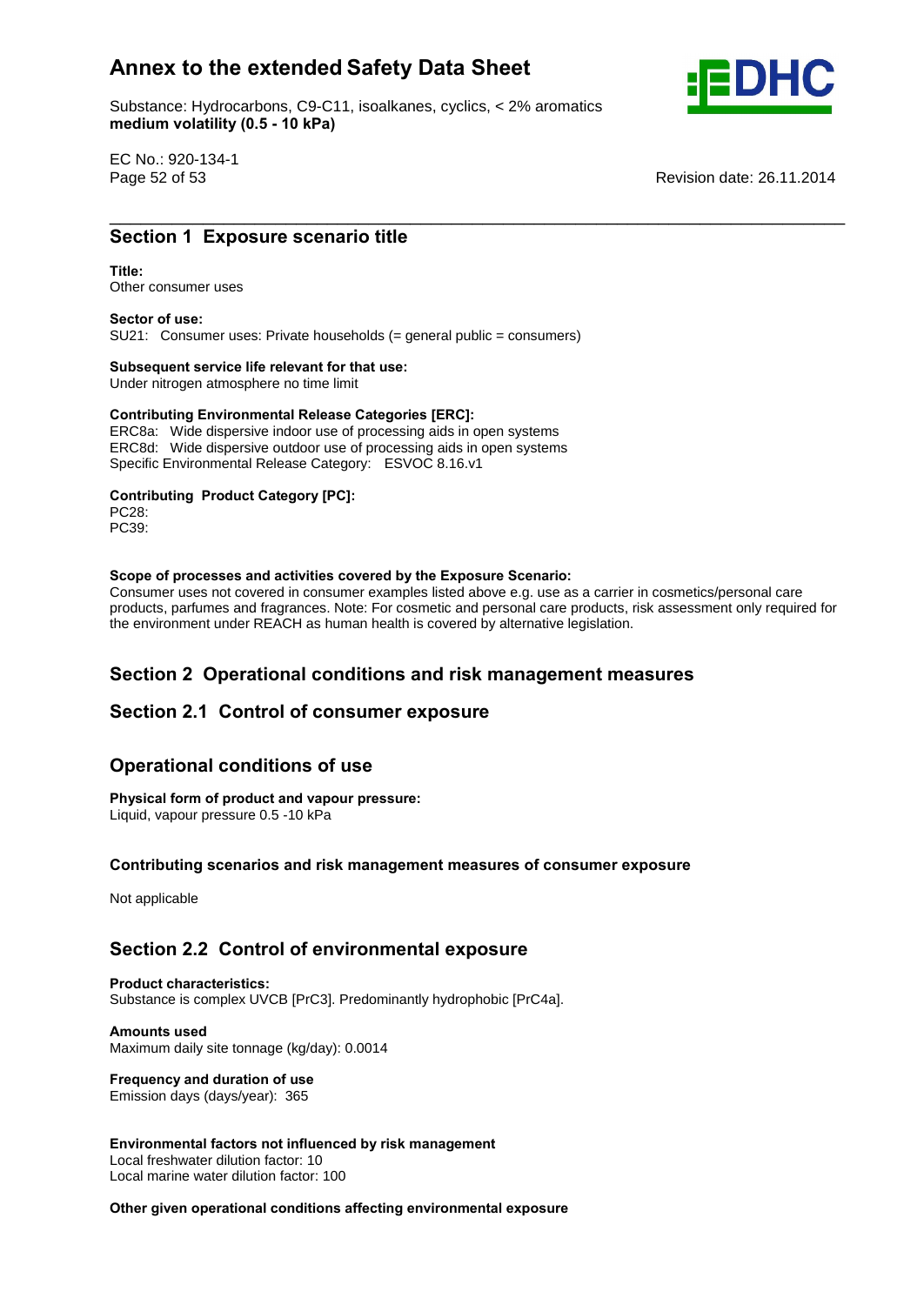## Section 1 Exposure scenario title

**Title:**
Other consumer uses

**Sector of use:**
SU21: Consumer uses: Private households (= general public = consumers)

**Subsequent service life relevant for that use:**
Under nitrogen atmosphere no time limit

**Contributing Environmental Release Categories [ERC]:**
ERC8a: Wide dispersive indoor use of processing aids in open systems
ERC8d: Wide dispersive outdoor use of processing aids in open systems
Specific Environmental Release Category: ESVOC 8.16.v1

**Contributing Product Category [PC]:**
PC28:
PC39:

**Scope of processes and activities covered by the Exposure Scenario:**
Consumer uses not covered in consumer examples listed above e.g. use as a carrier in cosmetics/personal care products, parfumes and fragrances. Note: For cosmetic and personal care products, risk assessment only required for the environment under REACH as human health is covered by alternative legislation.

## Section 2 Operational conditions and risk management measures

### Section 2.1 Control of consumer exposure

### Operational conditions of use

**Physical form of product and vapour pressure:**
Liquid, vapour pressure 0.5 -10 kPa

**Contributing scenarios and risk management measures of consumer exposure**

Not applicable

### Section 2.2 Control of environmental exposure

**Product characteristics:**
Substance is complex UVCB [PrC3]. Predominantly hydrophobic [PrC4a].

**Amounts used**
Maximum daily site tonnage (kg/day): 0.0014

**Frequency and duration of use**
Emission days (days/year): 365

**Environmental factors not influenced by risk management**
Local freshwater dilution factor: 10
Local marine water dilution factor: 100

**Other given operational conditions affecting environmental exposure**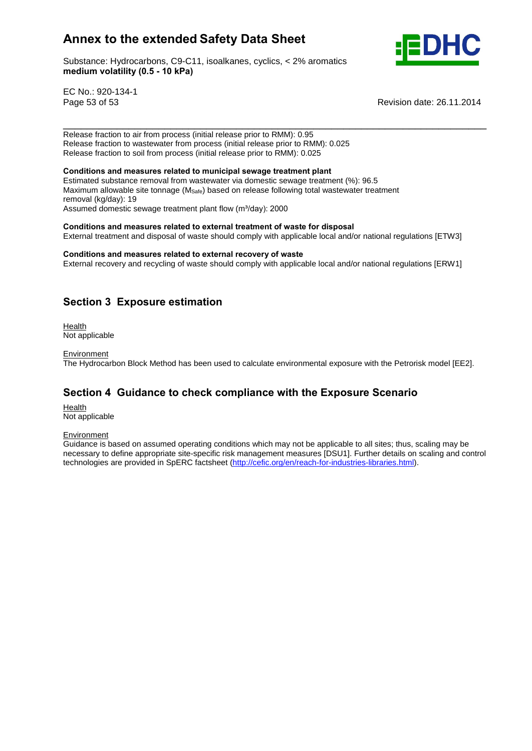Release fraction to air from process (initial release prior to RMM): 0.95
Release fraction to wastewater from process (initial release prior to RMM): 0.025
Release fraction to soil from process (initial release prior to RMM): 0.025

**Conditions and measures related to municipal sewage treatment plant**
Estimated substance removal from wastewater via domestic sewage treatment (%): 96.5
Maximum allowable site tonnage ($M_{Safe}$) based on release following total wastewater treatment removal (kg/day): 19
Assumed domestic sewage treatment plant flow (m³/day): 2000

**Conditions and measures related to external treatment of waste for disposal**
External treatment and disposal of waste should comply with applicable local and/or national regulations [ETW3]

**Conditions and measures related to external recovery of waste**
External recovery and recycling of waste should comply with applicable local and/or national regulations [ERW1]

## Section 3 Exposure estimation

Health
Not applicable

Environment
The Hydrocarbon Block Method has been used to calculate environmental exposure with the Petrorisk model [EE2].

## Section 4 Guidance to check compliance with the Exposure Scenario

Health
Not applicable

Environment
Guidance is based on assumed operating conditions which may not be applicable to all sites; thus, scaling may be necessary to define appropriate site-specific risk management measures [DSU1]. Further details on scaling and control technologies are provided in SpERC factsheet (http://cefic.org/en/reach-for-industries-libraries.html).